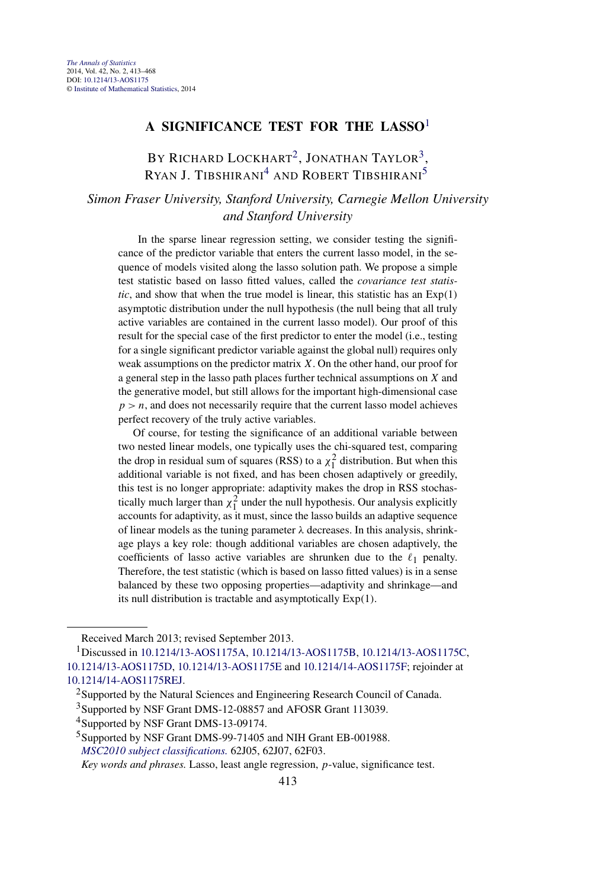# A SIGNIFICANCE TEST FOR THE LASSO[1]

BY RICHARD LOCKHART[2], JONATHAN TAYLOR[3], RYAN J. TIBSHIRANI[4] AND ROBERT TIBSHIRANI[5]

*Simon Fraser University, Stanford University, Carnegie Mellon University and Stanford University*

In the sparse linear regression setting, we consider testing the significance of the predictor variable that enters the current lasso model, in the sequence of models visited along the lasso solution path. We propose a simple test statistic based on lasso fitted values, called the *covariance test statistic*, and show that when the true model is linear, this statistic has an Exp(1) asymptotic distribution under the null hypothesis (the null being that all truly active variables are contained in the current lasso model). Our proof of this result for the special case of the first predictor to enter the model (i.e., testing for a single significant predictor variable against the global null) requires only weak assumptions on the predictor matrix $X$. On the other hand, our proof for a general step in the lasso path places further technical assumptions on $X$ and the generative model, but still allows for the important high-dimensional case $p > n$, and does not necessarily require that the current lasso model achieves perfect recovery of the truly active variables.

Of course, for testing the significance of an additional variable between two nested linear models, one typically uses the chi-squared test, comparing the drop in residual sum of squares (RSS) to a $\chi^2_1$ distribution. But when this additional variable is not fixed, and has been chosen adaptively or greedily, this test is no longer appropriate: adaptivity makes the drop in RSS stochastically much larger than $\chi^2_1$ under the null hypothesis. Our analysis explicitly accounts for adaptivity, as it must, since the lasso builds an adaptive sequence of linear models as the tuning parameter $\lambda$ decreases. In this analysis, shrinkage plays a key role: though additional variables are chosen adaptively, the coefficients of lasso active variables are shrunken due to the $\ell_1$ penalty. Therefore, the test statistic (which is based on lasso fitted values) is in a sense balanced by these two opposing properties—adaptivity and shrinkage—and its null distribution is tractable and asymptotically Exp(1).

---

Received March 2013; revised September 2013.

[1]Discussed in 10.1214/13-AOS1175A, 10.1214/13-AOS1175B, 10.1214/13-AOS1175C, 10.1214/13-AOS1175D, 10.1214/13-AOS1175E and 10.1214/14-AOS1175F; rejoinder at 10.1214/14-AOS1175REJ.

[2]Supported by the Natural Sciences and Engineering Research Council of Canada.

[3]Supported by NSF Grant DMS-12-08857 and AFOSR Grant 113039.

[4]Supported by NSF Grant DMS-13-09174.

[5]Supported by NSF Grant DMS-99-71405 and NIH Grant EB-001988.

*MSC2010 subject classifications.* 62J05, 62J07, 62F03.

*Key words and phrases.* Lasso, least angle regression, $p$-value, significance test.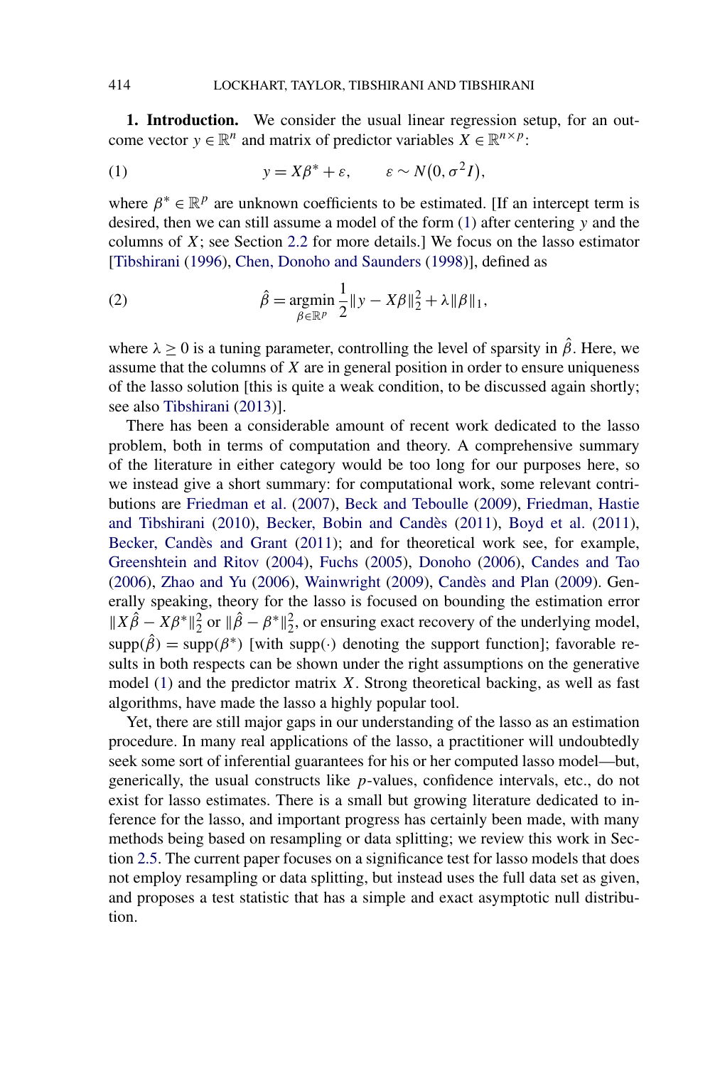**1. Introduction.** We consider the usual linear regression setup, for an outcome vector $y \in \mathbb{R}^n$ and matrix of predictor variables $X \in \mathbb{R}^{n \times p}$:

$$y = X\beta^* + \varepsilon, \qquad \varepsilon \sim N(0, \sigma^2 I), \tag{1}$$

where $\beta^* \in \mathbb{R}^p$ are unknown coefficients to be estimated. [If an intercept term is desired, then we can still assume a model of the form (1) after centering $y$ and the columns of $X$; see Section 2.2 for more details.] We focus on the lasso estimator [Tibshirani (1996), Chen, Donoho and Saunders (1998)], defined as

$$\hat{\beta} = \mathop{\mathrm{argmin}}_{\beta \in \mathbb{R}^p} \frac{1}{2}\|y - X\beta\|_2^2 + \lambda\|\beta\|_1, \tag{2}$$

where $\lambda \geq 0$ is a tuning parameter, controlling the level of sparsity in $\hat{\beta}$. Here, we assume that the columns of $X$ are in general position in order to ensure uniqueness of the lasso solution [this is quite a weak condition, to be discussed again shortly; see also Tibshirani (2013)].

There has been a considerable amount of recent work dedicated to the lasso problem, both in terms of computation and theory. A comprehensive summary of the literature in either category would be too long for our purposes here, so we instead give a short summary: for computational work, some relevant contributions are Friedman et al. (2007), Beck and Teboulle (2009), Friedman, Hastie and Tibshirani (2010), Becker, Bobin and Candès (2011), Boyd et al. (2011), Becker, Candès and Grant (2011); and for theoretical work see, for example, Greenshtein and Ritov (2004), Fuchs (2005), Donoho (2006), Candes and Tao (2006), Zhao and Yu (2006), Wainwright (2009), Candès and Plan (2009). Generally speaking, theory for the lasso is focused on bounding the estimation error $\|X\hat{\beta} - X\beta^*\|_2^2$ or $\|\hat{\beta} - \beta^*\|_2^2$, or ensuring exact recovery of the underlying model, $\mathrm{supp}(\hat{\beta}) = \mathrm{supp}(\beta^*)$ [with $\mathrm{supp}(\cdot)$ denoting the support function]; favorable results in both respects can be shown under the right assumptions on the generative model (1) and the predictor matrix $X$. Strong theoretical backing, as well as fast algorithms, have made the lasso a highly popular tool.

Yet, there are still major gaps in our understanding of the lasso as an estimation procedure. In many real applications of the lasso, a practitioner will undoubtedly seek some sort of inferential guarantees for his or her computed lasso model—but, generically, the usual constructs like $p$-values, confidence intervals, etc., do not exist for lasso estimates. There is a small but growing literature dedicated to inference for the lasso, and important progress has certainly been made, with many methods being based on resampling or data splitting; we review this work in Section 2.5. The current paper focuses on a significance test for lasso models that does not employ resampling or data splitting, but instead uses the full data set as given, and proposes a test statistic that has a simple and exact asymptotic null distribution.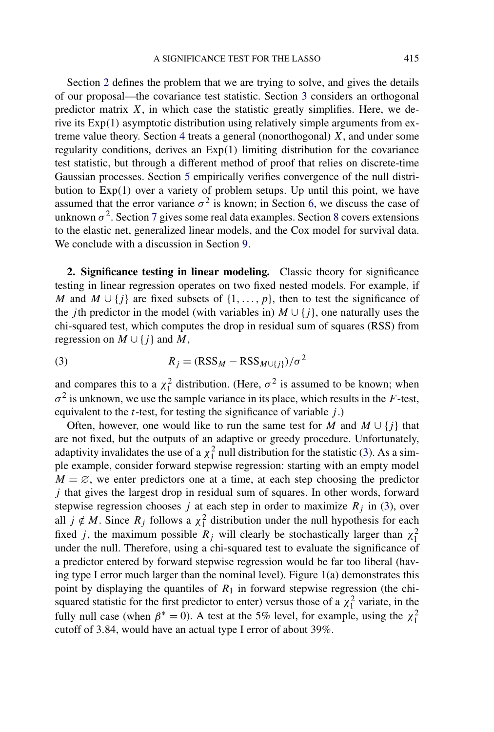Section 2 defines the problem that we are trying to solve, and gives the details of our proposal—the covariance test statistic. Section 3 considers an orthogonal predictor matrix $X$, in which case the statistic greatly simplifies. Here, we derive its Exp(1) asymptotic distribution using relatively simple arguments from extreme value theory. Section 4 treats a general (nonorthogonal) $X$, and under some regularity conditions, derives an Exp(1) limiting distribution for the covariance test statistic, but through a different method of proof that relies on discrete-time Gaussian processes. Section 5 empirically verifies convergence of the null distribution to Exp(1) over a variety of problem setups. Up until this point, we have assumed that the error variance $\sigma^2$ is known; in Section 6, we discuss the case of unknown $\sigma^2$. Section 7 gives some real data examples. Section 8 covers extensions to the elastic net, generalized linear models, and the Cox model for survival data. We conclude with a discussion in Section 9.

## 2. Significance testing in linear modeling.

Classic theory for significance testing in linear regression operates on two fixed nested models. For example, if $M$ and $M \cup \{j\}$ are fixed subsets of $\{1, \dots, p\}$, then to test the significance of the $j$th predictor in the model (with variables in) $M \cup \{j\}$, one naturally uses the chi-squared test, which computes the drop in residual sum of squares (RSS) from regression on $M \cup \{j\}$ and $M$,

$$R_j = (\mathrm{RSS}_M - \mathrm{RSS}_{M \cup \{j\}})/\sigma^2 \tag{3}$$

and compares this to a $\chi_1^2$ distribution. (Here, $\sigma^2$ is assumed to be known; when $\sigma^2$ is unknown, we use the sample variance in its place, which results in the $F$-test, equivalent to the $t$-test, for testing the significance of variable $j$.)

Often, however, one would like to run the same test for $M$ and $M \cup \{j\}$ that are not fixed, but the outputs of an adaptive or greedy procedure. Unfortunately, adaptivity invalidates the use of a $\chi_1^2$ null distribution for the statistic (3). As a simple example, consider forward stepwise regression: starting with an empty model $M = \varnothing$, we enter predictors one at a time, at each step choosing the predictor $j$ that gives the largest drop in residual sum of squares. In other words, forward stepwise regression chooses $j$ at each step in order to maximize $R_j$ in (3), over all $j \notin M$. Since $R_j$ follows a $\chi_1^2$ distribution under the null hypothesis for each fixed $j$, the maximum possible $R_j$ will clearly be stochastically larger than $\chi_1^2$ under the null. Therefore, using a chi-squared test to evaluate the significance of a predictor entered by forward stepwise regression would be far too liberal (having type I error much larger than the nominal level). Figure 1(a) demonstrates this point by displaying the quantiles of $R_1$ in forward stepwise regression (the chi-squared statistic for the first predictor to enter) versus those of a $\chi_1^2$ variate, in the fully null case (when $\beta^* = 0$). A test at the 5% level, for example, using the $\chi_1^2$ cutoff of 3.84, would have an actual type I error of about 39%.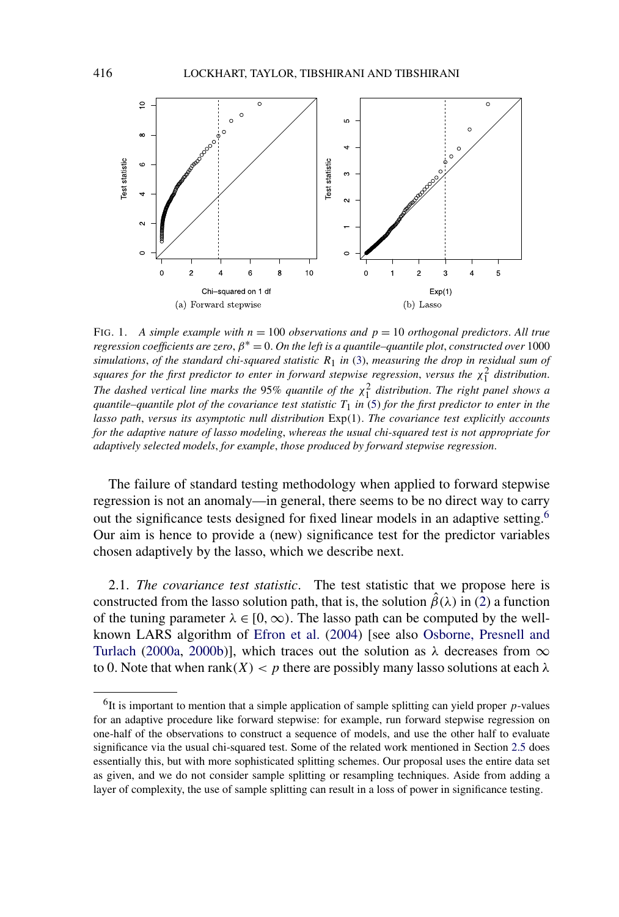FIG. 1. *A simple example with $n = 100$ observations and $p = 10$ orthogonal predictors. All true regression coefficients are zero, $\beta^* = 0$. On the left is a quantile–quantile plot, constructed over 1000 simulations, of the standard chi-squared statistic $R_1$ in (3), measuring the drop in residual sum of squares for the first predictor to enter in forward stepwise regression, versus the $\chi^2_1$ distribution. The dashed vertical line marks the 95% quantile of the $\chi^2_1$ distribution. The right panel shows a quantile–quantile plot of the covariance test statistic $T_1$ in (5) for the first predictor to enter in the lasso path, versus its asymptotic null distribution* Exp(1). *The covariance test explicitly accounts for the adaptive nature of lasso modeling, whereas the usual chi-squared test is not appropriate for adaptively selected models, for example, those produced by forward stepwise regression.*

The failure of standard testing methodology when applied to forward stepwise regression is not an anomaly—in general, there seems to be no direct way to carry out the significance tests designed for fixed linear models in an adaptive setting.[6] Our aim is hence to provide a (new) significance test for the predictor variables chosen adaptively by the lasso, which we describe next.

### 2.1. *The covariance test statistic*.

The test statistic that we propose here is constructed from the lasso solution path, that is, the solution $\hat{\beta}(\lambda)$ in (2) a function of the tuning parameter $\lambda \in [0, \infty)$. The lasso path can be computed by the well-known LARS algorithm of Efron et al. (2004) [see also Osborne, Presnell and Turlach (2000a, 2000b)], which traces out the solution as $\lambda$ decreases from $\infty$ to 0. Note that when $\text{rank}(X) < p$ there are possibly many lasso solutions at each $\lambda$

[6]It is important to mention that a simple application of sample splitting can yield proper $p$-values for an adaptive procedure like forward stepwise: for example, run forward stepwise regression on one-half of the observations to construct a sequence of models, and use the other half to evaluate significance via the usual chi-squared test. Some of the related work mentioned in Section 2.5 does essentially this, but with more sophisticated splitting schemes. Our proposal uses the entire data set as given, and we do not consider sample splitting or resampling techniques. Aside from adding a layer of complexity, the use of sample splitting can result in a loss of power in significance testing.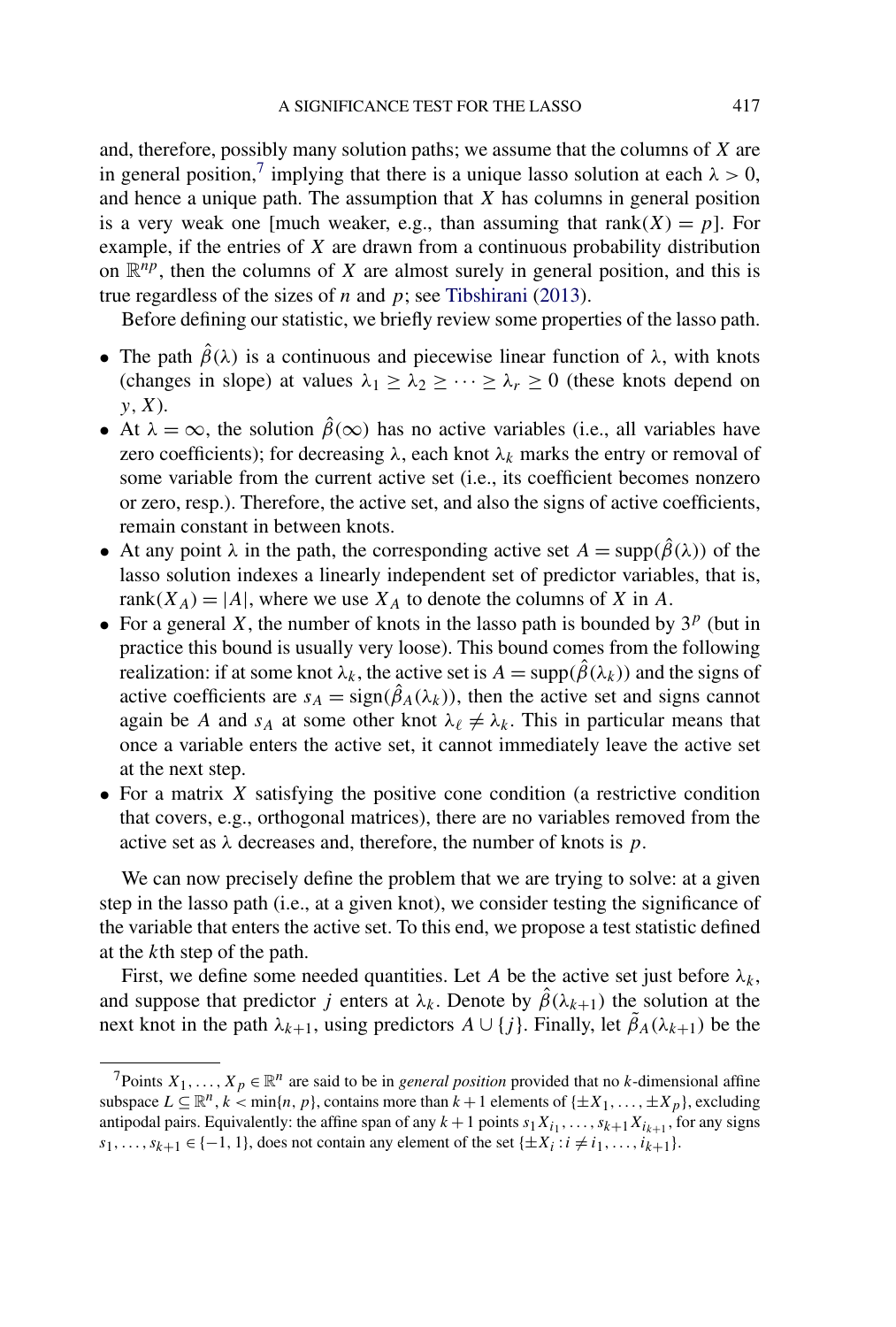and, therefore, possibly many solution paths; we assume that the columns of $X$ are in general position,[7] implying that there is a unique lasso solution at each $\lambda > 0$, and hence a unique path. The assumption that $X$ has columns in general position is a very weak one [much weaker, e.g., than assuming that $\text{rank}(X) = p$]. For example, if the entries of $X$ are drawn from a continuous probability distribution on $\mathbb{R}^{np}$, then the columns of $X$ are almost surely in general position, and this is true regardless of the sizes of $n$ and $p$; see Tibshirani (2013).

Before defining our statistic, we briefly review some properties of the lasso path.

- The path $\hat{\beta}(\lambda)$ is a continuous and piecewise linear function of $\lambda$, with knots (changes in slope) at values $\lambda_1 \geq \lambda_2 \geq \cdots \geq \lambda_r \geq 0$ (these knots depend on $y, X$).
- At $\lambda = \infty$, the solution $\hat{\beta}(\infty)$ has no active variables (i.e., all variables have zero coefficients); for decreasing $\lambda$, each knot $\lambda_k$ marks the entry or removal of some variable from the current active set (i.e., its coefficient becomes nonzero or zero, resp.). Therefore, the active set, and also the signs of active coefficients, remain constant in between knots.
- At any point $\lambda$ in the path, the corresponding active set $A = \text{supp}(\hat{\beta}(\lambda))$ of the lasso solution indexes a linearly independent set of predictor variables, that is, $\text{rank}(X_A) = |A|$, where we use $X_A$ to denote the columns of $X$ in $A$.
- For a general $X$, the number of knots in the lasso path is bounded by $3^p$ (but in practice this bound is usually very loose). This bound comes from the following realization: if at some knot $\lambda_k$, the active set is $A = \text{supp}(\hat{\beta}(\lambda_k))$ and the signs of active coefficients are $s_A = \text{sign}(\hat{\beta}_A(\lambda_k))$, then the active set and signs cannot again be $A$ and $s_A$ at some other knot $\lambda_\ell \neq \lambda_k$. This in particular means that once a variable enters the active set, it cannot immediately leave the active set at the next step.
- For a matrix $X$ satisfying the positive cone condition (a restrictive condition that covers, e.g., orthogonal matrices), there are no variables removed from the active set as $\lambda$ decreases and, therefore, the number of knots is $p$.

We can now precisely define the problem that we are trying to solve: at a given step in the lasso path (i.e., at a given knot), we consider testing the significance of the variable that enters the active set. To this end, we propose a test statistic defined at the $k$th step of the path.

First, we define some needed quantities. Let $A$ be the active set just before $\lambda_k$, and suppose that predictor $j$ enters at $\lambda_k$. Denote by $\hat{\beta}(\lambda_{k+1})$ the solution at the next knot in the path $\lambda_{k+1}$, using predictors $A \cup \{j\}$. Finally, let $\tilde{\beta}_A(\lambda_{k+1})$ be the

[7] Points $X_1, \ldots, X_p \in \mathbb{R}^n$ are said to be in *general position* provided that no $k$-dimensional affine subspace $L \subseteq \mathbb{R}^n$, $k < \min\{n, p\}$, contains more than $k+1$ elements of $\{\pm X_1, \ldots, \pm X_p\}$, excluding antipodal pairs. Equivalently: the affine span of any $k+1$ points $s_1 X_{i_1}, \ldots, s_{k+1} X_{i_{k+1}}$, for any signs $s_1, \ldots, s_{k+1} \in \{-1, 1\}$, does not contain any element of the set $\{\pm X_i : i \neq i_1, \ldots, i_{k+1}\}$.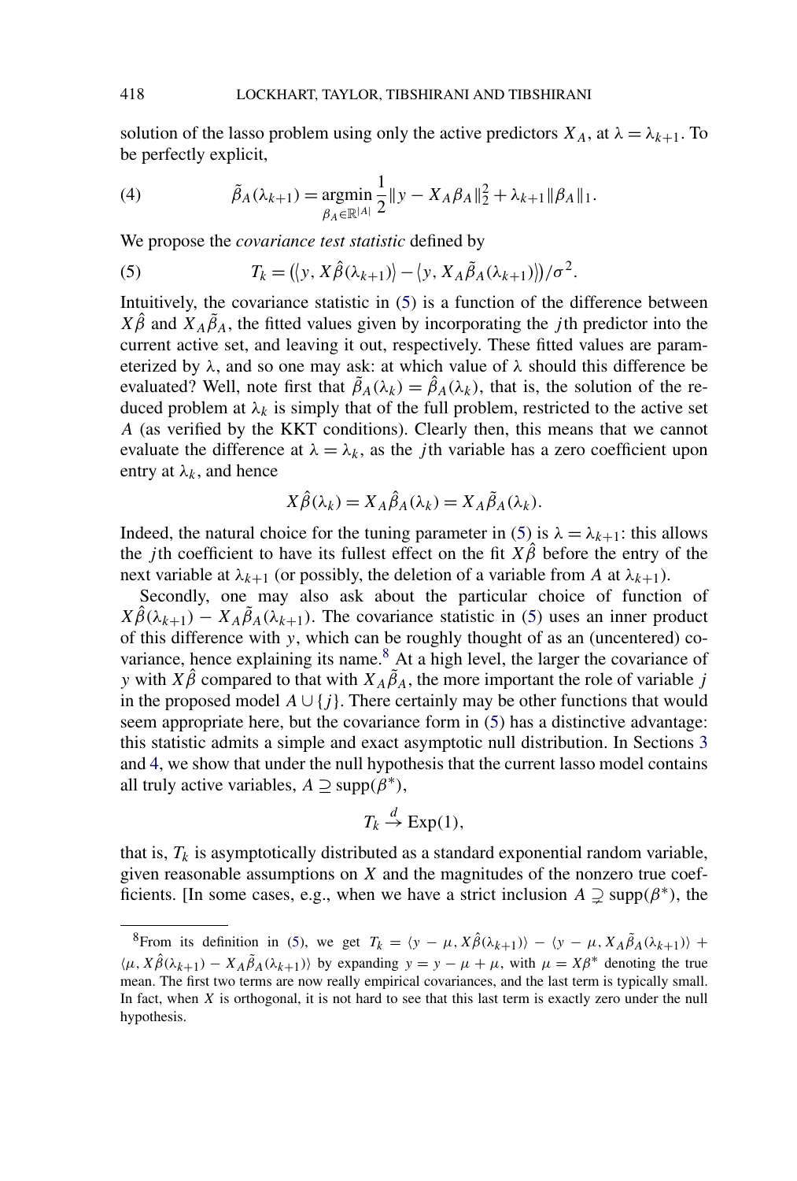solution of the lasso problem using only the active predictors $X_A$, at $\lambda = \lambda_{k+1}$. To be perfectly explicit,

$$\tilde{\beta}_A(\lambda_{k+1}) = \underset{\beta_A \in \mathbb{R}^{|A|}}{\operatorname{argmin}} \frac{1}{2}\|y - X_A\beta_A\|_2^2 + \lambda_{k+1}\|\beta_A\|_1. \tag{4}$$

We propose the *covariance test statistic* defined by

$$T_k = \big(\langle y, X\hat{\beta}(\lambda_{k+1})\rangle - \langle y, X_A\tilde{\beta}_A(\lambda_{k+1})\rangle\big)/\sigma^2. \tag{5}$$

Intuitively, the covariance statistic in (5) is a function of the difference between $X\hat{\beta}$ and $X_A\tilde{\beta}_A$, the fitted values given by incorporating the $j$th predictor into the current active set, and leaving it out, respectively. These fitted values are parameterized by $\lambda$, and so one may ask: at which value of $\lambda$ should this difference be evaluated? Well, note first that $\tilde{\beta}_A(\lambda_k) = \hat{\beta}_A(\lambda_k)$, that is, the solution of the reduced problem at $\lambda_k$ is simply that of the full problem, restricted to the active set $A$ (as verified by the KKT conditions). Clearly then, this means that we cannot evaluate the difference at $\lambda = \lambda_k$, as the $j$th variable has a zero coefficient upon entry at $\lambda_k$, and hence

$$X\hat{\beta}(\lambda_k) = X_A\hat{\beta}_A(\lambda_k) = X_A\tilde{\beta}_A(\lambda_k).$$

Indeed, the natural choice for the tuning parameter in (5) is $\lambda = \lambda_{k+1}$: this allows the $j$th coefficient to have its fullest effect on the fit $X\hat{\beta}$ before the entry of the next variable at $\lambda_{k+1}$ (or possibly, the deletion of a variable from $A$ at $\lambda_{k+1}$).

Secondly, one may also ask about the particular choice of function of $X\hat{\beta}(\lambda_{k+1}) - X_A\tilde{\beta}_A(\lambda_{k+1})$. The covariance statistic in (5) uses an inner product of this difference with $y$, which can be roughly thought of as an (uncentered) covariance, hence explaining its name.[8] At a high level, the larger the covariance of $y$ with $X\hat{\beta}$ compared to that with $X_A\tilde{\beta}_A$, the more important the role of variable $j$ in the proposed model $A \cup \{j\}$. There certainly may be other functions that would seem appropriate here, but the covariance form in (5) has a distinctive advantage: this statistic admits a simple and exact asymptotic null distribution. In Sections 3 and 4, we show that under the null hypothesis that the current lasso model contains all truly active variables, $A \supseteq \operatorname{supp}(\beta^*)$,

$$T_k \xrightarrow{d} \operatorname{Exp}(1),$$

that is, $T_k$ is asymptotically distributed as a standard exponential random variable, given reasonable assumptions on $X$ and the magnitudes of the nonzero true coefficients. [In some cases, e.g., when we have a strict inclusion $A \supsetneq \operatorname{supp}(\beta^*)$, the

---

[8] From its definition in (5), we get $T_k = \langle y - \mu, X\hat{\beta}(\lambda_{k+1})\rangle - \langle y - \mu, X_A\tilde{\beta}_A(\lambda_{k+1})\rangle + \langle \mu, X\hat{\beta}(\lambda_{k+1}) - X_A\tilde{\beta}_A(\lambda_{k+1})\rangle$ by expanding $y = y - \mu + \mu$, with $\mu = X\beta^*$ denoting the true mean. The first two terms are now really empirical covariances, and the last term is typically small. In fact, when $X$ is orthogonal, it is not hard to see that this last term is exactly zero under the null hypothesis.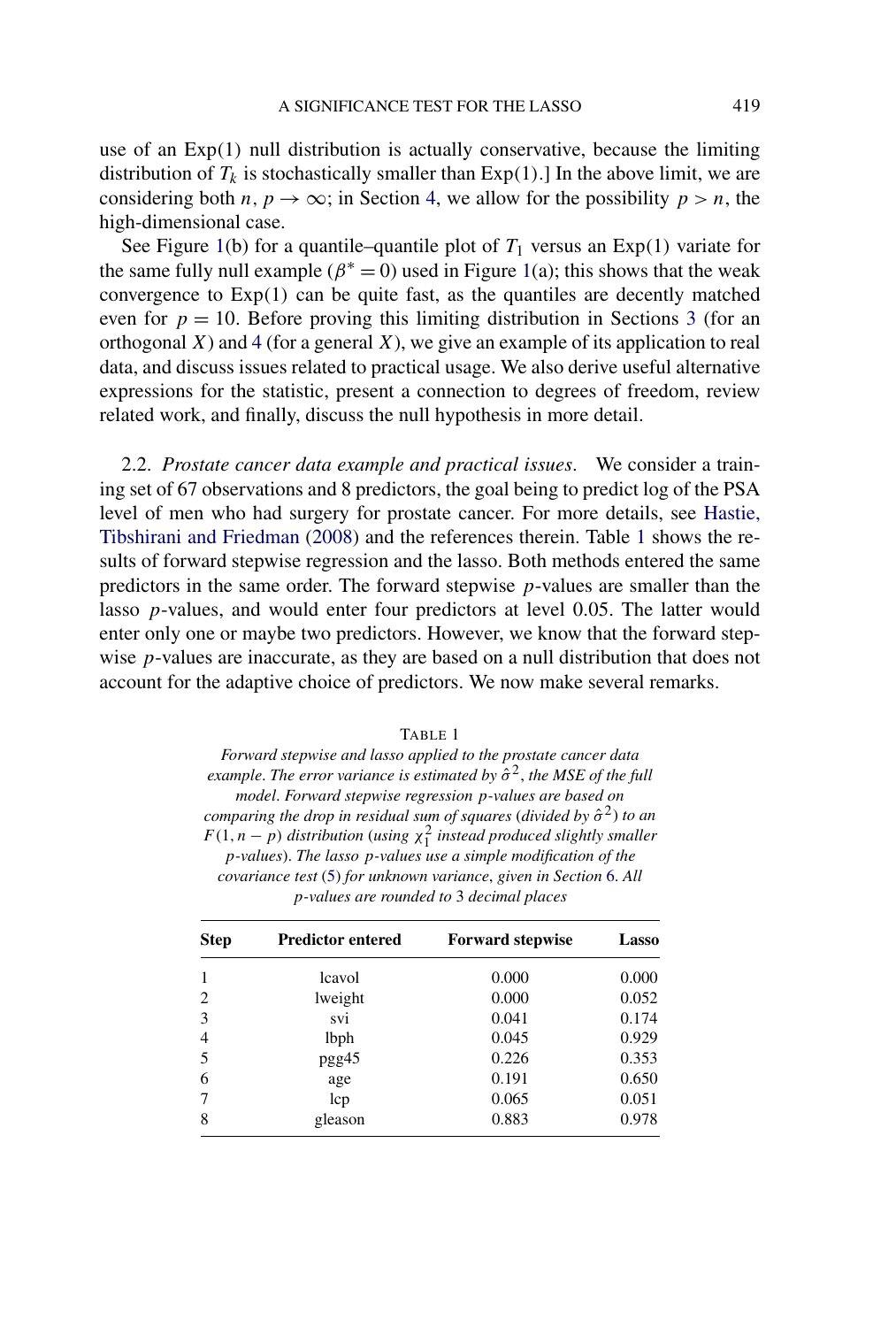use of an Exp(1) null distribution is actually conservative, because the limiting distribution of $T_k$ is stochastically smaller than Exp(1).] In the above limit, we are considering both $n, p \to \infty$; in Section 4, we allow for the possibility $p > n$, the high-dimensional case.

See Figure 1(b) for a quantile–quantile plot of $T_1$ versus an Exp(1) variate for the same fully null example ($\beta^* = 0$) used in Figure 1(a); this shows that the weak convergence to Exp(1) can be quite fast, as the quantiles are decently matched even for $p = 10$. Before proving this limiting distribution in Sections 3 (for an orthogonal $X$) and 4 (for a general $X$), we give an example of its application to real data, and discuss issues related to practical usage. We also derive useful alternative expressions for the statistic, present a connection to degrees of freedom, review related work, and finally, discuss the null hypothesis in more detail.

2.2. *Prostate cancer data example and practical issues.* We consider a training set of 67 observations and 8 predictors, the goal being to predict log of the PSA level of men who had surgery for prostate cancer. For more details, see Hastie, Tibshirani and Friedman (2008) and the references therein. Table 1 shows the results of forward stepwise regression and the lasso. Both methods entered the same predictors in the same order. The forward stepwise $p$-values are smaller than the lasso $p$-values, and would enter four predictors at level 0.05. The latter would enter only one or maybe two predictors. However, we know that the forward stepwise $p$-values are inaccurate, as they are based on a null distribution that does not account for the adaptive choice of predictors. We now make several remarks.

TABLE 1

*Forward stepwise and lasso applied to the prostate cancer data example. The error variance is estimated by $\hat{\sigma}^2$, the MSE of the full model. Forward stepwise regression $p$-values are based on comparing the drop in residual sum of squares (divided by $\hat{\sigma}^2$) to an $F(1, n - p)$ distribution (using $\chi^2_1$ instead produced slightly smaller $p$-values). The lasso $p$-values use a simple modification of the covariance test (5) for unknown variance, given in Section 6. All $p$-values are rounded to 3 decimal places*

| Step | Predictor entered | Forward stepwise | Lasso |
|---|---|---|---|
| 1 | lcavol | 0.000 | 0.000 |
| 2 | lweight | 0.000 | 0.052 |
| 3 | svi | 0.041 | 0.174 |
| 4 | lbph | 0.045 | 0.929 |
| 5 | pgg45 | 0.226 | 0.353 |
| 6 | age | 0.191 | 0.650 |
| 7 | lcp | 0.065 | 0.051 |
| 8 | gleason | 0.883 | 0.978 |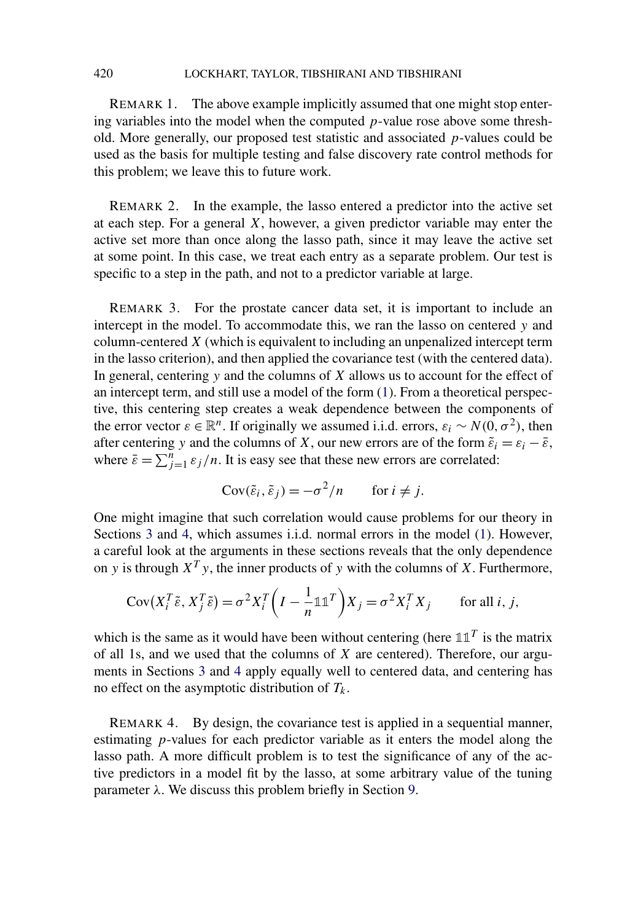REMARK 1. The above example implicitly assumed that one might stop entering variables into the model when the computed $p$-value rose above some threshold. More generally, our proposed test statistic and associated $p$-values could be used as the basis for multiple testing and false discovery rate control methods for this problem; we leave this to future work.

REMARK 2. In the example, the lasso entered a predictor into the active set at each step. For a general $X$, however, a given predictor variable may enter the active set more than once along the lasso path, since it may leave the active set at some point. In this case, we treat each entry as a separate problem. Our test is specific to a step in the path, and not to a predictor variable at large.

REMARK 3. For the prostate cancer data set, it is important to include an intercept in the model. To accommodate this, we ran the lasso on centered $y$ and column-centered $X$ (which is equivalent to including an unpenalized intercept term in the lasso criterion), and then applied the covariance test (with the centered data). In general, centering $y$ and the columns of $X$ allows us to account for the effect of an intercept term, and still use a model of the form (1). From a theoretical perspective, this centering step creates a weak dependence between the components of the error vector $\varepsilon \in \mathbb{R}^n$. If originally we assumed i.i.d. errors, $\varepsilon_i \sim N(0, \sigma^2)$, then after centering $y$ and the columns of $X$, our new errors are of the form $\tilde{\varepsilon}_i = \varepsilon_i - \bar{\varepsilon}$, where $\bar{\varepsilon} = \sum_{j=1}^n \varepsilon_j / n$. It is easy see that these new errors are correlated:

$$\mathrm{Cov}(\tilde{\varepsilon}_i, \tilde{\varepsilon}_j) = -\sigma^2/n \qquad \text{for } i \neq j.$$

One might imagine that such correlation would cause problems for our theory in Sections 3 and 4, which assumes i.i.d. normal errors in the model (1). However, a careful look at the arguments in these sections reveals that the only dependence on $y$ is through $X^T y$, the inner products of $y$ with the columns of $X$. Furthermore,

$$\mathrm{Cov}\big(X_i^T \tilde{\varepsilon}, X_j^T \tilde{\varepsilon}\big) = \sigma^2 X_i^T \left(I - \frac{1}{n} \mathbb{1}\mathbb{1}^T\right) X_j = \sigma^2 X_i^T X_j \qquad \text{for all } i, j,$$

which is the same as it would have been without centering (here $\mathbb{1}\mathbb{1}^T$ is the matrix of all 1s, and we used that the columns of $X$ are centered). Therefore, our arguments in Sections 3 and 4 apply equally well to centered data, and centering has no effect on the asymptotic distribution of $T_k$.

REMARK 4. By design, the covariance test is applied in a sequential manner, estimating $p$-values for each predictor variable as it enters the model along the lasso path. A more difficult problem is to test the significance of any of the active predictors in a model fit by the lasso, at some arbitrary value of the tuning parameter $\lambda$. We discuss this problem briefly in Section 9.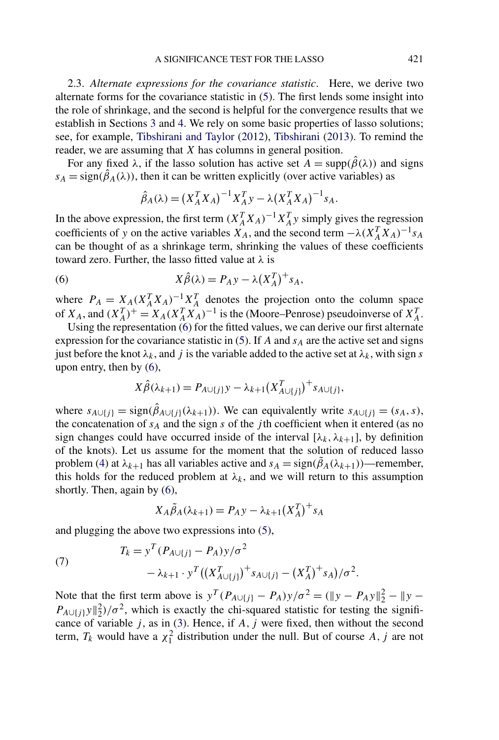2.3. *Alternate expressions for the covariance statistic*. Here, we derive two alternate forms for the covariance statistic in (5). The first lends some insight into the role of shrinkage, and the second is helpful for the convergence results that we establish in Sections 3 and 4. We rely on some basic properties of lasso solutions; see, for example, Tibshirani and Taylor (2012), Tibshirani (2013). To remind the reader, we are assuming that $X$ has columns in general position.

For any fixed $\lambda$, if the lasso solution has active set $A = \mathrm{supp}(\hat{\beta}(\lambda))$ and signs $s_A = \mathrm{sign}(\hat{\beta}_A(\lambda))$, then it can be written explicitly (over active variables) as

$$\hat{\beta}_A(\lambda) = (X_A^T X_A)^{-1} X_A^T y - \lambda (X_A^T X_A)^{-1} s_A.$$

In the above expression, the first term $(X_A^T X_A)^{-1} X_A^T y$ simply gives the regression coefficients of $y$ on the active variables $X_A$, and the second term $-\lambda (X_A^T X_A)^{-1} s_A$ can be thought of as a shrinkage term, shrinking the values of these coefficients toward zero. Further, the lasso fitted value at $\lambda$ is

$$X\hat{\beta}(\lambda) = P_A y - \lambda (X_A^T)^+ s_A, \tag{6}$$

where $P_A = X_A (X_A^T X_A)^{-1} X_A^T$ denotes the projection onto the column space of $X_A$, and $(X_A^T)^+ = X_A (X_A^T X_A)^{-1}$ is the (Moore–Penrose) pseudoinverse of $X_A^T$.

Using the representation (6) for the fitted values, we can derive our first alternate expression for the covariance statistic in (5). If $A$ and $s_A$ are the active set and signs just before the knot $\lambda_k$, and $j$ is the variable added to the active set at $\lambda_k$, with sign $s$ upon entry, then by (6),

$$X\hat{\beta}(\lambda_{k+1}) = P_{A\cup\{j\}} y - \lambda_{k+1} (X_{A\cup\{j\}}^T)^+ s_{A\cup\{j\}},$$

where $s_{A\cup\{j\}} = \mathrm{sign}(\hat{\beta}_{A\cup\{j\}}(\lambda_{k+1}))$. We can equivalently write $s_{A\cup\{j\}} = (s_A, s)$, the concatenation of $s_A$ and the sign $s$ of the $j$th coefficient when it entered (as no sign changes could have occurred inside of the interval $[\lambda_k, \lambda_{k+1}]$, by definition of the knots). Let us assume for the moment that the solution of reduced lasso problem (4) at $\lambda_{k+1}$ has all variables active and $s_A = \mathrm{sign}(\tilde{\beta}_A(\lambda_{k+1}))$—remember, this holds for the reduced problem at $\lambda_k$, and we will return to this assumption shortly. Then, again by (6),

$$X_A \tilde{\beta}_A(\lambda_{k+1}) = P_A y - \lambda_{k+1} (X_A^T)^+ s_A$$

and plugging the above two expressions into (5),

$$\begin{aligned} T_k &= y^T (P_{A\cup\{j\}} - P_A) y / \sigma^2 \\ &\quad - \lambda_{k+1} \cdot y^T \big( (X_{A\cup\{j\}}^T)^+ s_{A\cup\{j\}} - (X_A^T)^+ s_A \big) / \sigma^2. \end{aligned} \tag{7}$$

Note that the first term above is $y^T (P_{A\cup\{j\}} - P_A) y / \sigma^2 = (\|y - P_A y\|_2^2 - \|y - P_{A\cup\{j\}} y\|_2^2) / \sigma^2$, which is exactly the chi-squared statistic for testing the significance of variable $j$, as in (3). Hence, if $A$, $j$ were fixed, then without the second term, $T_k$ would have a $\chi_1^2$ distribution under the null. But of course $A$, $j$ are not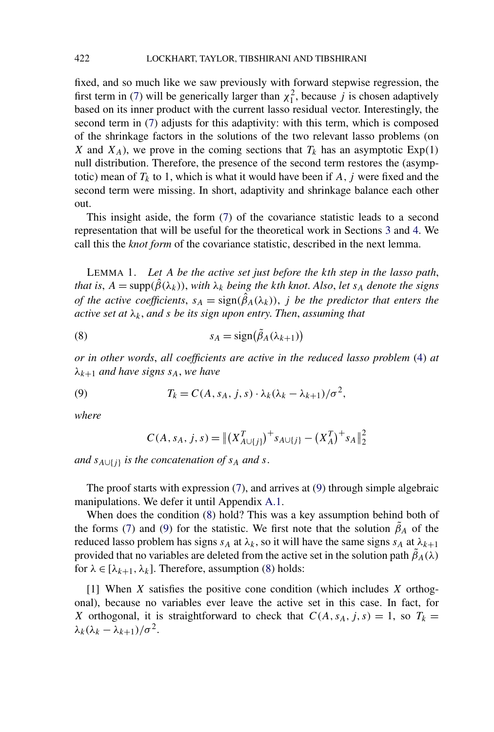fixed, and so much like we saw previously with forward stepwise regression, the first term in (7) will be generically larger than $\chi_1^2$, because $j$ is chosen adaptively based on its inner product with the current lasso residual vector. Interestingly, the second term in (7) adjusts for this adaptivity: with this term, which is composed of the shrinkage factors in the solutions of the two relevant lasso problems (on $X$ and $X_A$), we prove in the coming sections that $T_k$ has an asymptotic Exp(1) null distribution. Therefore, the presence of the second term restores the (asymptotic) mean of $T_k$ to 1, which is what it would have been if $A$, $j$ were fixed and the second term were missing. In short, adaptivity and shrinkage balance each other out.

This insight aside, the form (7) of the covariance statistic leads to a second representation that will be useful for the theoretical work in Sections 3 and 4. We call this the *knot form* of the covariance statistic, described in the next lemma.

LEMMA 1. *Let $A$ be the active set just before the $k$th step in the lasso path, that is, $A = \mathrm{supp}(\hat{\beta}(\lambda_k))$, with $\lambda_k$ being the $k$th knot. Also, let $s_A$ denote the signs of the active coefficients, $s_A = \mathrm{sign}(\hat{\beta}_A(\lambda_k))$, $j$ be the predictor that enters the active set at $\lambda_k$, and $s$ be its sign upon entry. Then, assuming that*

$$s_A = \mathrm{sign}(\tilde{\beta}_A(\lambda_{k+1})) \tag{8}$$

*or in other words, all coefficients are active in the reduced lasso problem (4) at $\lambda_{k+1}$ and have signs $s_A$, we have*

$$T_k = C(A, s_A, j, s) \cdot \lambda_k(\lambda_k - \lambda_{k+1})/\sigma^2, \tag{9}$$

*where*

$$C(A, s_A, j, s) = \left\| (X_{A \cup \{j\}}^T)^+ s_{A \cup \{j\}} - (X_A^T)^+ s_A \right\|_2^2$$

*and $s_{A \cup \{j\}}$ is the concatenation of $s_A$ and $s$.*

The proof starts with expression (7), and arrives at (9) through simple algebraic manipulations. We defer it until Appendix A.1.

When does the condition (8) hold? This was a key assumption behind both of the forms (7) and (9) for the statistic. We first note that the solution $\tilde{\beta}_A$ of the reduced lasso problem has signs $s_A$ at $\lambda_k$, so it will have the same signs $s_A$ at $\lambda_{k+1}$ provided that no variables are deleted from the active set in the solution path $\tilde{\beta}_A(\lambda)$ for $\lambda \in [\lambda_{k+1}, \lambda_k]$. Therefore, assumption (8) holds:

[1] When $X$ satisfies the positive cone condition (which includes $X$ orthogonal), because no variables ever leave the active set in this case. In fact, for $X$ orthogonal, it is straightforward to check that $C(A, s_A, j, s) = 1$, so $T_k = \lambda_k(\lambda_k - \lambda_{k+1})/\sigma^2$.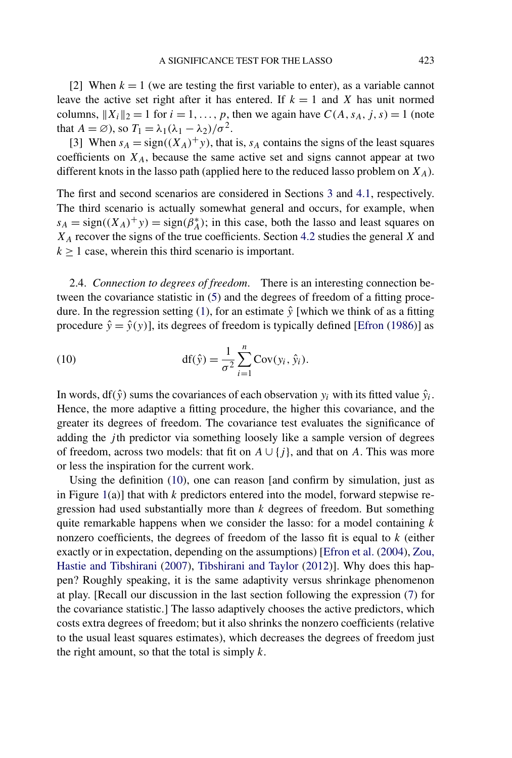[2] When $k = 1$ (we are testing the first variable to enter), as a variable cannot leave the active set right after it has entered. If $k = 1$ and $X$ has unit normed columns, $\|X_i\|_2 = 1$ for $i = 1, \ldots, p$, then we again have $C(A, s_A, j, s) = 1$ (note that $A = \varnothing$), so $T_1 = \lambda_1(\lambda_1 - \lambda_2)/\sigma^2$.

[3] When $s_A = \text{sign}((X_A)^+ y)$, that is, $s_A$ contains the signs of the least squares coefficients on $X_A$, because the same active set and signs cannot appear at two different knots in the lasso path (applied here to the reduced lasso problem on $X_A$).

The first and second scenarios are considered in Sections 3 and 4.1, respectively. The third scenario is actually somewhat general and occurs, for example, when $s_A = \text{sign}((X_A)^+ y) = \text{sign}(\beta_A^*)$; in this case, both the lasso and least squares on $X_A$ recover the signs of the true coefficients. Section 4.2 studies the general $X$ and $k \geq 1$ case, wherein this third scenario is important.

## 2.4. *Connection to degrees of freedom*.

There is an interesting connection between the covariance statistic in (5) and the degrees of freedom of a fitting procedure. In the regression setting (1), for an estimate $\hat{y}$ [which we think of as a fitting procedure $\hat{y} = \hat{y}(y)$], its degrees of freedom is typically defined [Efron (1986)] as

$$\text{df}(\hat{y}) = \frac{1}{\sigma^2} \sum_{i=1}^{n} \text{Cov}(y_i, \hat{y}_i). \tag{10}$$

In words, $\text{df}(\hat{y})$ sums the covariances of each observation $y_i$ with its fitted value $\hat{y}_i$. Hence, the more adaptive a fitting procedure, the higher this covariance, and the greater its degrees of freedom. The covariance test evaluates the significance of adding the $j$th predictor via something loosely like a sample version of degrees of freedom, across two models: that fit on $A \cup \{j\}$, and that on $A$. This was more or less the inspiration for the current work.

Using the definition (10), one can reason [and confirm by simulation, just as in Figure 1(a)] that with $k$ predictors entered into the model, forward stepwise regression had used substantially more than $k$ degrees of freedom. But something quite remarkable happens when we consider the lasso: for a model containing $k$ nonzero coefficients, the degrees of freedom of the lasso fit is equal to $k$ (either exactly or in expectation, depending on the assumptions) [Efron et al. (2004), Zou, Hastie and Tibshirani (2007), Tibshirani and Taylor (2012)]. Why does this happen? Roughly speaking, it is the same adaptivity versus shrinkage phenomenon at play. [Recall our discussion in the last section following the expression (7) for the covariance statistic.] The lasso adaptively chooses the active predictors, which costs extra degrees of freedom; but it also shrinks the nonzero coefficients (relative to the usual least squares estimates), which decreases the degrees of freedom just the right amount, so that the total is simply $k$.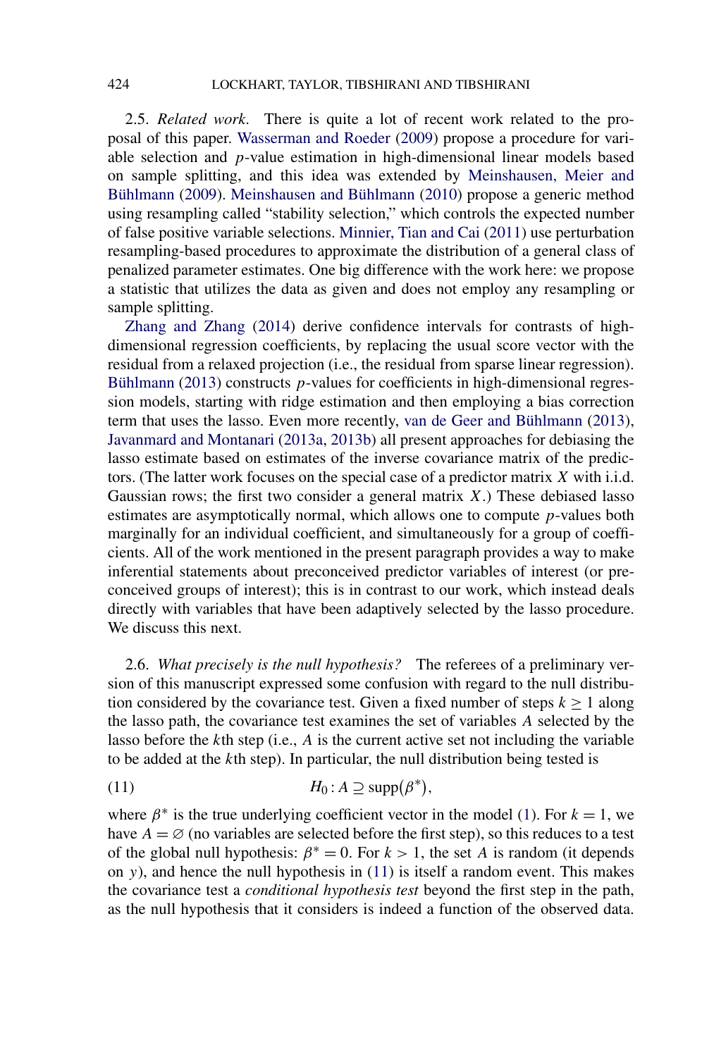2.5. *Related work*. There is quite a lot of recent work related to the proposal of this paper. Wasserman and Roeder (2009) propose a procedure for variable selection and $p$-value estimation in high-dimensional linear models based on sample splitting, and this idea was extended by Meinshausen, Meier and Bühlmann (2009). Meinshausen and Bühlmann (2010) propose a generic method using resampling called "stability selection," which controls the expected number of false positive variable selections. Minnier, Tian and Cai (2011) use perturbation resampling-based procedures to approximate the distribution of a general class of penalized parameter estimates. One big difference with the work here: we propose a statistic that utilizes the data as given and does not employ any resampling or sample splitting.

Zhang and Zhang (2014) derive confidence intervals for contrasts of high-dimensional regression coefficients, by replacing the usual score vector with the residual from a relaxed projection (i.e., the residual from sparse linear regression). Bühlmann (2013) constructs $p$-values for coefficients in high-dimensional regression models, starting with ridge estimation and then employing a bias correction term that uses the lasso. Even more recently, van de Geer and Bühlmann (2013), Javanmard and Montanari (2013a, 2013b) all present approaches for debiasing the lasso estimate based on estimates of the inverse covariance matrix of the predictors. (The latter work focuses on the special case of a predictor matrix $X$ with i.i.d. Gaussian rows; the first two consider a general matrix $X$.) These debiased lasso estimates are asymptotically normal, which allows one to compute $p$-values both marginally for an individual coefficient, and simultaneously for a group of coefficients. All of the work mentioned in the present paragraph provides a way to make inferential statements about preconceived predictor variables of interest (or preconceived groups of interest); this is in contrast to our work, which instead deals directly with variables that have been adaptively selected by the lasso procedure. We discuss this next.

2.6. *What precisely is the null hypothesis?* The referees of a preliminary version of this manuscript expressed some confusion with regard to the null distribution considered by the covariance test. Given a fixed number of steps $k \geq 1$ along the lasso path, the covariance test examines the set of variables $A$ selected by the lasso before the $k$th step (i.e., $A$ is the current active set not including the variable to be added at the $k$th step). In particular, the null distribution being tested is

$$H_0 : A \supseteq \operatorname{supp}(\beta^*), \tag{11}$$

where $\beta^*$ is the true underlying coefficient vector in the model (1). For $k = 1$, we have $A = \varnothing$ (no variables are selected before the first step), so this reduces to a test of the global null hypothesis: $\beta^* = 0$. For $k > 1$, the set $A$ is random (it depends on $y$), and hence the null hypothesis in (11) is itself a random event. This makes the covariance test a *conditional hypothesis test* beyond the first step in the path, as the null hypothesis that it considers is indeed a function of the observed data.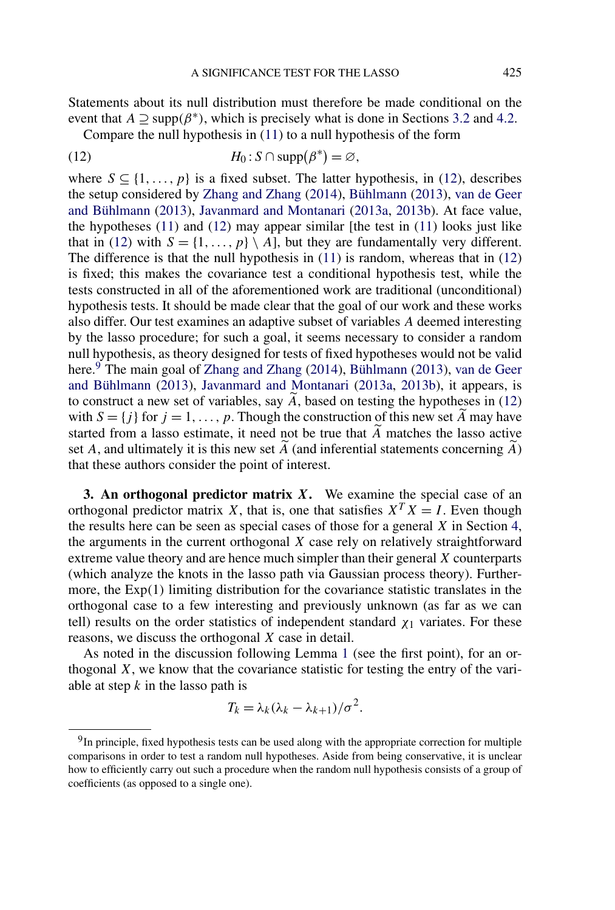Statements about its null distribution must therefore be made conditional on the event that $A \supseteq \mathrm{supp}(\beta^*)$, which is precisely what is done in Sections 3.2 and 4.2.

Compare the null hypothesis in (11) to a null hypothesis of the form

$$H_0 : S \cap \mathrm{supp}(\beta^*) = \varnothing, \tag{12}$$

where $S \subseteq \{1, \ldots, p\}$ is a fixed subset. The latter hypothesis, in (12), describes the setup considered by Zhang and Zhang (2014), Bühlmann (2013), van de Geer and Bühlmann (2013), Javanmard and Montanari (2013a, 2013b). At face value, the hypotheses (11) and (12) may appear similar [the test in (11) looks just like that in (12) with $S = \{1, \ldots, p\} \setminus A$], but they are fundamentally very different. The difference is that the null hypothesis in (11) is random, whereas that in (12) is fixed; this makes the covariance test a conditional hypothesis test, while the tests constructed in all of the aforementioned work are traditional (unconditional) hypothesis tests. It should be made clear that the goal of our work and these works also differ. Our test examines an adaptive subset of variables $A$ deemed interesting by the lasso procedure; for such a goal, it seems necessary to consider a random null hypothesis, as theory designed for tests of fixed hypotheses would not be valid here.[9] The main goal of Zhang and Zhang (2014), Bühlmann (2013), van de Geer and Bühlmann (2013), Javanmard and Montanari (2013a, 2013b), it appears, is to construct a new set of variables, say $\widetilde{A}$, based on testing the hypotheses in (12) with $S = \{j\}$ for $j = 1, \ldots, p$. Though the construction of this new set $\widetilde{A}$ may have started from a lasso estimate, it need not be true that $\widetilde{A}$ matches the lasso active set $A$, and ultimately it is this new set $\widetilde{A}$ (and inferential statements concerning $\widetilde{A}$) that these authors consider the point of interest.

## 3. An orthogonal predictor matrix $X$.

We examine the special case of an orthogonal predictor matrix $X$, that is, one that satisfies $X^T X = I$. Even though the results here can be seen as special cases of those for a general $X$ in Section 4, the arguments in the current orthogonal $X$ case rely on relatively straightforward extreme value theory and are hence much simpler than their general $X$ counterparts (which analyze the knots in the lasso path via Gaussian process theory). Furthermore, the Exp(1) limiting distribution for the covariance statistic translates in the orthogonal case to a few interesting and previously unknown (as far as we can tell) results on the order statistics of independent standard $\chi_1$ variates. For these reasons, we discuss the orthogonal $X$ case in detail.

As noted in the discussion following Lemma 1 (see the first point), for an orthogonal $X$, we know that the covariance statistic for testing the entry of the variable at step $k$ in the lasso path is

$$T_k = \lambda_k(\lambda_k - \lambda_{k+1})/\sigma^2.$$

---

[9] In principle, fixed hypothesis tests can be used along with the appropriate correction for multiple comparisons in order to test a random null hypotheses. Aside from being conservative, it is unclear how to efficiently carry out such a procedure when the random null hypothesis consists of a group of coefficients (as opposed to a single one).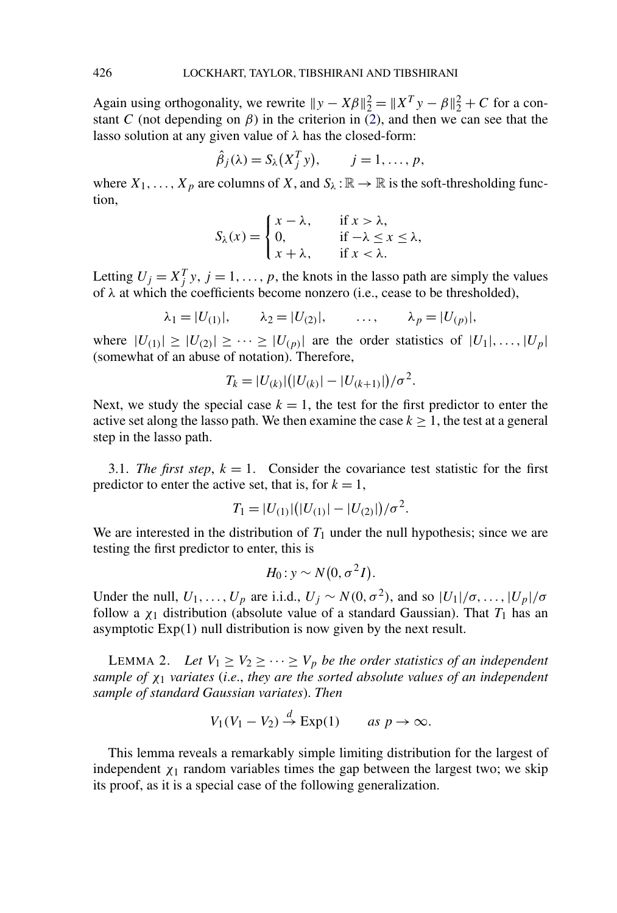Again using orthogonality, we rewrite $\|y - X\beta\|_2^2 = \|X^T y - \beta\|_2^2 + C$ for a constant $C$ (not depending on $\beta$) in the criterion in (2), and then we can see that the lasso solution at any given value of $\lambda$ has the closed-form:

$$\hat{\beta}_j(\lambda) = S_\lambda(X_j^T y), \qquad j = 1, \dots, p,$$

where $X_1, \dots, X_p$ are columns of $X$, and $S_\lambda : \mathbb{R} \to \mathbb{R}$ is the soft-thresholding function,

$$S_\lambda(x) = \begin{cases} x - \lambda, & \text{if } x > \lambda, \\ 0, & \text{if } -\lambda \le x \le \lambda, \\ x + \lambda, & \text{if } x < \lambda. \end{cases}$$

Letting $U_j = X_j^T y$, $j = 1, \dots, p$, the knots in the lasso path are simply the values of $\lambda$ at which the coefficients become nonzero (i.e., cease to be thresholded),

$$\lambda_1 = |U_{(1)}|, \qquad \lambda_2 = |U_{(2)}|, \qquad \dots, \qquad \lambda_p = |U_{(p)}|,$$

where $|U_{(1)}| \ge |U_{(2)}| \ge \cdots \ge |U_{(p)}|$ are the order statistics of $|U_1|, \dots, |U_p|$ (somewhat of an abuse of notation). Therefore,

$$T_k = |U_{(k)}|\big(|U_{(k)}| - |U_{(k+1)}|\big)/\sigma^2.$$

Next, we study the special case $k = 1$, the test for the first predictor to enter the active set along the lasso path. We then examine the case $k \ge 1$, the test at a general step in the lasso path.

### 3.1. *The first step*, $k = 1$.

Consider the covariance test statistic for the first predictor to enter the active set, that is, for $k = 1$,

$$T_1 = |U_{(1)}|\big(|U_{(1)}| - |U_{(2)}|\big)/\sigma^2.$$

We are interested in the distribution of $T_1$ under the null hypothesis; since we are testing the first predictor to enter, this is

$$H_0 : y \sim N(0, \sigma^2 I).$$

Under the null, $U_1, \dots, U_p$ are i.i.d., $U_j \sim N(0, \sigma^2)$, and so $|U_1|/\sigma, \dots, |U_p|/\sigma$ follow a $\chi_1$ distribution (absolute value of a standard Gaussian). That $T_1$ has an asymptotic Exp(1) null distribution is now given by the next result.

LEMMA 2. *Let $V_1 \ge V_2 \ge \cdots \ge V_p$ be the order statistics of an independent sample of $\chi_1$ variates* (*i.e., they are the sorted absolute values of an independent sample of standard Gaussian variates*). *Then*

$$V_1(V_1 - V_2) \xrightarrow{d} \text{Exp}(1) \qquad \text{as } p \to \infty.$$

This lemma reveals a remarkably simple limiting distribution for the largest of independent $\chi_1$ random variables times the gap between the largest two; we skip its proof, as it is a special case of the following generalization.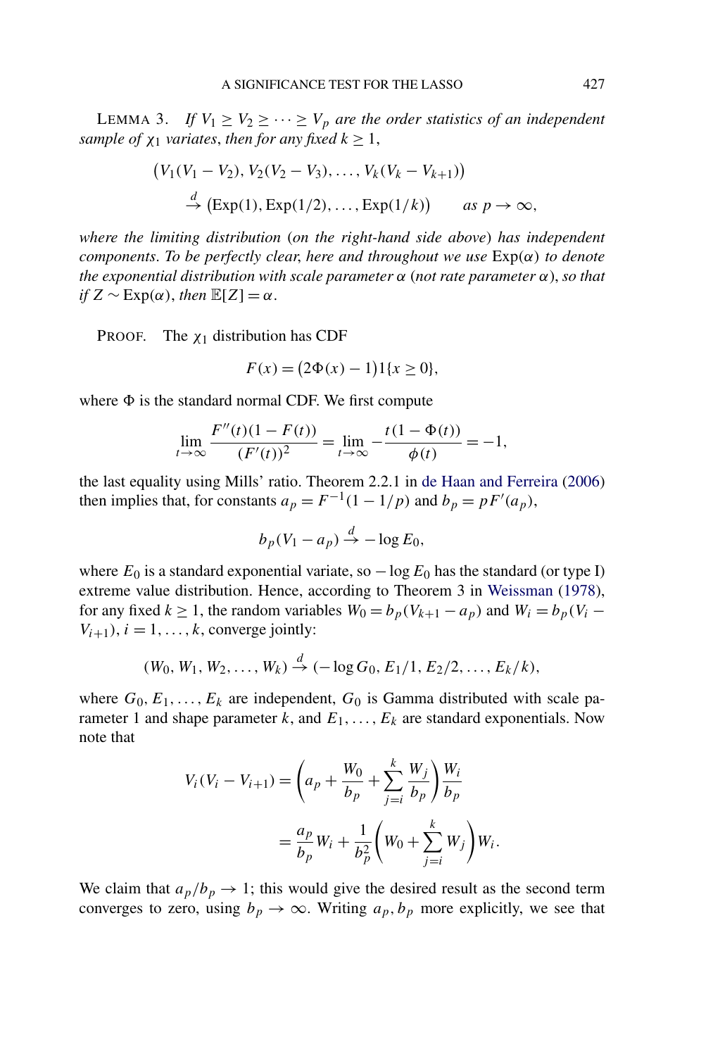LEMMA 3. *If $V_1 \geq V_2 \geq \cdots \geq V_p$ are the order statistics of an independent sample of $\chi_1$ variates, then for any fixed $k \geq 1$,*

$$\big(V_1(V_1 - V_2), V_2(V_2 - V_3), \dots, V_k(V_k - V_{k+1})\big) \\ \xrightarrow{d} \big(\mathrm{Exp}(1), \mathrm{Exp}(1/2), \dots, \mathrm{Exp}(1/k)\big) \qquad \text{as } p \to \infty,$$

*where the limiting distribution (on the right-hand side above) has independent components. To be perfectly clear, here and throughout we use $\mathrm{Exp}(\alpha)$ to denote the exponential distribution with scale parameter $\alpha$ (not rate parameter $\alpha$), so that if $Z \sim \mathrm{Exp}(\alpha)$, then $\mathbb{E}[Z] = \alpha$.*

PROOF. The $\chi_1$ distribution has CDF

$$F(x) = \big(2\Phi(x) - 1\big)1\{x \geq 0\},$$

where $\Phi$ is the standard normal CDF. We first compute

$$\lim_{t\to\infty} \frac{F''(t)(1 - F(t))}{(F'(t))^2} = \lim_{t\to\infty} -\frac{t(1 - \Phi(t))}{\phi(t)} = -1,$$

the last equality using Mills' ratio. Theorem 2.2.1 in de Haan and Ferreira (2006) then implies that, for constants $a_p = F^{-1}(1 - 1/p)$ and $b_p = pF'(a_p)$,

$$b_p(V_1 - a_p) \xrightarrow{d} -\log E_0,$$

where $E_0$ is a standard exponential variate, so $-\log E_0$ has the standard (or type I) extreme value distribution. Hence, according to Theorem 3 in Weissman (1978), for any fixed $k \geq 1$, the random variables $W_0 = b_p(V_{k+1} - a_p)$ and $W_i = b_p(V_i - V_{i+1})$, $i = 1, \dots, k$, converge jointly:

$$(W_0, W_1, W_2, \dots, W_k) \xrightarrow{d} (-\log G_0, E_1/1, E_2/2, \dots, E_k/k),$$

where $G_0, E_1, \dots, E_k$ are independent, $G_0$ is Gamma distributed with scale parameter 1 and shape parameter $k$, and $E_1, \dots, E_k$ are standard exponentials. Now note that

$$\begin{aligned} V_i(V_i - V_{i+1}) &= \left(a_p + \frac{W_0}{b_p} + \sum_{j=i}^{k} \frac{W_j}{b_p}\right)\frac{W_i}{b_p} \\ &= \frac{a_p}{b_p}W_i + \frac{1}{b_p^2}\left(W_0 + \sum_{j=i}^{k} W_j\right)W_i. \end{aligned}$$

We claim that $a_p/b_p \to 1$; this would give the desired result as the second term converges to zero, using $b_p \to \infty$. Writing $a_p, b_p$ more explicitly, we see that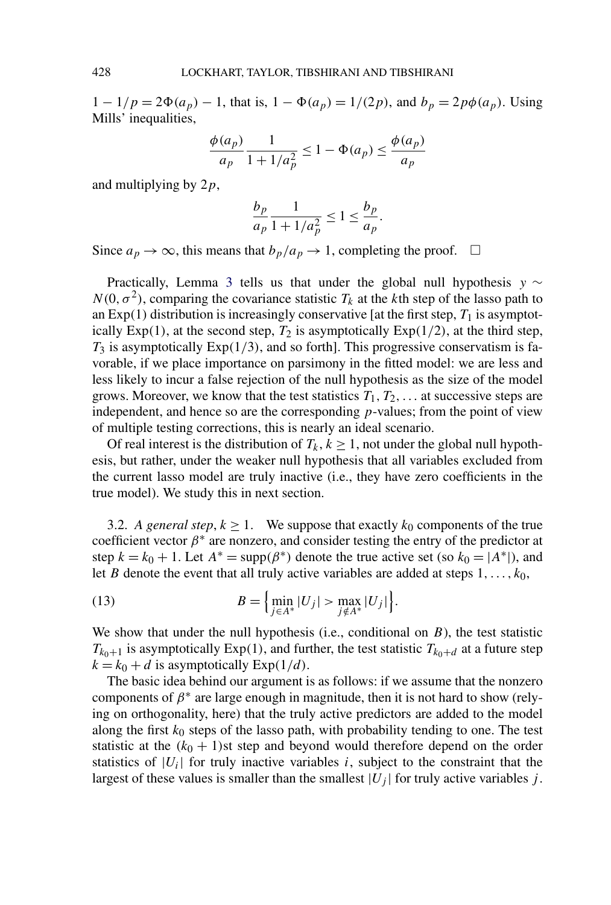$1 - 1/p = 2\Phi(a_p) - 1$, that is, $1 - \Phi(a_p) = 1/(2p)$, and $b_p = 2p\phi(a_p)$. Using Mills' inequalities,

$$\frac{\phi(a_p)}{a_p} \frac{1}{1 + 1/a_p^2} \le 1 - \Phi(a_p) \le \frac{\phi(a_p)}{a_p}$$

and multiplying by $2p$,

$$\frac{b_p}{a_p} \frac{1}{1 + 1/a_p^2} \le 1 \le \frac{b_p}{a_p}.$$

Since $a_p \to \infty$, this means that $b_p/a_p \to 1$, completing the proof. $\square$

Practically, Lemma 3 tells us that under the global null hypothesis $y \sim N(0, \sigma^2)$, comparing the covariance statistic $T_k$ at the $k$th step of the lasso path to an Exp(1) distribution is increasingly conservative [at the first step, $T_1$ is asymptotically Exp(1), at the second step, $T_2$ is asymptotically Exp(1/2), at the third step, $T_3$ is asymptotically Exp(1/3), and so forth]. This progressive conservatism is favorable, if we place importance on parsimony in the fitted model: we are less and less likely to incur a false rejection of the null hypothesis as the size of the model grows. Moreover, we know that the test statistics $T_1, T_2, \dots$ at successive steps are independent, and hence so are the corresponding $p$-values; from the point of view of multiple testing corrections, this is nearly an ideal scenario.

Of real interest is the distribution of $T_k$, $k \ge 1$, not under the global null hypothesis, but rather, under the weaker null hypothesis that all variables excluded from the current lasso model are truly inactive (i.e., they have zero coefficients in the true model). We study this in next section.

3.2. *A general step*, $k \ge 1$. We suppose that exactly $k_0$ components of the true coefficient vector $\beta^*$ are nonzero, and consider testing the entry of the predictor at step $k = k_0 + 1$. Let $A^* = \mathrm{supp}(\beta^*)$ denote the true active set (so $k_0 = |A^*|$), and let $B$ denote the event that all truly active variables are added at steps $1, \dots, k_0$,

$$B = \Big\{ \min_{j \in A^*} |U_j| > \max_{j \notin A^*} |U_j| \Big\}. \tag{13}$$

We show that under the null hypothesis (i.e., conditional on $B$), the test statistic $T_{k_0+1}$ is asymptotically Exp(1), and further, the test statistic $T_{k_0+d}$ at a future step $k = k_0 + d$ is asymptotically Exp($1/d$).

The basic idea behind our argument is as follows: if we assume that the nonzero components of $\beta^*$ are large enough in magnitude, then it is not hard to show (relying on orthogonality, here) that the truly active predictors are added to the model along the first $k_0$ steps of the lasso path, with probability tending to one. The test statistic at the $(k_0 + 1)$st step and beyond would therefore depend on the order statistics of $|U_i|$ for truly inactive variables $i$, subject to the constraint that the largest of these values is smaller than the smallest $|U_j|$ for truly active variables $j$.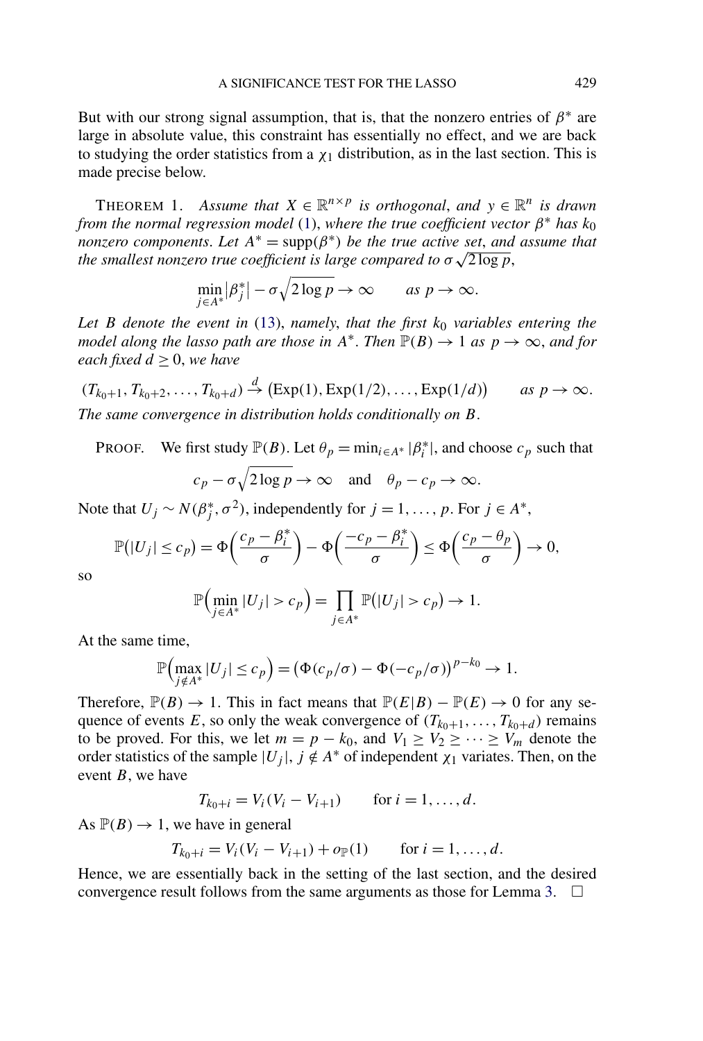But with our strong signal assumption, that is, that the nonzero entries of $\beta^*$ are large in absolute value, this constraint has essentially no effect, and we are back to studying the order statistics from a $\chi_1$ distribution, as in the last section. This is made precise below.

THEOREM 1. *Assume that $X \in \mathbb{R}^{n\times p}$ is orthogonal, and $y \in \mathbb{R}^n$ is drawn from the normal regression model* (1), *where the true coefficient vector $\beta^*$ has $k_0$ nonzero components. Let $A^* = \mathrm{supp}(\beta^*)$ be the true active set, and assume that the smallest nonzero true coefficient is large compared to $\sigma\sqrt{2\log p}$,*

$$\min_{j\in A^*}|\beta_j^*| - \sigma\sqrt{2\log p} \to \infty \qquad \textit{as } p \to \infty.$$

*Let $B$ denote the event in* (13), *namely, that the first $k_0$ variables entering the model along the lasso path are those in $A^*$. Then $\mathbb{P}(B) \to 1$ as $p \to \infty$, and for each fixed $d \ge 0$, we have*

$$(T_{k_0+1}, T_{k_0+2}, \dots, T_{k_0+d}) \xrightarrow{d} \big(\mathrm{Exp}(1), \mathrm{Exp}(1/2), \dots, \mathrm{Exp}(1/d)\big) \qquad \textit{as } p \to \infty.$$

*The same convergence in distribution holds conditionally on $B$.*

PROOF. We first study $\mathbb{P}(B)$. Let $\theta_p = \min_{i\in A^*}|\beta_i^*|$, and choose $c_p$ such that

$$c_p - \sigma\sqrt{2\log p} \to \infty \quad \text{and} \quad \theta_p - c_p \to \infty.$$

Note that $U_j \sim N(\beta_j^*, \sigma^2)$, independently for $j = 1, \dots, p$. For $j \in A^*$,

$$\mathbb{P}(|U_j| \le c_p) = \Phi\bigg(\frac{c_p - \beta_i^*}{\sigma}\bigg) - \Phi\bigg(\frac{-c_p - \beta_i^*}{\sigma}\bigg) \le \Phi\bigg(\frac{c_p - \theta_p}{\sigma}\bigg) \to 0,$$

so

$$\mathbb{P}\Big(\min_{j\in A^*}|U_j| > c_p\Big) = \prod_{j\in A^*}\mathbb{P}(|U_j| > c_p) \to 1.$$

At the same time,

$$\mathbb{P}\Big(\max_{j\notin A^*}|U_j| \le c_p\Big) = \big(\Phi(c_p/\sigma) - \Phi(-c_p/\sigma)\big)^{p-k_0} \to 1.$$

Therefore, $\mathbb{P}(B) \to 1$. This in fact means that $\mathbb{P}(E|B) - \mathbb{P}(E) \to 0$ for any sequence of events $E$, so only the weak convergence of $(T_{k_0+1}, \dots, T_{k_0+d})$ remains to be proved. For this, we let $m = p - k_0$, and $V_1 \ge V_2 \ge \dots \ge V_m$ denote the order statistics of the sample $|U_j|$, $j \notin A^*$ of independent $\chi_1$ variates. Then, on the event $B$, we have

$$T_{k_0+i} = V_i(V_i - V_{i+1}) \qquad \text{for } i = 1, \dots, d.$$

As $\mathbb{P}(B) \to 1$, we have in general

$$T_{k_0+i} = V_i(V_i - V_{i+1}) + o_{\mathbb{P}}(1) \qquad \text{for } i = 1, \dots, d.$$

Hence, we are essentially back in the setting of the last section, and the desired convergence result follows from the same arguments as those for Lemma 3. $\square$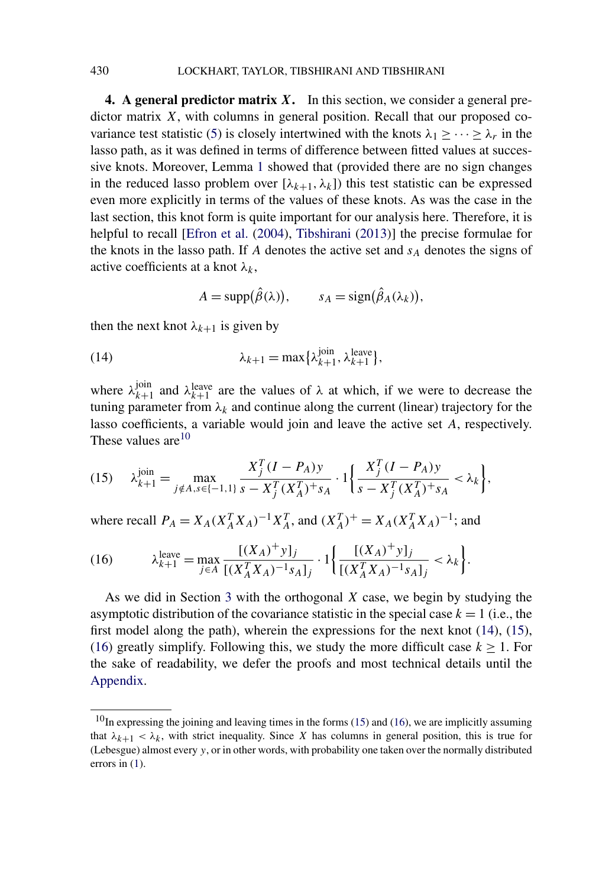## 4. A general predictor matrix $X$.

In this section, we consider a general predictor matrix $X$, with columns in general position. Recall that our proposed covariance test statistic (5) is closely intertwined with the knots $\lambda_1 \geq \cdots \geq \lambda_r$ in the lasso path, as it was defined in terms of difference between fitted values at successive knots. Moreover, Lemma 1 showed that (provided there are no sign changes in the reduced lasso problem over $[\lambda_{k+1}, \lambda_k]$) this test statistic can be expressed even more explicitly in terms of the values of these knots. As was the case in the last section, this knot form is quite important for our analysis here. Therefore, it is helpful to recall [Efron et al. (2004), Tibshirani (2013)] the precise formulae for the knots in the lasso path. If $A$ denotes the active set and $s_A$ denotes the signs of active coefficients at a knot $\lambda_k$,

$$A = \operatorname{supp}(\hat{\beta}(\lambda)), \qquad s_A = \operatorname{sign}(\hat{\beta}_A(\lambda_k)),$$

then the next knot $\lambda_{k+1}$ is given by

$$\lambda_{k+1} = \max\{\lambda_{k+1}^{\text{join}}, \lambda_{k+1}^{\text{leave}}\}, \tag{14}$$

where $\lambda_{k+1}^{\text{join}}$ and $\lambda_{k+1}^{\text{leave}}$ are the values of $\lambda$ at which, if we were to decrease the tuning parameter from $\lambda_k$ and continue along the current (linear) trajectory for the lasso coefficients, a variable would join and leave the active set $A$, respectively. These values are[10]

$$\lambda_{k+1}^{\text{join}} = \max_{j \notin A, s \in \{-1,1\}} \frac{X_j^T(I - P_A)y}{s - X_j^T(X_A^T)^+ s_A} \cdot 1\left\{\frac{X_j^T(I - P_A)y}{s - X_j^T(X_A^T)^+ s_A} < \lambda_k\right\}, \tag{15}$$

where recall $P_A = X_A(X_A^T X_A)^{-1} X_A^T$, and $(X_A^T)^+ = X_A(X_A^T X_A)^{-1}$; and

$$\lambda_{k+1}^{\text{leave}} = \max_{j \in A} \frac{[(X_A)^+ y]_j}{[(X_A^T X_A)^{-1} s_A]_j} \cdot 1\left\{\frac{[(X_A)^+ y]_j}{[(X_A^T X_A)^{-1} s_A]_j} < \lambda_k\right\}. \tag{16}$$

As we did in Section 3 with the orthogonal $X$ case, we begin by studying the asymptotic distribution of the covariance statistic in the special case $k = 1$ (i.e., the first model along the path), wherein the expressions for the next knot (14), (15), (16) greatly simplify. Following this, we study the more difficult case $k \geq 1$. For the sake of readability, we defer the proofs and most technical details until the Appendix.

---

[10] In expressing the joining and leaving times in the forms (15) and (16), we are implicitly assuming that $\lambda_{k+1} < \lambda_k$, with strict inequality. Since $X$ has columns in general position, this is true for (Lebesgue) almost every $y$, or in other words, with probability one taken over the normally distributed errors in (1).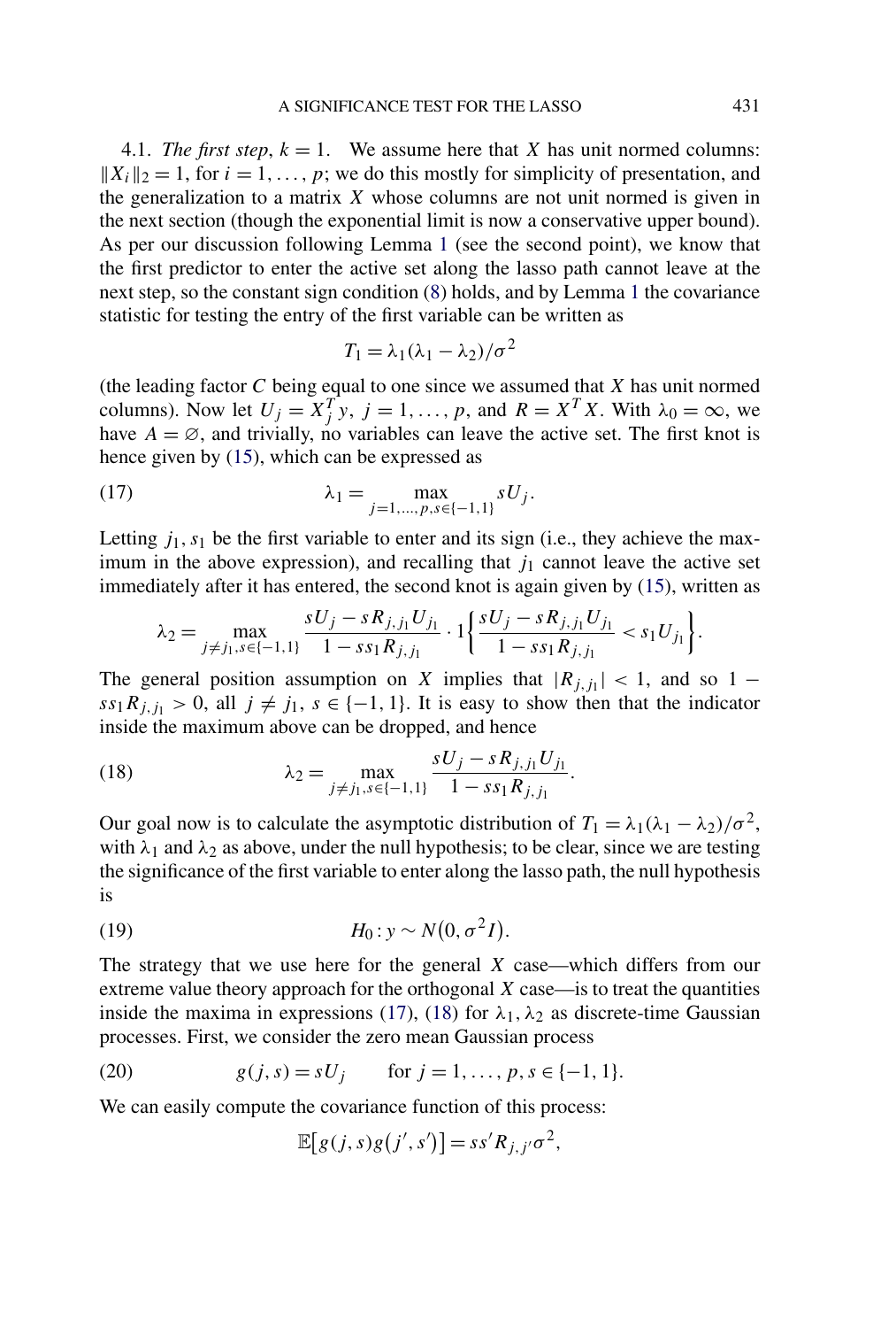4.1. *The first step*, $k = 1$. We assume here that $X$ has unit normed columns: $\|X_i\|_2 = 1$, for $i = 1, \dots, p$; we do this mostly for simplicity of presentation, and the generalization to a matrix $X$ whose columns are not unit normed is given in the next section (though the exponential limit is now a conservative upper bound). As per our discussion following Lemma 1 (see the second point), we know that the first predictor to enter the active set along the lasso path cannot leave at the next step, so the constant sign condition (8) holds, and by Lemma 1 the covariance statistic for testing the entry of the first variable can be written as

$$T_1 = \lambda_1(\lambda_1 - \lambda_2)/\sigma^2$$

(the leading factor $C$ being equal to one since we assumed that $X$ has unit normed columns). Now let $U_j = X_j^T y$, $j = 1, \dots, p$, and $R = X^T X$. With $\lambda_0 = \infty$, we have $A = \varnothing$, and trivially, no variables can leave the active set. The first knot is hence given by (15), which can be expressed as

$$\lambda_1 = \max_{j=1,\dots,p, s \in \{-1,1\}} sU_j. \tag{17}$$

Letting $j_1, s_1$ be the first variable to enter and its sign (i.e., they achieve the maximum in the above expression), and recalling that $j_1$ cannot leave the active set immediately after it has entered, the second knot is again given by (15), written as

$$\lambda_2 = \max_{j \neq j_1, s \in \{-1,1\}} \frac{sU_j - sR_{j,j_1}U_{j_1}}{1 - ss_1R_{j,j_1}} \cdot 1\left\{\frac{sU_j - sR_{j,j_1}U_{j_1}}{1 - ss_1R_{j,j_1}} < s_1U_{j_1}\right\}.$$

The general position assumption on $X$ implies that $|R_{j,j_1}| < 1$, and so $1 - ss_1R_{j,j_1} > 0$, all $j \neq j_1$, $s \in \{-1, 1\}$. It is easy to show then that the indicator inside the maximum above can be dropped, and hence

$$\lambda_2 = \max_{j \neq j_1, s \in \{-1,1\}} \frac{sU_j - sR_{j,j_1}U_{j_1}}{1 - ss_1R_{j,j_1}}. \tag{18}$$

Our goal now is to calculate the asymptotic distribution of $T_1 = \lambda_1(\lambda_1 - \lambda_2)/\sigma^2$, with $\lambda_1$ and $\lambda_2$ as above, under the null hypothesis; to be clear, since we are testing the significance of the first variable to enter along the lasso path, the null hypothesis is

$$H_0 : y \sim N(0, \sigma^2 I). \tag{19}$$

The strategy that we use here for the general $X$ case—which differs from our extreme value theory approach for the orthogonal $X$ case—is to treat the quantities inside the maxima in expressions (17), (18) for $\lambda_1, \lambda_2$ as discrete-time Gaussian processes. First, we consider the zero mean Gaussian process

$$g(j, s) = sU_j \qquad \text{for } j = 1, \dots, p, s \in \{-1, 1\}. \tag{20}$$

We can easily compute the covariance function of this process:

$$\mathbb{E}[g(j, s)g(j', s')] = ss'R_{j,j'}\sigma^2,$$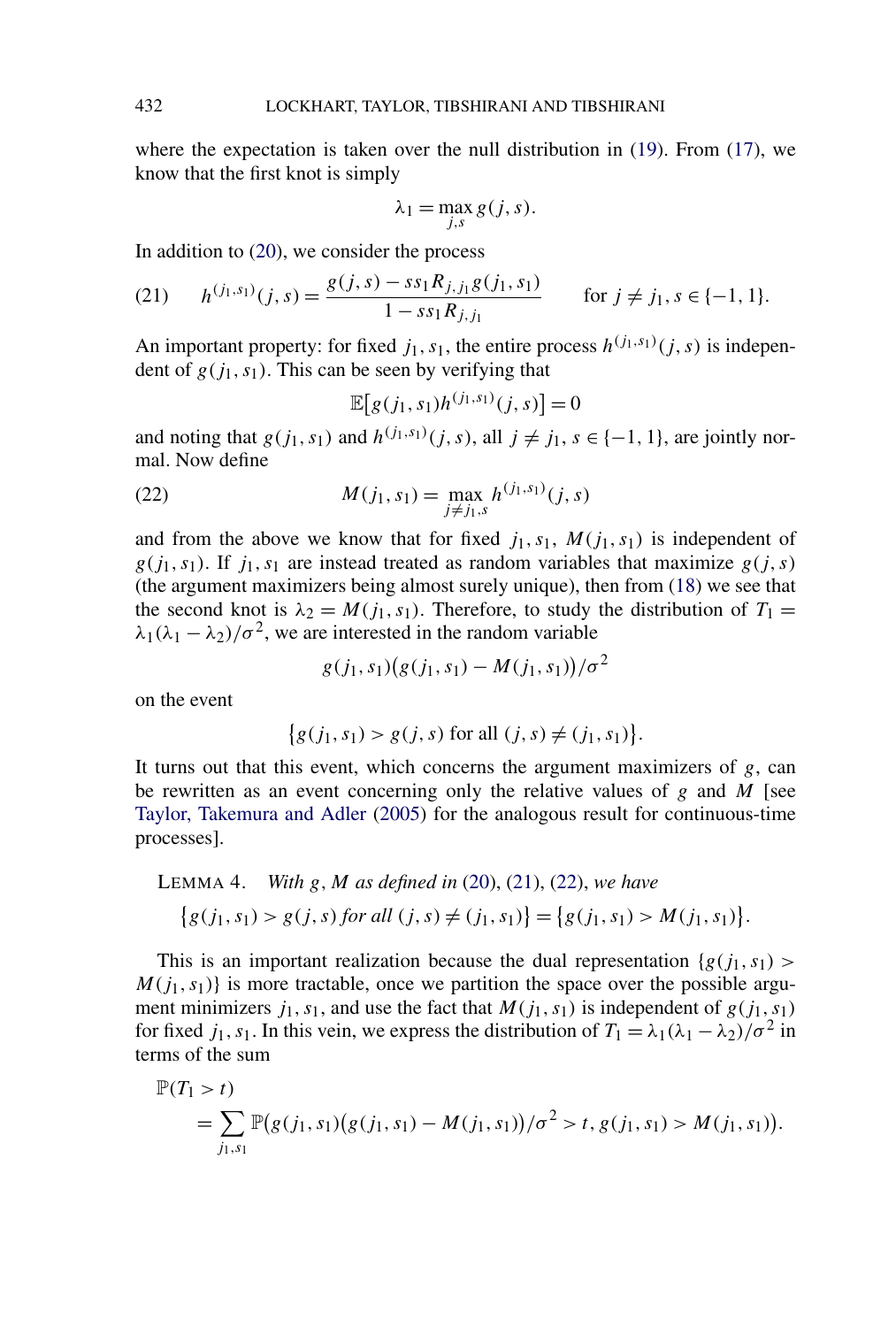where the expectation is taken over the null distribution in (19). From (17), we know that the first knot is simply

$$\lambda_1 = \max_{j,s} g(j, s).$$

In addition to (20), we consider the process

$$(21) \qquad h^{(j_1,s_1)}(j, s) = \frac{g(j, s) - ss_1 R_{j,j_1} g(j_1, s_1)}{1 - ss_1 R_{j,j_1}} \qquad \text{for } j \neq j_1, s \in \{-1, 1\}.$$

An important property: for fixed $j_1, s_1$, the entire process $h^{(j_1,s_1)}(j, s)$ is independent of $g(j_1, s_1)$. This can be seen by verifying that

$$\mathbb{E}\big[g(j_1, s_1) h^{(j_1,s_1)}(j, s)\big] = 0$$

and noting that $g(j_1, s_1)$ and $h^{(j_1,s_1)}(j, s)$, all $j \neq j_1$, $s \in \{-1, 1\}$, are jointly normal. Now define

$$(22) \qquad M(j_1, s_1) = \max_{j \neq j_1, s} h^{(j_1,s_1)}(j, s)$$

and from the above we know that for fixed $j_1, s_1$, $M(j_1, s_1)$ is independent of $g(j_1, s_1)$. If $j_1, s_1$ are instead treated as random variables that maximize $g(j, s)$ (the argument maximizers being almost surely unique), then from (18) we see that the second knot is $\lambda_2 = M(j_1, s_1)$. Therefore, to study the distribution of $T_1 = \lambda_1(\lambda_1 - \lambda_2)/\sigma^2$, we are interested in the random variable

$$g(j_1, s_1)\big(g(j_1, s_1) - M(j_1, s_1)\big)/\sigma^2$$

on the event

$$\big\{g(j_1, s_1) > g(j, s) \text{ for all } (j, s) \neq (j_1, s_1)\big\}.$$

It turns out that this event, which concerns the argument maximizers of $g$, can be rewritten as an event concerning only the relative values of $g$ and $M$ [see Taylor, Takemura and Adler (2005) for the analogous result for continuous-time processes].

LEMMA 4. *With $g$, $M$ as defined in (20), (21), (22), we have*

$$\big\{g(j_1, s_1) > g(j, s) \text{ for all } (j, s) \neq (j_1, s_1)\big\} = \big\{g(j_1, s_1) > M(j_1, s_1)\big\}.$$

This is an important realization because the dual representation $\{g(j_1, s_1) > M(j_1, s_1)\}$ is more tractable, once we partition the space over the possible argument minimizers $j_1, s_1$, and use the fact that $M(j_1, s_1)$ is independent of $g(j_1, s_1)$ for fixed $j_1, s_1$. In this vein, we express the distribution of $T_1 = \lambda_1(\lambda_1 - \lambda_2)/\sigma^2$ in terms of the sum

$$\mathbb{P}(T_1 > t) = \sum_{j_1, s_1} \mathbb{P}\big(g(j_1, s_1)\big(g(j_1, s_1) - M(j_1, s_1)\big)/\sigma^2 > t, g(j_1, s_1) > M(j_1, s_1)\big).$$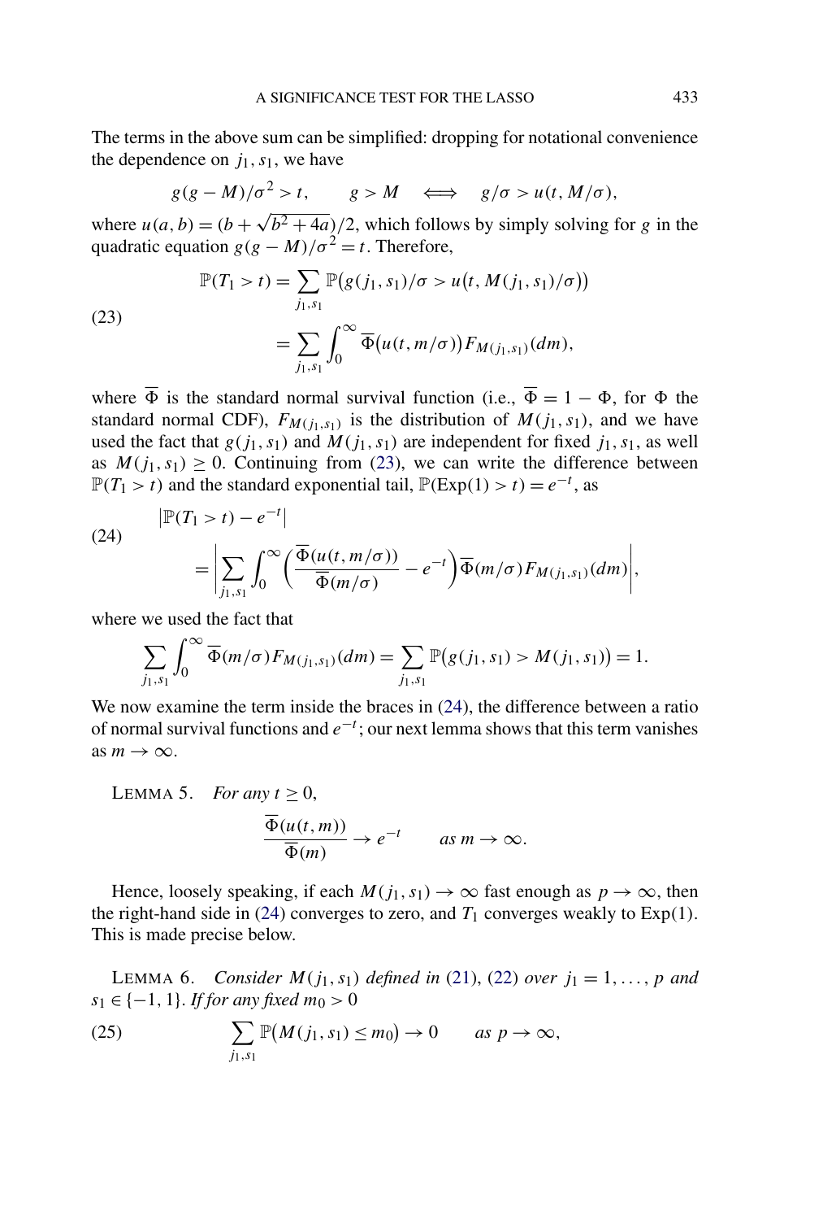The terms in the above sum can be simplified: dropping for notational convenience the dependence on $j_1, s_1$, we have

$$g(g-M)/\sigma^2 > t, \qquad g > M \quad \Longleftrightarrow \quad g/\sigma > u(t, M/\sigma),$$

where $u(a,b) = (b + \sqrt{b^2 + 4a})/2$, which follows by simply solving for $g$ in the quadratic equation $g(g-M)/\sigma^2 = t$. Therefore,

$$\begin{aligned} \mathbb{P}(T_1 > t) &= \sum_{j_1, s_1} \mathbb{P}\big(g(j_1,s_1)/\sigma > u\big(t, M(j_1,s_1)/\sigma\big)\big) \\ &= \sum_{j_1,s_1} \int_0^\infty \overline{\Phi}\big(u(t, m/\sigma)\big) F_{M(j_1,s_1)}(dm), \end{aligned} \tag{23}$$

where $\overline{\Phi}$ is the standard normal survival function (i.e., $\overline{\Phi} = 1 - \Phi$, for $\Phi$ the standard normal CDF), $F_{M(j_1,s_1)}$ is the distribution of $M(j_1,s_1)$, and we have used the fact that $g(j_1,s_1)$ and $M(j_1,s_1)$ are independent for fixed $j_1, s_1$, as well as $M(j_1,s_1) \geq 0$. Continuing from (23), we can write the difference between $\mathbb{P}(T_1 > t)$ and the standard exponential tail, $\mathbb{P}(\mathrm{Exp}(1) > t) = e^{-t}$, as

$$\begin{aligned} &\big|\mathbb{P}(T_1 > t) - e^{-t}\big| \\ &\quad = \left| \sum_{j_1,s_1} \int_0^\infty \left( \frac{\overline{\Phi}(u(t,m/\sigma))}{\overline{\Phi}(m/\sigma)} - e^{-t} \right) \overline{\Phi}(m/\sigma) F_{M(j_1,s_1)}(dm) \right|, \end{aligned} \tag{24}$$

where we used the fact that

$$\sum_{j_1,s_1} \int_0^\infty \overline{\Phi}(m/\sigma) F_{M(j_1,s_1)}(dm) = \sum_{j_1,s_1} \mathbb{P}\big(g(j_1,s_1) > M(j_1,s_1)\big) = 1.$$

We now examine the term inside the braces in (24), the difference between a ratio of normal survival functions and $e^{-t}$; our next lemma shows that this term vanishes as $m \to \infty$.

LEMMA 5. *For any* $t \geq 0$,

$$\frac{\overline{\Phi}(u(t,m))}{\overline{\Phi}(m)} \to e^{-t} \qquad \text{as } m \to \infty.$$

Hence, loosely speaking, if each $M(j_1,s_1) \to \infty$ fast enough as $p \to \infty$, then the right-hand side in (24) converges to zero, and $T_1$ converges weakly to Exp(1). This is made precise below.

LEMMA 6. *Consider* $M(j_1,s_1)$ *defined in* (21), (22) *over* $j_1 = 1, \dots, p$ *and* $s_1 \in \{-1, 1\}$. *If for any fixed* $m_0 > 0$

$$\sum_{j_1,s_1} \mathbb{P}\big(M(j_1,s_1) \leq m_0\big) \to 0 \qquad \text{as } p \to \infty, \tag{25}$$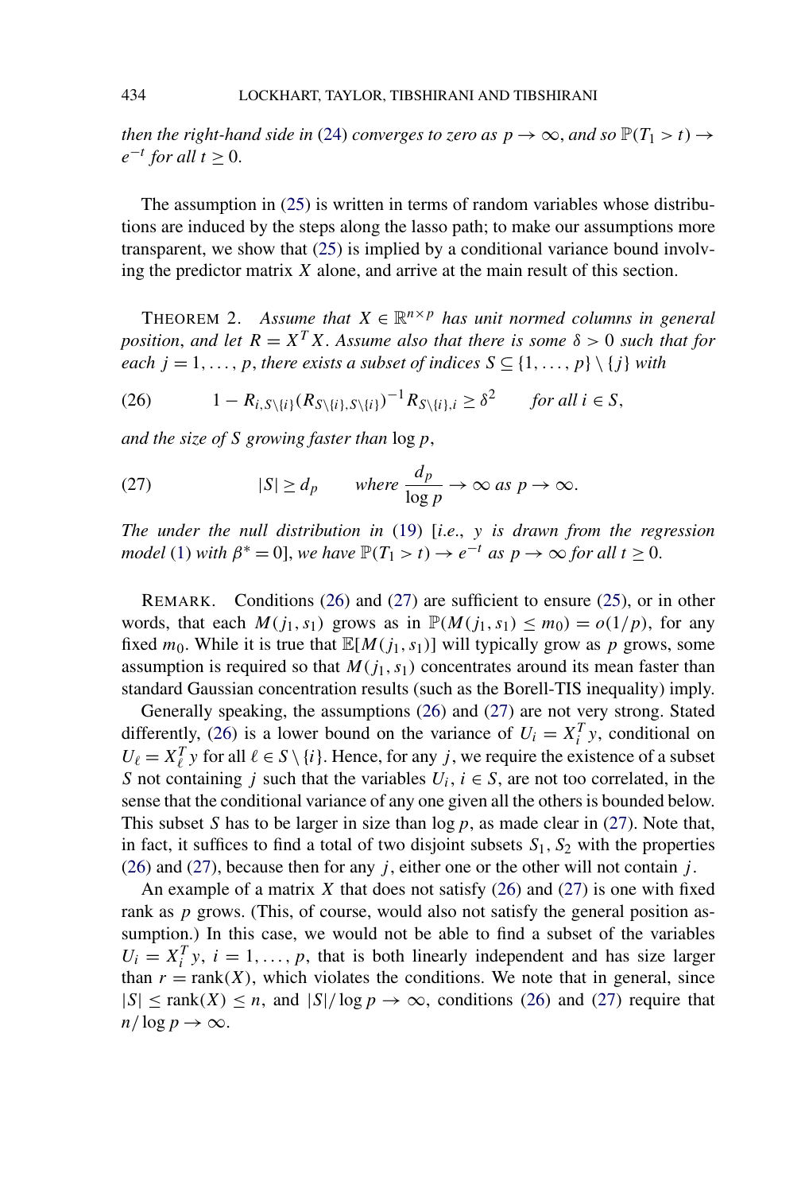*then the right-hand side in* (24) *converges to zero as* $p \to \infty$, *and so* $\mathbb{P}(T_1 > t) \to e^{-t}$ *for all* $t \geq 0$.

The assumption in (25) is written in terms of random variables whose distributions are induced by the steps along the lasso path; to make our assumptions more transparent, we show that (25) is implied by a conditional variance bound involving the predictor matrix $X$ alone, and arrive at the main result of this section.

THEOREM 2. *Assume that* $X \in \mathbb{R}^{n \times p}$ *has unit normed columns in general position*, *and let* $R = X^T X$. *Assume also that there is some* $\delta > 0$ *such that for each* $j = 1, \ldots, p$, *there exists a subset of indices* $S \subseteq \{1, \ldots, p\} \setminus \{j\}$ *with*

$$1 - R_{i,S\setminus\{i\}}(R_{S\setminus\{i\},S\setminus\{i\}})^{-1}R_{S\setminus\{i\},i} \geq \delta^2 \qquad \text{for all } i \in S, \tag{26}$$

*and the size of* $S$ *growing faster than* $\log p$,

$$|S| \geq d_p \qquad \text{where } \frac{d_p}{\log p} \to \infty \text{ as } p \to \infty. \tag{27}$$

*The under the null distribution in* (19) [*i.e.*, $y$ *is drawn from the regression model* (1) *with* $\beta^* = 0$], *we have* $\mathbb{P}(T_1 > t) \to e^{-t}$ *as* $p \to \infty$ *for all* $t \geq 0$.

REMARK. Conditions (26) and (27) are sufficient to ensure (25), or in other words, that each $M(j_1, s_1)$ grows as in $\mathbb{P}(M(j_1, s_1) \leq m_0) = o(1/p)$, for any fixed $m_0$. While it is true that $\mathbb{E}[M(j_1, s_1)]$ will typically grow as $p$ grows, some assumption is required so that $M(j_1, s_1)$ concentrates around its mean faster than standard Gaussian concentration results (such as the Borell-TIS inequality) imply.

Generally speaking, the assumptions (26) and (27) are not very strong. Stated differently, (26) is a lower bound on the variance of $U_i = X_i^T y$, conditional on $U_\ell = X_\ell^T y$ for all $\ell \in S \setminus \{i\}$. Hence, for any $j$, we require the existence of a subset $S$ not containing $j$ such that the variables $U_i$, $i \in S$, are not too correlated, in the sense that the conditional variance of any one given all the others is bounded below. This subset $S$ has to be larger in size than $\log p$, as made clear in (27). Note that, in fact, it suffices to find a total of two disjoint subsets $S_1, S_2$ with the properties (26) and (27), because then for any $j$, either one or the other will not contain $j$.

An example of a matrix $X$ that does not satisfy (26) and (27) is one with fixed rank as $p$ grows. (This, of course, would also not satisfy the general position assumption.) In this case, we would not be able to find a subset of the variables $U_i = X_i^T y$, $i = 1, \ldots, p$, that is both linearly independent and has size larger than $r = \text{rank}(X)$, which violates the conditions. We note that in general, since $|S| \leq \text{rank}(X) \leq n$, and $|S|/\log p \to \infty$, conditions (26) and (27) require that $n/\log p \to \infty$.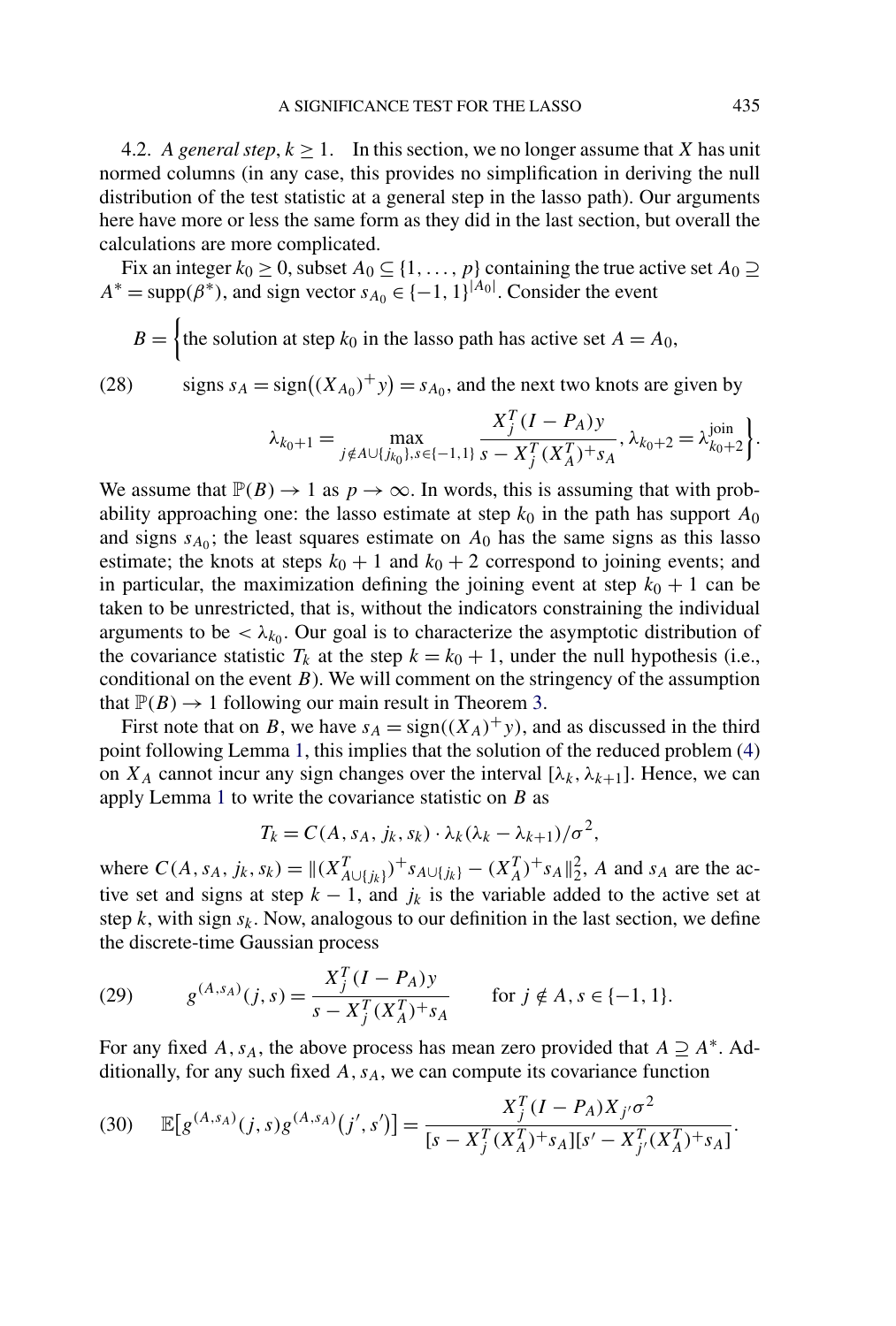4.2. *A general step, $k \geq 1$.* In this section, we no longer assume that $X$ has unit normed columns (in any case, this provides no simplification in deriving the null distribution of the test statistic at a general step in the lasso path). Our arguments here have more or less the same form as they did in the last section, but overall the calculations are more complicated.

Fix an integer $k_0 \geq 0$, subset $A_0 \subseteq \{1, \ldots, p\}$ containing the true active set $A_0 \supseteq A^* = \mathrm{supp}(\beta^*)$, and sign vector $s_{A_0} \in \{-1, 1\}^{|A_0|}$. Consider the event

$$
(28) \qquad \begin{aligned} B = \Big\{ &\text{the solution at step } k_0 \text{ in the lasso path has active set } A = A_0, \\ &\text{signs } s_A = \mathrm{sign}\big((X_{A_0})^+ y\big) = s_{A_0}, \text{ and the next two knots are given by} \\ &\lambda_{k_0+1} = \max_{j \notin A \cup \{j_{k_0}\}, s \in \{-1,1\}} \frac{X_j^T (I - P_A) y}{s - X_j^T (X_A^T)^+ s_A}, \lambda_{k_0+2} = \lambda_{k_0+2}^{\mathrm{join}} \Big\}. \end{aligned}
$$

We assume that $\mathbb{P}(B) \to 1$ as $p \to \infty$. In words, this is assuming that with probability approaching one: the lasso estimate at step $k_0$ in the path has support $A_0$ and signs $s_{A_0}$; the least squares estimate on $A_0$ has the same signs as this lasso estimate; the knots at steps $k_0 + 1$ and $k_0 + 2$ correspond to joining events; and in particular, the maximization defining the joining event at step $k_0 + 1$ can be taken to be unrestricted, that is, without the indicators constraining the individual arguments to be $< \lambda_{k_0}$. Our goal is to characterize the asymptotic distribution of the covariance statistic $T_k$ at the step $k = k_0 + 1$, under the null hypothesis (i.e., conditional on the event $B$). We will comment on the stringency of the assumption that $\mathbb{P}(B) \to 1$ following our main result in Theorem 3.

First note that on $B$, we have $s_A = \mathrm{sign}((X_A)^+ y)$, and as discussed in the third point following Lemma 1, this implies that the solution of the reduced problem (4) on $X_A$ cannot incur any sign changes over the interval $[\lambda_k, \lambda_{k+1}]$. Hence, we can apply Lemma 1 to write the covariance statistic on $B$ as

$$
T_k = C(A, s_A, j_k, s_k) \cdot \lambda_k (\lambda_k - \lambda_{k+1}) / \sigma^2,
$$

where $C(A, s_A, j_k, s_k) = \|(X_{A \cup \{j_k\}}^T)^+ s_{A \cup \{j_k\}} - (X_A^T)^+ s_A\|_2^2$, $A$ and $s_A$ are the active set and signs at step $k - 1$, and $j_k$ is the variable added to the active set at step $k$, with sign $s_k$. Now, analogous to our definition in the last section, we define the discrete-time Gaussian process

$$
(29) \qquad g^{(A, s_A)}(j, s) = \frac{X_j^T (I - P_A) y}{s - X_j^T (X_A^T)^+ s_A} \qquad \text{for } j \notin A, s \in \{-1, 1\}.
$$

For any fixed $A, s_A$, the above process has mean zero provided that $A \supseteq A^*$. Additionally, for any such fixed $A, s_A$, we can compute its covariance function

$$
(30) \quad \mathbb{E}\big[g^{(A, s_A)}(j, s) g^{(A, s_A)}(j', s')\big] = \frac{X_j^T (I - P_A) X_{j'} \sigma^2}{[s - X_j^T (X_A^T)^+ s_A][s' - X_{j'}^T (X_A^T)^+ s_A]}.
$$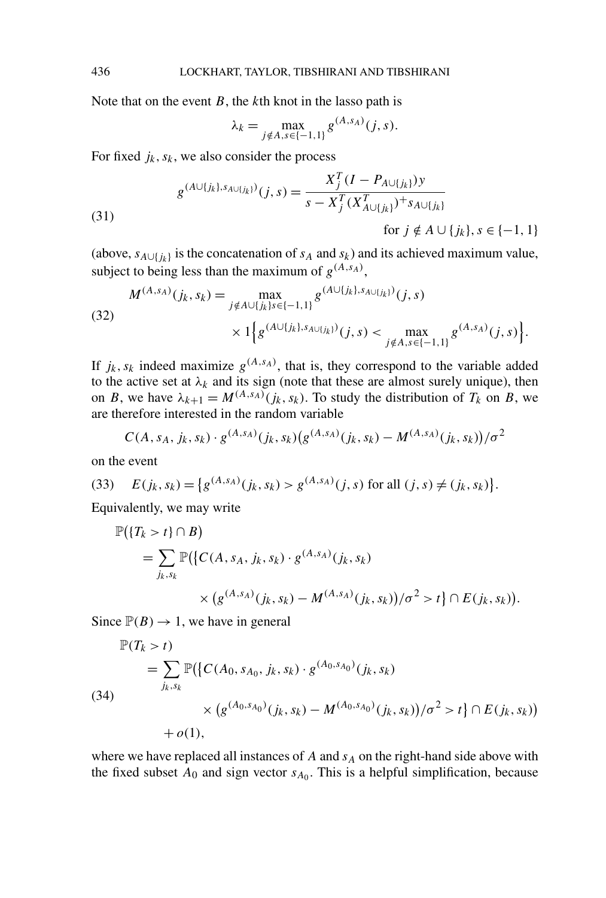Note that on the event $B$, the $k$th knot in the lasso path is

$$\lambda_k = \max_{j \notin A, s \in \{-1,1\}} g^{(A,s_A)}(j,s).$$

For fixed $j_k, s_k$, we also consider the process

$$g^{(A \cup \{j_k\}, s_{A \cup \{j_k\}})}(j,s) = \frac{X_j^T (I - P_{A \cup \{j_k\}}) y}{s - X_j^T (X_{A \cup \{j_k\}}^T)^+ s_{A \cup \{j_k\}}} \tag{31}$$

$$\text{for } j \notin A \cup \{j_k\}, s \in \{-1, 1\}$$

(above, $s_{A \cup \{j_k\}}$ is the concatenation of $s_A$ and $s_k$) and its achieved maximum value, subject to being less than the maximum of $g^{(A,s_A)}$,

$$\begin{aligned} M^{(A,s_A)}(j_k, s_k) = &\max_{j \notin A \cup \{j_k\} s \in \{-1,1\}} g^{(A \cup \{j_k\}, s_{A \cup \{j_k\}})}(j,s) \\ &\times 1\Big\{ g^{(A \cup \{j_k\}, s_{A \cup \{j_k\}})}(j,s) < \max_{j \notin A, s \in \{-1,1\}} g^{(A,s_A)}(j,s) \Big\}. \end{aligned} \tag{32}$$

If $j_k, s_k$ indeed maximize $g^{(A,s_A)}$, that is, they correspond to the variable added to the active set at $\lambda_k$ and its sign (note that these are almost surely unique), then on $B$, we have $\lambda_{k+1} = M^{(A,s_A)}(j_k, s_k)$. To study the distribution of $T_k$ on $B$, we are therefore interested in the random variable

$$C(A, s_A, j_k, s_k) \cdot g^{(A,s_A)}(j_k, s_k) \big( g^{(A,s_A)}(j_k, s_k) - M^{(A,s_A)}(j_k, s_k) \big) / \sigma^2$$

on the event

$$E(j_k, s_k) = \big\{ g^{(A,s_A)}(j_k, s_k) > g^{(A,s_A)}(j,s) \text{ for all } (j,s) \neq (j_k, s_k) \big\}. \tag{33}$$

Equivalently, we may write

$$\begin{aligned} &\mathbb{P}\big(\{T_k > t\} \cap B\big) \\ &\quad = \sum_{j_k, s_k} \mathbb{P}\big( \big\{ C(A, s_A, j_k, s_k) \cdot g^{(A,s_A)}(j_k, s_k) \\ &\qquad \times \big( g^{(A,s_A)}(j_k, s_k) - M^{(A,s_A)}(j_k, s_k) \big) / \sigma^2 > t \big\} \cap E(j_k, s_k) \big). \end{aligned}$$

Since $\mathbb{P}(B) \to 1$, we have in general

$$\begin{aligned} &\mathbb{P}(T_k > t) \\ &\quad = \sum_{j_k, s_k} \mathbb{P}\big( \big\{ C(A_0, s_{A_0}, j_k, s_k) \cdot g^{(A_0,s_{A_0})}(j_k, s_k) \\ &\qquad \times \big( g^{(A_0,s_{A_0})}(j_k, s_k) - M^{(A_0,s_{A_0})}(j_k, s_k) \big) / \sigma^2 > t \big\} \cap E(j_k, s_k) \big) \\ &\qquad + o(1), \end{aligned} \tag{34}$$

where we have replaced all instances of $A$ and $s_A$ on the right-hand side above with the fixed subset $A_0$ and sign vector $s_{A_0}$. This is a helpful simplification, because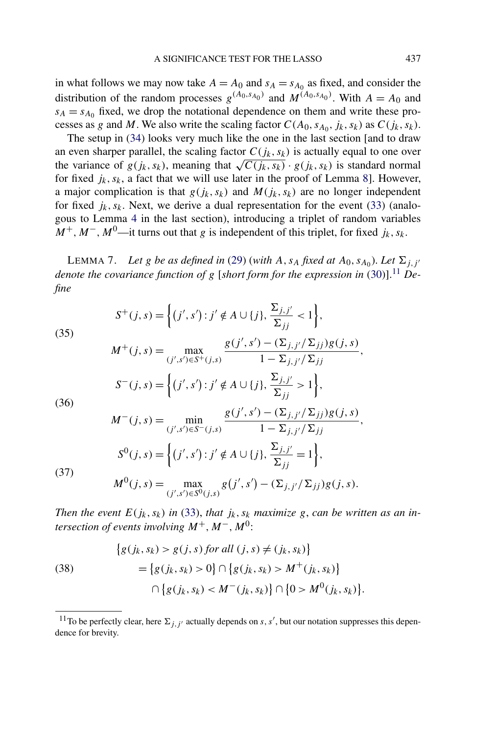in what follows we may now take $A = A_0$ and $s_A = s_{A_0}$ as fixed, and consider the distribution of the random processes $g^{(A_0, s_{A_0})}$ and $M^{(A_0, s_{A_0})}$. With $A = A_0$ and $s_A = s_{A_0}$ fixed, we drop the notational dependence on them and write these processes as $g$ and $M$. We also write the scaling factor $C(A_0, s_{A_0}, j_k, s_k)$ as $C(j_k, s_k)$.

The setup in (34) looks very much like the one in the last section [and to draw an even sharper parallel, the scaling factor $C(j_k, s_k)$ is actually equal to one over the variance of $g(j_k, s_k)$, meaning that $\sqrt{C(j_k, s_k)} \cdot g(j_k, s_k)$ is standard normal for fixed $j_k, s_k$, a fact that we will use later in the proof of Lemma 8]. However, a major complication is that $g(j_k, s_k)$ and $M(j_k, s_k)$ are no longer independent for fixed $j_k, s_k$. Next, we derive a dual representation for the event (33) (analogous to Lemma 4 in the last section), introducing a triplet of random variables $M^+, M^-, M^0$—it turns out that $g$ is independent of this triplet, for fixed $j_k, s_k$.

LEMMA 7. *Let $g$ be as defined in (29) (with $A, s_A$ fixed at $A_0, s_{A_0}$). Let $\Sigma_{j,j'}$ denote the covariance function of $g$ [short form for the expression in (30)].*[11] *Define*

$$
\begin{aligned}
&S^+(j, s) = \left\{(j', s') : j' \notin A \cup \{j\}, \frac{\Sigma_{j,j'}}{\Sigma_{jj}} < 1\right\}, \\
(35) \qquad &M^+(j, s) = \max_{(j', s') \in S^+(j,s)} \frac{g(j', s') - (\Sigma_{j,j'}/\Sigma_{jj}) g(j, s)}{1 - \Sigma_{j,j'}/\Sigma_{jj}},
\end{aligned}
$$

$$
\begin{aligned}
&S^-(j, s) = \left\{(j', s') : j' \notin A \cup \{j\}, \frac{\Sigma_{j,j'}}{\Sigma_{jj}} > 1\right\}, \\
(36) \qquad &M^-(j, s) = \min_{(j', s') \in S^-(j,s)} \frac{g(j', s') - (\Sigma_{j,j'}/\Sigma_{jj}) g(j, s)}{1 - \Sigma_{j,j'}/\Sigma_{jj}},
\end{aligned}
$$

$$
\begin{aligned}
&S^0(j, s) = \left\{(j', s') : j' \notin A \cup \{j\}, \frac{\Sigma_{j,j'}}{\Sigma_{jj}} = 1\right\}, \\
(37) \qquad &M^0(j, s) = \max_{(j', s') \in S^0(j,s)} g(j', s') - (\Sigma_{j,j'}/\Sigma_{jj}) g(j, s).
\end{aligned}
$$

*Then the event $E(j_k, s_k)$ in (33), that $j_k, s_k$ maximize $g$, can be written as an intersection of events involving $M^+, M^-, M^0$:*

$$
\begin{aligned}
&\{g(j_k, s_k) > g(j, s) \text{ for all } (j, s) \neq (j_k, s_k)\} \\
(38) \qquad &= \{g(j_k, s_k) > 0\} \cap \{g(j_k, s_k) > M^+(j_k, s_k)\} \\
&\quad \cap \{g(j_k, s_k) < M^-(j_k, s_k)\} \cap \{0 > M^0(j_k, s_k)\}.
\end{aligned}
$$

---

[11] To be perfectly clear, here $\Sigma_{j,j'}$ actually depends on $s, s'$, but our notation suppresses this dependence for brevity.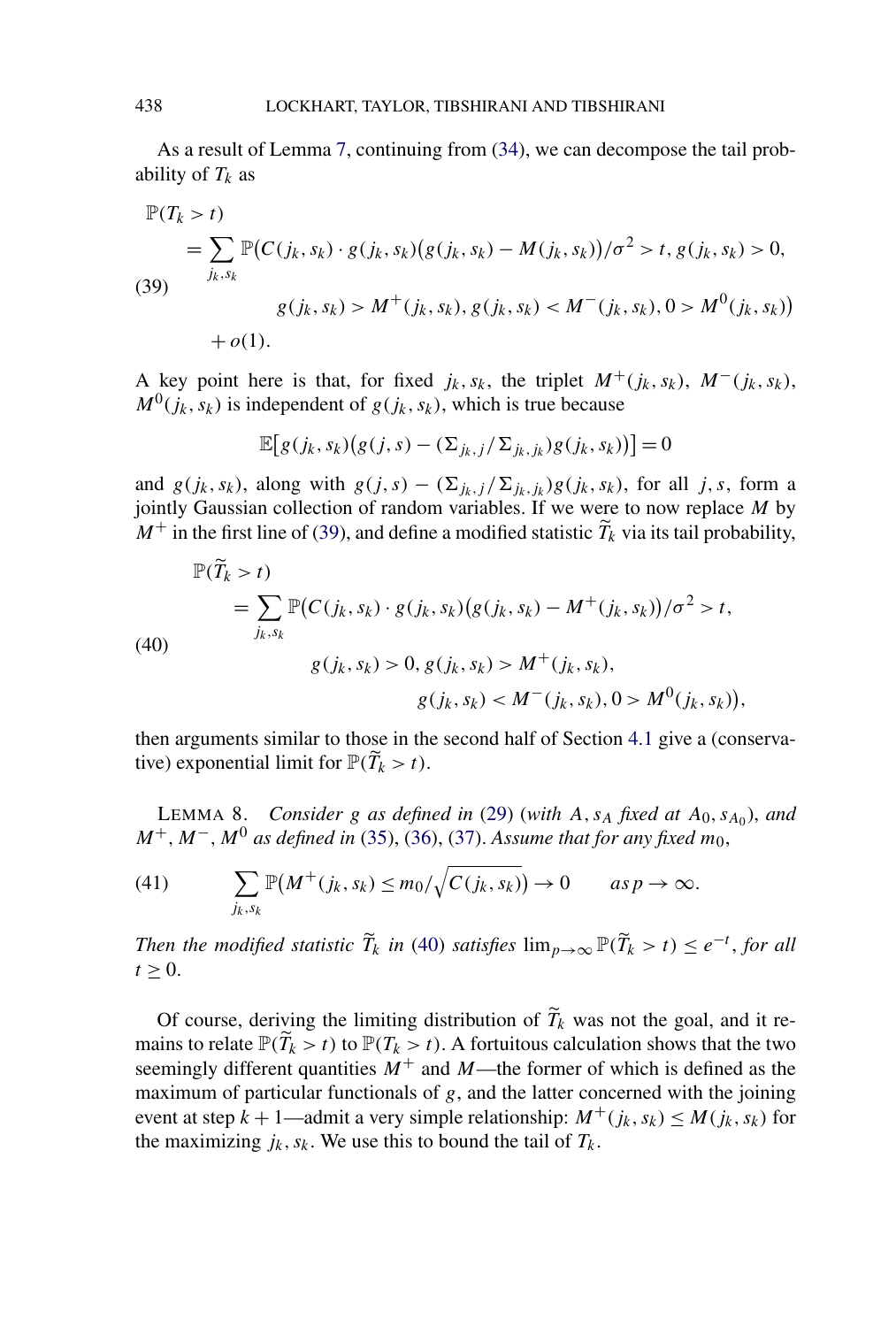As a result of Lemma 7, continuing from (34), we can decompose the tail probability of $T_k$ as

$$
\begin{aligned}
\mathbb{P}(T_k > t) &\\
&= \sum_{j_k, s_k} \mathbb{P}\big(C(j_k, s_k) \cdot g(j_k, s_k)\big(g(j_k, s_k) - M(j_k, s_k)\big)/\sigma^2 > t, g(j_k, s_k) > 0, \\
&\qquad\qquad g(j_k, s_k) > M^+(j_k, s_k), g(j_k, s_k) < M^-(j_k, s_k), 0 > M^0(j_k, s_k)\big) \\
&\quad + o(1).
\end{aligned} \tag{39}
$$

A key point here is that, for fixed $j_k, s_k$, the triplet $M^+(j_k, s_k)$, $M^-(j_k, s_k)$, $M^0(j_k, s_k)$ is independent of $g(j_k, s_k)$, which is true because

$$
\mathbb{E}\big[g(j_k, s_k)\big(g(j, s) - (\Sigma_{j_k, j}/\Sigma_{j_k, j_k}) g(j_k, s_k)\big)\big] = 0
$$

and $g(j_k, s_k)$, along with $g(j, s) - (\Sigma_{j_k, j}/\Sigma_{j_k, j_k}) g(j_k, s_k)$, for all $j, s$, form a jointly Gaussian collection of random variables. If we were to now replace $M$ by $M^+$ in the first line of (39), and define a modified statistic $\widetilde{T}_k$ via its tail probability,

$$
\begin{aligned}
\mathbb{P}(\widetilde{T}_k > t) &\\
&= \sum_{j_k, s_k} \mathbb{P}\big(C(j_k, s_k) \cdot g(j_k, s_k)\big(g(j_k, s_k) - M^+(j_k, s_k)\big)/\sigma^2 > t, \\
&\qquad\qquad g(j_k, s_k) > 0, g(j_k, s_k) > M^+(j_k, s_k), \\
&\qquad\qquad\qquad g(j_k, s_k) < M^-(j_k, s_k), 0 > M^0(j_k, s_k)\big),
\end{aligned} \tag{40}
$$

then arguments similar to those in the second half of Section 4.1 give a (conservative) exponential limit for $\mathbb{P}(\widetilde{T}_k > t)$.

LEMMA 8. *Consider $g$ as defined in* (29) (*with $A, s_A$ fixed at $A_0, s_{A_0}$*), *and $M^+, M^-, M^0$ as defined in* (35), (36), (37). *Assume that for any fixed $m_0$*,

$$
\sum_{j_k, s_k} \mathbb{P}\big(M^+(j_k, s_k) \le m_0/\sqrt{C(j_k, s_k)}\big) \to 0 \qquad \textit{as } p \to \infty. \tag{41}
$$

*Then the modified statistic $\widetilde{T}_k$ in* (40) *satisfies* $\lim_{p\to\infty} \mathbb{P}(\widetilde{T}_k > t) \le e^{-t}$, *for all* $t \ge 0$.

Of course, deriving the limiting distribution of $\widetilde{T}_k$ was not the goal, and it remains to relate $\mathbb{P}(\widetilde{T}_k > t)$ to $\mathbb{P}(T_k > t)$. A fortuitous calculation shows that the two seemingly different quantities $M^+$ and $M$—the former of which is defined as the maximum of particular functionals of $g$, and the latter concerned with the joining event at step $k+1$—admit a very simple relationship: $M^+(j_k, s_k) \le M(j_k, s_k)$ for the maximizing $j_k, s_k$. We use this to bound the tail of $T_k$.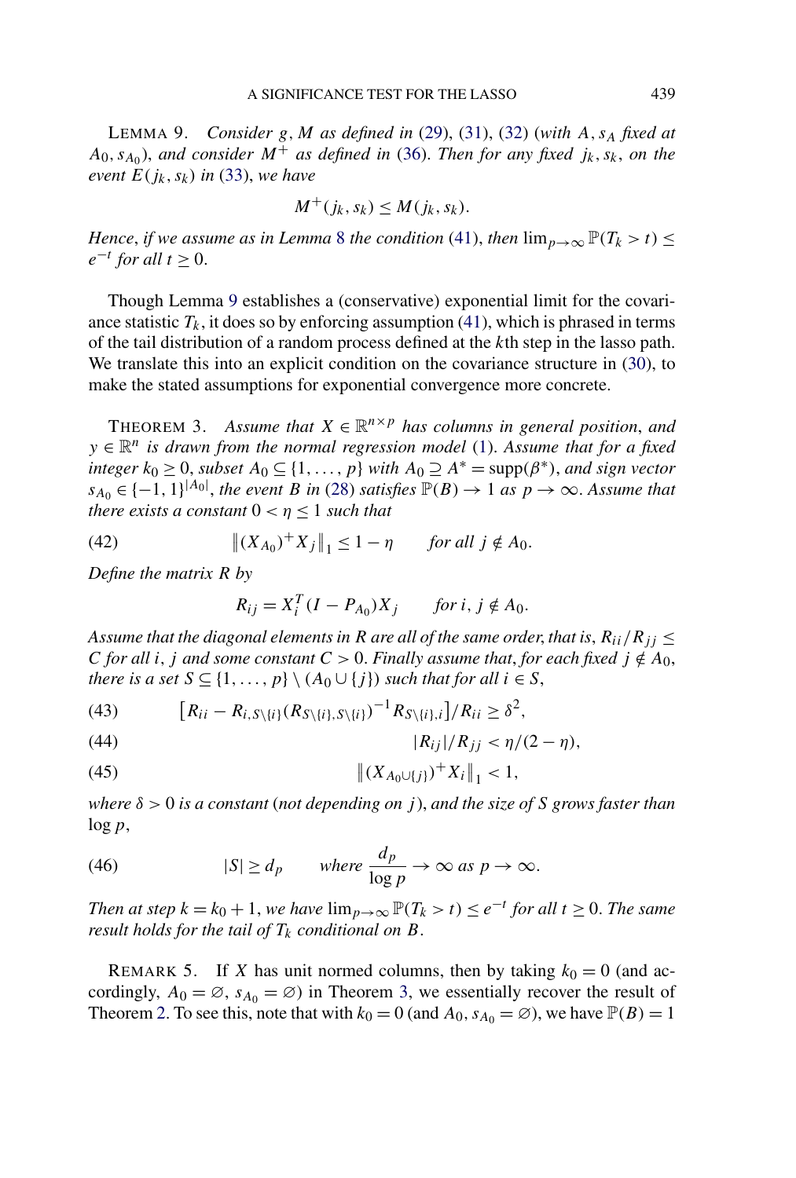LEMMA 9. *Consider* $g, M$ *as defined in* (29), (31), (32) (*with* $A, s_A$ *fixed at* $A_0, s_{A_0}$), *and consider* $M^+$ *as defined in* (36). *Then for any fixed* $j_k, s_k$, *on the event* $E(j_k, s_k)$ *in* (33), *we have*

$$M^+(j_k, s_k) \le M(j_k, s_k).$$

*Hence*, *if we assume as in Lemma* 8 *the condition* (41), *then* $\lim_{p\to\infty} \mathbb{P}(T_k > t) \le e^{-t}$ *for all* $t \ge 0$.

Though Lemma 9 establishes a (conservative) exponential limit for the covariance statistic $T_k$, it does so by enforcing assumption (41), which is phrased in terms of the tail distribution of a random process defined at the $k$th step in the lasso path. We translate this into an explicit condition on the covariance structure in (30), to make the stated assumptions for exponential convergence more concrete.

THEOREM 3. *Assume that* $X \in \mathbb{R}^{n\times p}$ *has columns in general position*, *and* $y \in \mathbb{R}^n$ *is drawn from the normal regression model* (1). *Assume that for a fixed integer* $k_0 \ge 0$, *subset* $A_0 \subseteq \{1, \dots, p\}$ *with* $A_0 \supseteq A^* = \mathrm{supp}(\beta^*)$, *and sign vector* $s_{A_0} \in \{-1, 1\}^{|A_0|}$, *the event* $B$ *in* (28) *satisfies* $\mathbb{P}(B) \to 1$ *as* $p \to \infty$. *Assume that there exists a constant* $0 < \eta \le 1$ *such that*

$$\|(X_{A_0})^+ X_j\|_1 \le 1 - \eta \qquad \text{for all } j \notin A_0. \tag{42}$$

*Define the matrix* $R$ *by*

$$R_{ij} = X_i^T (I - P_{A_0}) X_j \qquad \text{for } i, j \notin A_0.$$

*Assume that the diagonal elements in* $R$ *are all of the same order*, *that is*, $R_{ii}/R_{jj} \le C$ *for all* $i, j$ *and some constant* $C > 0$. *Finally assume that*, *for each fixed* $j \notin A_0$, *there is a set* $S \subseteq \{1, \dots, p\} \setminus (A_0 \cup \{j\})$ *such that for all* $i \in S$,

$$\big[R_{ii} - R_{i,S\setminus\{i\}} (R_{S\setminus\{i\}, S\setminus\{i\}})^{-1} R_{S\setminus\{i\}, i}\big]/R_{ii} \ge \delta^2, \tag{43}$$

$$|R_{ij}|/R_{jj} < \eta/(2-\eta), \tag{44}$$

$$\|(X_{A_0\cup\{j\}})^+ X_i\|_1 < 1, \tag{45}$$

*where* $\delta > 0$ *is a constant* (*not depending on* $j$), *and the size of* $S$ *grows faster than* $\log p$,

$$|S| \ge d_p \qquad \text{where } \frac{d_p}{\log p} \to \infty \text{ as } p \to \infty. \tag{46}$$

*Then at step* $k = k_0 + 1$, *we have* $\lim_{p\to\infty} \mathbb{P}(T_k > t) \le e^{-t}$ *for all* $t \ge 0$. *The same result holds for the tail of* $T_k$ *conditional on* $B$.

REMARK 5. If $X$ has unit normed columns, then by taking $k_0 = 0$ (and accordingly, $A_0 = \varnothing$, $s_{A_0} = \varnothing$) in Theorem 3, we essentially recover the result of Theorem 2. To see this, note that with $k_0 = 0$ (and $A_0, s_{A_0} = \varnothing$), we have $\mathbb{P}(B) = 1$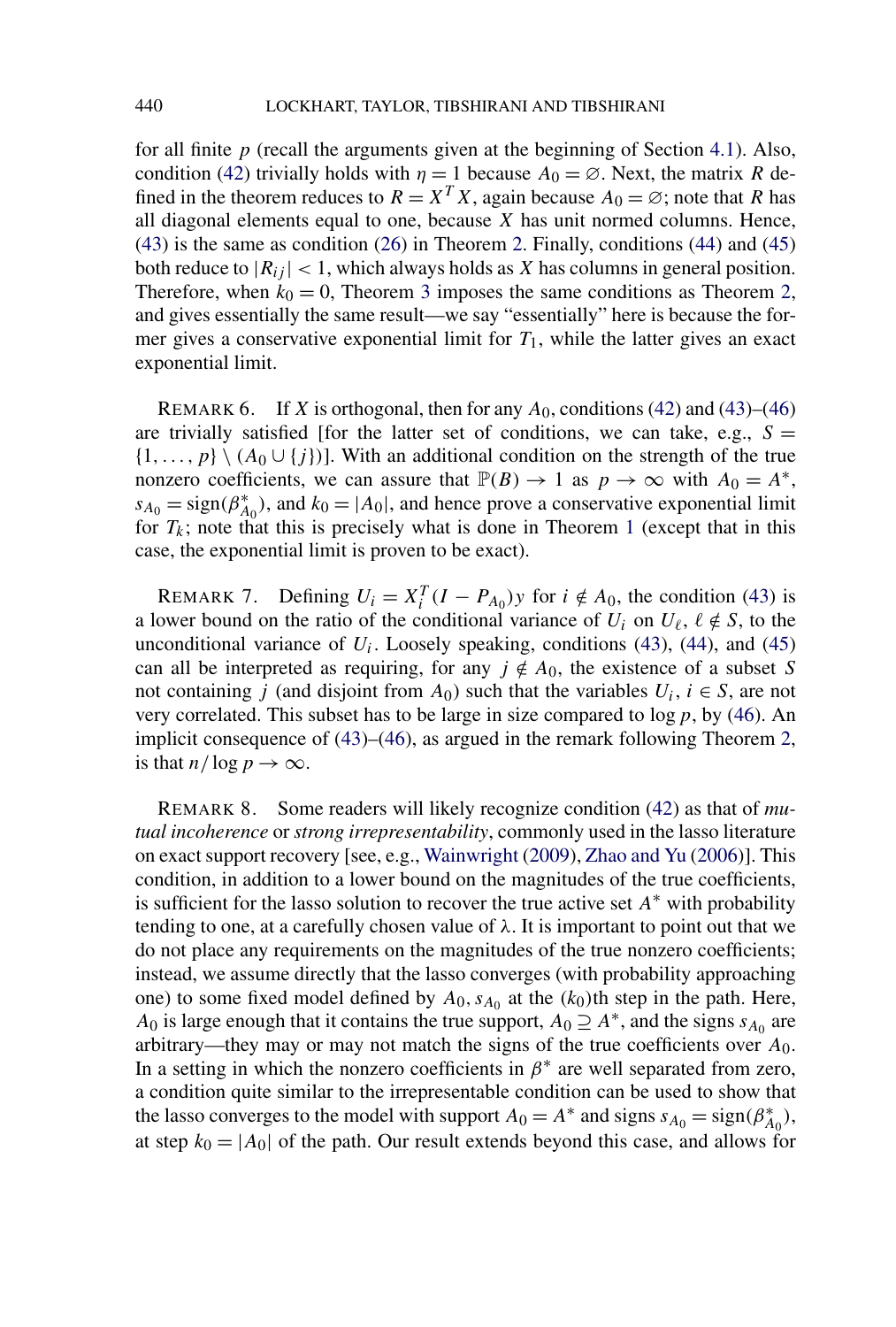for all finite $p$ (recall the arguments given at the beginning of Section 4.1). Also, condition (42) trivially holds with $\eta = 1$ because $A_0 = \varnothing$. Next, the matrix $R$ defined in the theorem reduces to $R = X^T X$, again because $A_0 = \varnothing$; note that $R$ has all diagonal elements equal to one, because $X$ has unit normed columns. Hence, (43) is the same as condition (26) in Theorem 2. Finally, conditions (44) and (45) both reduce to $|R_{ij}| < 1$, which always holds as $X$ has columns in general position. Therefore, when $k_0 = 0$, Theorem 3 imposes the same conditions as Theorem 2, and gives essentially the same result—we say "essentially" here is because the former gives a conservative exponential limit for $T_1$, while the latter gives an exact exponential limit.

REMARK 6. If $X$ is orthogonal, then for any $A_0$, conditions (42) and (43)–(46) are trivially satisfied [for the latter set of conditions, we can take, e.g., $S = \{1, \ldots, p\} \setminus (A_0 \cup \{j\})$]. With an additional condition on the strength of the true nonzero coefficients, we can assure that $\mathbb{P}(B) \to 1$ as $p \to \infty$ with $A_0 = A^*$, $s_{A_0} = \operatorname{sign}(\beta^*_{A_0})$, and $k_0 = |A_0|$, and hence prove a conservative exponential limit for $T_k$; note that this is precisely what is done in Theorem 1 (except that in this case, the exponential limit is proven to be exact).

REMARK 7. Defining $U_i = X_i^T (I - P_{A_0}) y$ for $i \notin A_0$, the condition (43) is a lower bound on the ratio of the conditional variance of $U_i$ on $U_\ell$, $\ell \notin S$, to the unconditional variance of $U_i$. Loosely speaking, conditions (43), (44), and (45) can all be interpreted as requiring, for any $j \notin A_0$, the existence of a subset $S$ not containing $j$ (and disjoint from $A_0$) such that the variables $U_i$, $i \in S$, are not very correlated. This subset has to be large in size compared to $\log p$, by (46). An implicit consequence of (43)–(46), as argued in the remark following Theorem 2, is that $n / \log p \to \infty$.

REMARK 8. Some readers will likely recognize condition (42) as that of *mutual incoherence* or *strong irrepresentability*, commonly used in the lasso literature on exact support recovery [see, e.g., Wainwright (2009), Zhao and Yu (2006)]. This condition, in addition to a lower bound on the magnitudes of the true coefficients, is sufficient for the lasso solution to recover the true active set $A^*$ with probability tending to one, at a carefully chosen value of $\lambda$. It is important to point out that we do not place any requirements on the magnitudes of the true nonzero coefficients; instead, we assume directly that the lasso converges (with probability approaching one) to some fixed model defined by $A_0, s_{A_0}$ at the $(k_0)$th step in the path. Here, $A_0$ is large enough that it contains the true support, $A_0 \supseteq A^*$, and the signs $s_{A_0}$ are arbitrary—they may or may not match the signs of the true coefficients over $A_0$. In a setting in which the nonzero coefficients in $\beta^*$ are well separated from zero, a condition quite similar to the irrepresentable condition can be used to show that the lasso converges to the model with support $A_0 = A^*$ and signs $s_{A_0} = \operatorname{sign}(\beta^*_{A_0})$, at step $k_0 = |A_0|$ of the path. Our result extends beyond this case, and allows for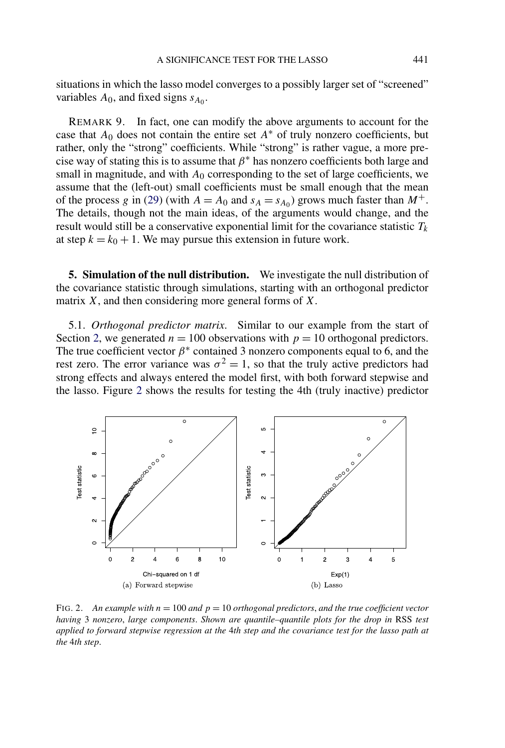situations in which the lasso model converges to a possibly larger set of "screened" variables $A_0$, and fixed signs $s_{A_0}$.

REMARK 9. In fact, one can modify the above arguments to account for the case that $A_0$ does not contain the entire set $A^*$ of truly nonzero coefficients, but rather, only the "strong" coefficients. While "strong" is rather vague, a more precise way of stating this is to assume that $\beta^*$ has nonzero coefficients both large and small in magnitude, and with $A_0$ corresponding to the set of large coefficients, we assume that the (left-out) small coefficients must be small enough that the mean of the process $g$ in (29) (with $A = A_0$ and $s_A = s_{A_0}$) grows much faster than $M^+$. The details, though not the main ideas, of the arguments would change, and the result would still be a conservative exponential limit for the covariance statistic $T_k$ at step $k = k_0 + 1$. We may pursue this extension in future work.

## 5. Simulation of the null distribution.

We investigate the null distribution of the covariance statistic through simulations, starting with an orthogonal predictor matrix $X$, and then considering more general forms of $X$.

### 5.1. *Orthogonal predictor matrix.*

Similar to our example from the start of Section 2, we generated $n = 100$ observations with $p = 10$ orthogonal predictors. The true coefficient vector $\beta^*$ contained 3 nonzero components equal to 6, and the rest zero. The error variance was $\sigma^2 = 1$, so that the truly active predictors had strong effects and always entered the model first, with both forward stepwise and the lasso. Figure 2 shows the results for testing the 4th (truly inactive) predictor

(a) Forward stepwise (b) Lasso

FIG. 2. *An example with $n = 100$ and $p = 10$ orthogonal predictors, and the true coefficient vector having 3 nonzero, large components. Shown are quantile–quantile plots for the drop in RSS test applied to forward stepwise regression at the 4th step and the covariance test for the lasso path at the 4th step.*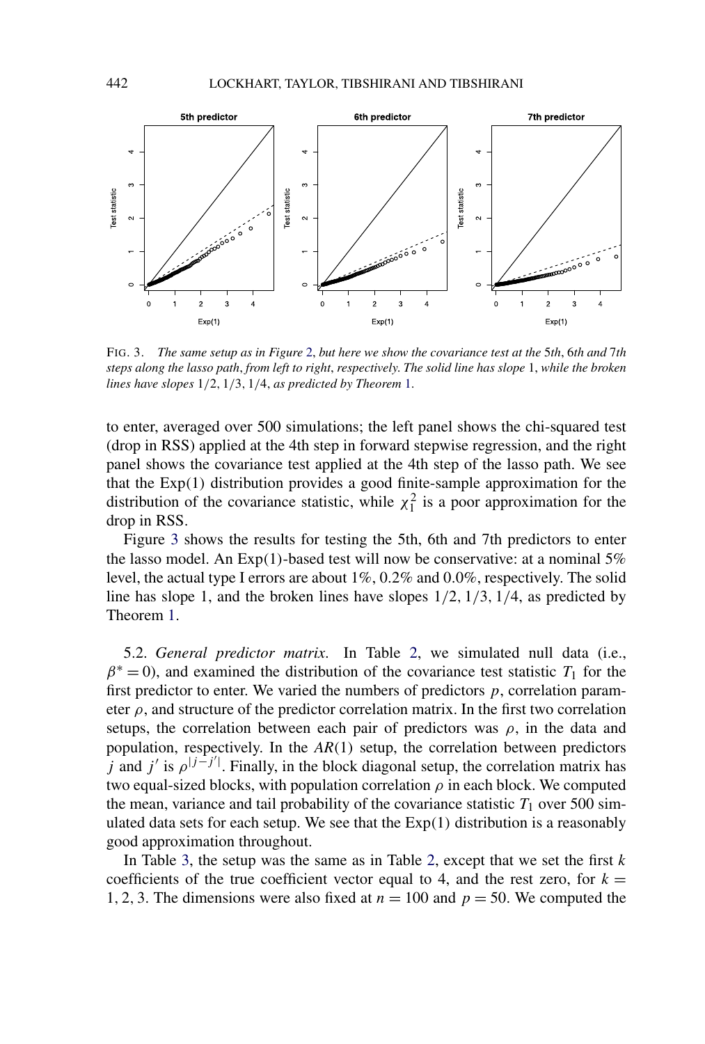FIG. 3. *The same setup as in Figure 2, but here we show the covariance test at the* 5*th*, 6*th and* 7*th steps along the lasso path, from left to right, respectively. The solid line has slope* 1, *while the broken lines have slopes* $1/2$, $1/3$, $1/4$, *as predicted by Theorem* 1.

to enter, averaged over 500 simulations; the left panel shows the chi-squared test (drop in RSS) applied at the 4th step in forward stepwise regression, and the right panel shows the covariance test applied at the 4th step of the lasso path. We see that the Exp(1) distribution provides a good finite-sample approximation for the distribution of the covariance statistic, while $\chi_1^2$ is a poor approximation for the drop in RSS.

Figure 3 shows the results for testing the 5th, 6th and 7th predictors to enter the lasso model. An Exp(1)-based test will now be conservative: at a nominal 5% level, the actual type I errors are about 1%, 0.2% and 0.0%, respectively. The solid line has slope 1, and the broken lines have slopes $1/2$, $1/3$, $1/4$, as predicted by Theorem 1.

5.2. *General predictor matrix.* In Table 2, we simulated null data (i.e., $\beta^* = 0$), and examined the distribution of the covariance test statistic $T_1$ for the first predictor to enter. We varied the numbers of predictors $p$, correlation parameter $\rho$, and structure of the predictor correlation matrix. In the first two correlation setups, the correlation between each pair of predictors was $\rho$, in the data and population, respectively. In the $AR(1)$ setup, the correlation between predictors $j$ and $j'$ is $\rho^{|j-j'|}$. Finally, in the block diagonal setup, the correlation matrix has two equal-sized blocks, with population correlation $\rho$ in each block. We computed the mean, variance and tail probability of the covariance statistic $T_1$ over 500 simulated data sets for each setup. We see that the Exp(1) distribution is a reasonably good approximation throughout.

In Table 3, the setup was the same as in Table 2, except that we set the first $k$ coefficients of the true coefficient vector equal to 4, and the rest zero, for $k = 1, 2, 3$. The dimensions were also fixed at $n = 100$ and $p = 50$. We computed the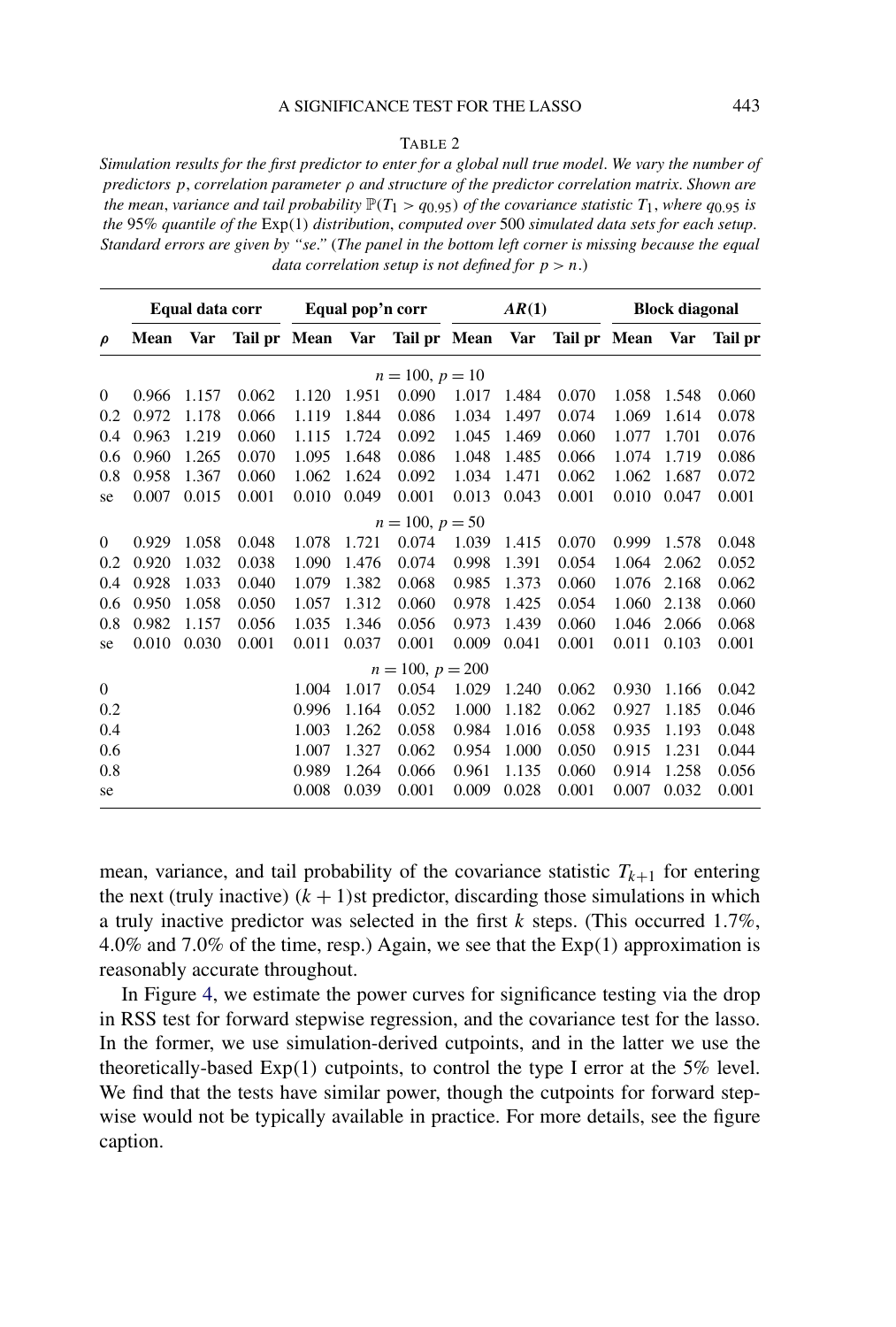TABLE 2

*Simulation results for the first predictor to enter for a global null true model. We vary the number of predictors $p$, correlation parameter $\rho$ and structure of the predictor correlation matrix. Shown are the mean, variance and tail probability $\mathbb{P}(T_1 > q_{0.95})$ of the covariance statistic $T_1$, where $q_{0.95}$ is the 95% quantile of the* Exp(1) *distribution, computed over 500 simulated data sets for each setup. Standard errors are given by "se." (The panel in the bottom left corner is missing because the equal data correlation setup is not defined for $p > n$.)*

| | **Equal data corr** | | | **Equal pop'n corr** | | | ***AR*(1)** | | | **Block diagonal** | | |
|---|---|---|---|---|---|---|---|---|---|---|---|---|
| $\rho$ | **Mean** | **Var** | **Tail pr** | **Mean** | **Var** | **Tail pr** | **Mean** | **Var** | **Tail pr** | **Mean** | **Var** | **Tail pr** |
| | | | | | | $n = 100,\ p = 10$ | | | | | | |
| 0 | 0.966 | 1.157 | 0.062 | 1.120 | 1.951 | 0.090 | 1.017 | 1.484 | 0.070 | 1.058 | 1.548 | 0.060 |
| 0.2 | 0.972 | 1.178 | 0.066 | 1.119 | 1.844 | 0.086 | 1.034 | 1.497 | 0.074 | 1.069 | 1.614 | 0.078 |
| 0.4 | 0.963 | 1.219 | 0.060 | 1.115 | 1.724 | 0.092 | 1.045 | 1.469 | 0.060 | 1.077 | 1.701 | 0.076 |
| 0.6 | 0.960 | 1.265 | 0.070 | 1.095 | 1.648 | 0.086 | 1.048 | 1.485 | 0.066 | 1.074 | 1.719 | 0.086 |
| 0.8 | 0.958 | 1.367 | 0.060 | 1.062 | 1.624 | 0.092 | 1.034 | 1.471 | 0.062 | 1.062 | 1.687 | 0.072 |
| se | 0.007 | 0.015 | 0.001 | 0.010 | 0.049 | 0.001 | 0.013 | 0.043 | 0.001 | 0.010 | 0.047 | 0.001 |
| | | | | | | $n = 100,\ p = 50$ | | | | | | |
| 0 | 0.929 | 1.058 | 0.048 | 1.078 | 1.721 | 0.074 | 1.039 | 1.415 | 0.070 | 0.999 | 1.578 | 0.048 |
| 0.2 | 0.920 | 1.032 | 0.038 | 1.090 | 1.476 | 0.074 | 0.998 | 1.391 | 0.054 | 1.064 | 2.062 | 0.052 |
| 0.4 | 0.928 | 1.033 | 0.040 | 1.079 | 1.382 | 0.068 | 0.985 | 1.373 | 0.060 | 1.076 | 2.168 | 0.062 |
| 0.6 | 0.950 | 1.058 | 0.050 | 1.057 | 1.312 | 0.060 | 0.978 | 1.425 | 0.054 | 1.060 | 2.138 | 0.060 |
| 0.8 | 0.982 | 1.157 | 0.056 | 1.035 | 1.346 | 0.056 | 0.973 | 1.439 | 0.060 | 1.046 | 2.066 | 0.068 |
| se | 0.010 | 0.030 | 0.001 | 0.011 | 0.037 | 0.001 | 0.009 | 0.041 | 0.001 | 0.011 | 0.103 | 0.001 |
| | | | | | | $n = 100,\ p = 200$ | | | | | | |
| 0 | | | | 1.004 | 1.017 | 0.054 | 1.029 | 1.240 | 0.062 | 0.930 | 1.166 | 0.042 |
| 0.2 | | | | 0.996 | 1.164 | 0.052 | 1.000 | 1.182 | 0.062 | 0.927 | 1.185 | 0.046 |
| 0.4 | | | | 1.003 | 1.262 | 0.058 | 0.984 | 1.016 | 0.058 | 0.935 | 1.193 | 0.048 |
| 0.6 | | | | 1.007 | 1.327 | 0.062 | 0.954 | 1.000 | 0.050 | 0.915 | 1.231 | 0.044 |
| 0.8 | | | | 0.989 | 1.264 | 0.066 | 0.961 | 1.135 | 0.060 | 0.914 | 1.258 | 0.056 |
| se | | | | 0.008 | 0.039 | 0.001 | 0.009 | 0.028 | 0.001 | 0.007 | 0.032 | 0.001 |

mean, variance, and tail probability of the covariance statistic $T_{k+1}$ for entering the next (truly inactive) $(k + 1)$st predictor, discarding those simulations in which a truly inactive predictor was selected in the first $k$ steps. (This occurred 1.7%, 4.0% and 7.0% of the time, resp.) Again, we see that the Exp(1) approximation is reasonably accurate throughout.

In Figure 4, we estimate the power curves for significance testing via the drop in RSS test for forward stepwise regression, and the covariance test for the lasso. In the former, we use simulation-derived cutpoints, and in the latter we use the theoretically-based Exp(1) cutpoints, to control the type I error at the 5% level. We find that the tests have similar power, though the cutpoints for forward stepwise would not be typically available in practice. For more details, see the figure caption.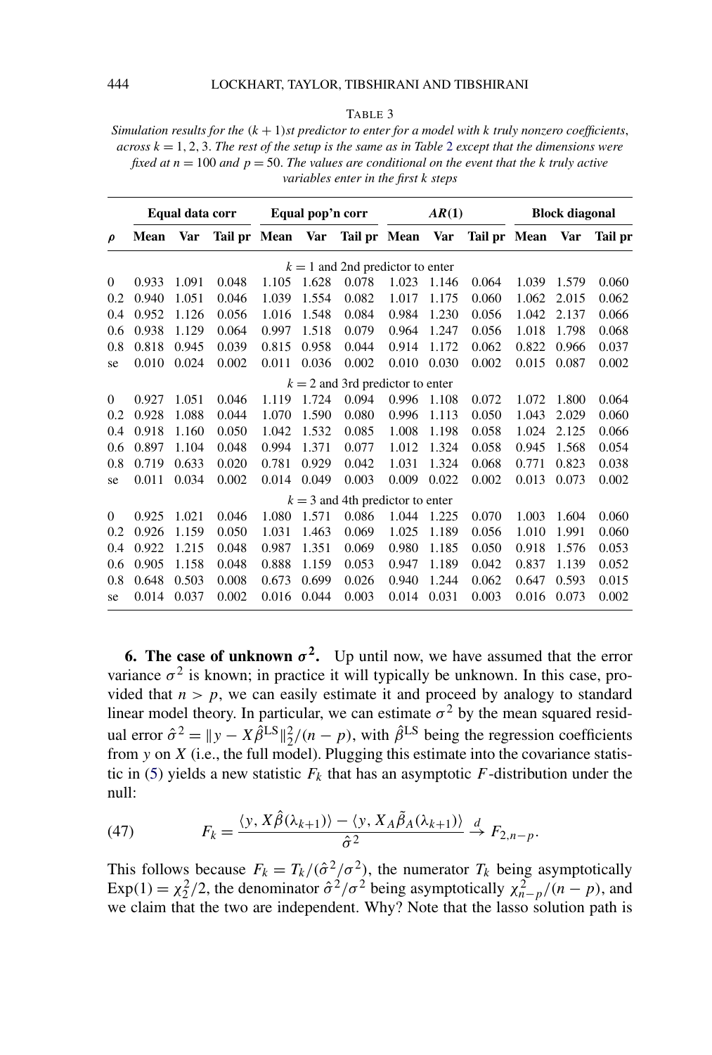TABLE 3

*Simulation results for the $(k+1)$st predictor to enter for a model with $k$ truly nonzero coefficients, across $k = 1, 2, 3$. The rest of the setup is the same as in Table 2 except that the dimensions were fixed at $n = 100$ and $p = 50$. The values are conditional on the event that the $k$ truly active variables enter in the first $k$ steps*

| | **Equal data corr** | | | **Equal pop'n corr** | | | ***AR*(1)** | | | **Block diagonal** | | |
|---|---|---|---|---|---|---|---|---|---|---|---|---|
| $\rho$ | **Mean** | **Var** | **Tail pr** | **Mean** | **Var** | **Tail pr** | **Mean** | **Var** | **Tail pr** | **Mean** | **Var** | **Tail pr** |
| | | | | | $k = 1$ and 2nd predictor to enter | | | | | | | |
| 0 | 0.933 | 1.091 | 0.048 | 1.105 | 1.628 | 0.078 | 1.023 | 1.146 | 0.064 | 1.039 | 1.579 | 0.060 |
| 0.2 | 0.940 | 1.051 | 0.046 | 1.039 | 1.554 | 0.082 | 1.017 | 1.175 | 0.060 | 1.062 | 2.015 | 0.062 |
| 0.4 | 0.952 | 1.126 | 0.056 | 1.016 | 1.548 | 0.084 | 0.984 | 1.230 | 0.056 | 1.042 | 2.137 | 0.066 |
| 0.6 | 0.938 | 1.129 | 0.064 | 0.997 | 1.518 | 0.079 | 0.964 | 1.247 | 0.056 | 1.018 | 1.798 | 0.068 |
| 0.8 | 0.818 | 0.945 | 0.039 | 0.815 | 0.958 | 0.044 | 0.914 | 1.172 | 0.062 | 0.822 | 0.966 | 0.037 |
| se | 0.010 | 0.024 | 0.002 | 0.011 | 0.036 | 0.002 | 0.010 | 0.030 | 0.002 | 0.015 | 0.087 | 0.002 |
| | | | | | $k = 2$ and 3rd predictor to enter | | | | | | | |
| 0 | 0.927 | 1.051 | 0.046 | 1.119 | 1.724 | 0.094 | 0.996 | 1.108 | 0.072 | 1.072 | 1.800 | 0.064 |
| 0.2 | 0.928 | 1.088 | 0.044 | 1.070 | 1.590 | 0.080 | 0.996 | 1.113 | 0.050 | 1.043 | 2.029 | 0.060 |
| 0.4 | 0.918 | 1.160 | 0.050 | 1.042 | 1.532 | 0.085 | 1.008 | 1.198 | 0.058 | 1.024 | 2.125 | 0.066 |
| 0.6 | 0.897 | 1.104 | 0.048 | 0.994 | 1.371 | 0.077 | 1.012 | 1.324 | 0.058 | 0.945 | 1.568 | 0.054 |
| 0.8 | 0.719 | 0.633 | 0.020 | 0.781 | 0.929 | 0.042 | 1.031 | 1.324 | 0.068 | 0.771 | 0.823 | 0.038 |
| se | 0.011 | 0.034 | 0.002 | 0.014 | 0.049 | 0.003 | 0.009 | 0.022 | 0.002 | 0.013 | 0.073 | 0.002 |
| | | | | | $k = 3$ and 4th predictor to enter | | | | | | | |
| 0 | 0.925 | 1.021 | 0.046 | 1.080 | 1.571 | 0.086 | 1.044 | 1.225 | 0.070 | 1.003 | 1.604 | 0.060 |
| 0.2 | 0.926 | 1.159 | 0.050 | 1.031 | 1.463 | 0.069 | 1.025 | 1.189 | 0.056 | 1.010 | 1.991 | 0.060 |
| 0.4 | 0.922 | 1.215 | 0.048 | 0.987 | 1.351 | 0.069 | 0.980 | 1.185 | 0.050 | 0.918 | 1.576 | 0.053 |
| 0.6 | 0.905 | 1.158 | 0.048 | 0.888 | 1.159 | 0.053 | 0.947 | 1.189 | 0.042 | 0.837 | 1.139 | 0.052 |
| 0.8 | 0.648 | 0.503 | 0.008 | 0.673 | 0.699 | 0.026 | 0.940 | 1.244 | 0.062 | 0.647 | 0.593 | 0.015 |
| se | 0.014 | 0.037 | 0.002 | 0.016 | 0.044 | 0.003 | 0.014 | 0.031 | 0.003 | 0.016 | 0.073 | 0.002 |

## 6. The case of unknown $\sigma^2$.

Up until now, we have assumed that the error variance $\sigma^2$ is known; in practice it will typically be unknown. In this case, provided that $n > p$, we can easily estimate it and proceed by analogy to standard linear model theory. In particular, we can estimate $\sigma^2$ by the mean squared residual error $\hat{\sigma}^2 = \|y - X\hat{\beta}^{\mathrm{LS}}\|_2^2/(n-p)$, with $\hat{\beta}^{\mathrm{LS}}$ being the regression coefficients from $y$ on $X$ (i.e., the full model). Plugging this estimate into the covariance statistic in (5) yields a new statistic $F_k$ that has an asymptotic $F$-distribution under the null:

$$F_k = \frac{\langle y, X\hat{\beta}(\lambda_{k+1})\rangle - \langle y, X_A\tilde{\beta}_A(\lambda_{k+1})\rangle}{\hat{\sigma}^2} \xrightarrow{d} F_{2,n-p}. \tag{47}$$

This follows because $F_k = T_k/(\hat{\sigma}^2/\sigma^2)$, the numerator $T_k$ being asymptotically $\mathrm{Exp}(1) = \chi_2^2/2$, the denominator $\hat{\sigma}^2/\sigma^2$ being asymptotically $\chi_{n-p}^2/(n-p)$, and we claim that the two are independent. Why? Note that the lasso solution path is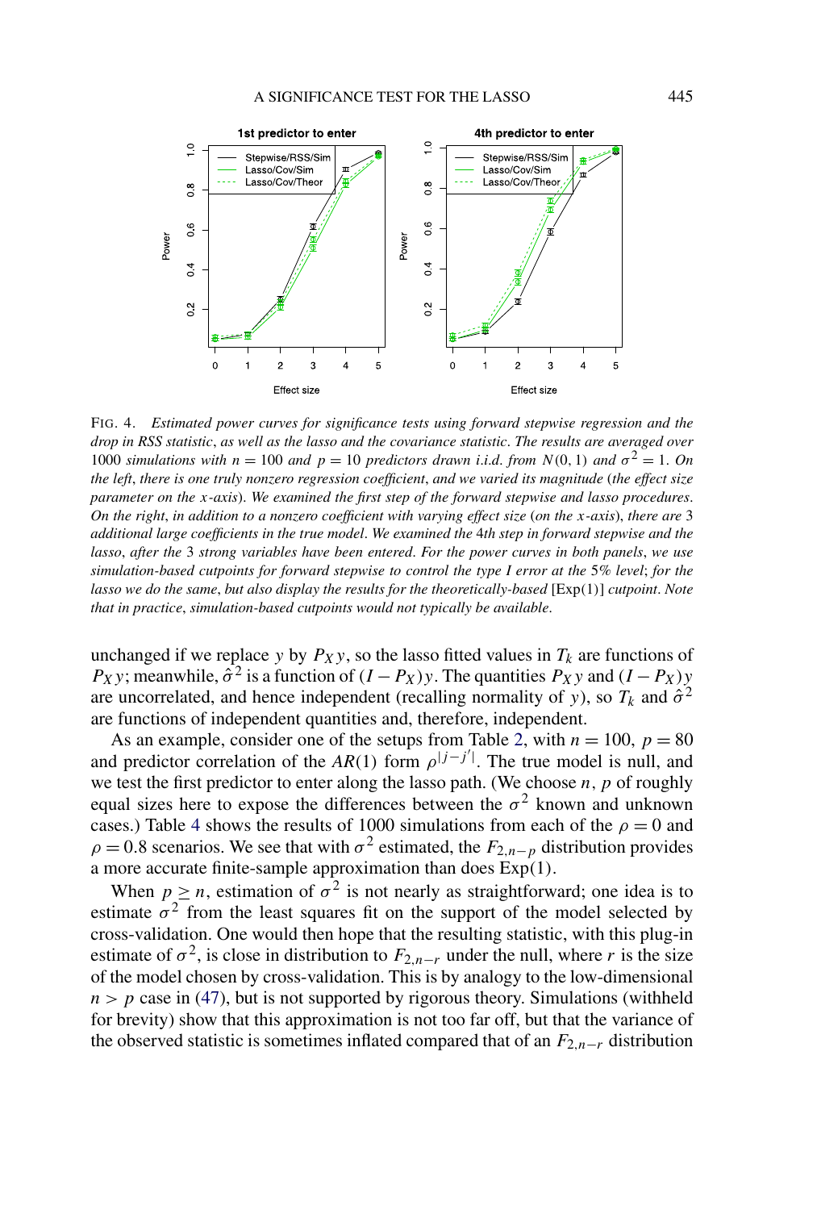FIG. 4. *Estimated power curves for significance tests using forward stepwise regression and the drop in RSS statistic, as well as the lasso and the covariance statistic. The results are averaged over 1000 simulations with $n = 100$ and $p = 10$ predictors drawn i.i.d. from $N(0, 1)$ and $\sigma^2 = 1$. On the left, there is one truly nonzero regression coefficient, and we varied its magnitude (the effect size parameter on the x-axis). We examined the first step of the forward stepwise and lasso procedures. On the right, in addition to a nonzero coefficient with varying effect size (on the x-axis), there are 3 additional large coefficients in the true model. We examined the 4th step in forward stepwise and the lasso, after the 3 strong variables have been entered. For the power curves in both panels, we use simulation-based cutpoints for forward stepwise to control the type I error at the 5% level; for the lasso we do the same, but also display the results for the theoretically-based [Exp(1)] cutpoint. Note that in practice, simulation-based cutpoints would not typically be available.*

unchanged if we replace $y$ by $P_X y$, so the lasso fitted values in $T_k$ are functions of $P_X y$; meanwhile, $\hat{\sigma}^2$ is a function of $(I - P_X)y$. The quantities $P_X y$ and $(I - P_X)y$ are uncorrelated, and hence independent (recalling normality of $y$), so $T_k$ and $\hat{\sigma}^2$ are functions of independent quantities and, therefore, independent.

As an example, consider one of the setups from Table 2, with $n = 100$, $p = 80$ and predictor correlation of the $AR(1)$ form $\rho^{|j-j'|}$. The true model is null, and we test the first predictor to enter along the lasso path. (We choose $n$, $p$ of roughly equal sizes here to expose the differences between the $\sigma^2$ known and unknown cases.) Table 4 shows the results of 1000 simulations from each of the $\rho = 0$ and $\rho = 0.8$ scenarios. We see that with $\sigma^2$ estimated, the $F_{2,n-p}$ distribution provides a more accurate finite-sample approximation than does Exp(1).

When $p \geq n$, estimation of $\sigma^2$ is not nearly as straightforward; one idea is to estimate $\sigma^2$ from the least squares fit on the support of the model selected by cross-validation. One would then hope that the resulting statistic, with this plug-in estimate of $\sigma^2$, is close in distribution to $F_{2,n-r}$ under the null, where $r$ is the size of the model chosen by cross-validation. This is by analogy to the low-dimensional $n > p$ case in (47), but is not supported by rigorous theory. Simulations (withheld for brevity) show that this approximation is not too far off, but that the variance of the observed statistic is sometimes inflated compared that of an $F_{2,n-r}$ distribution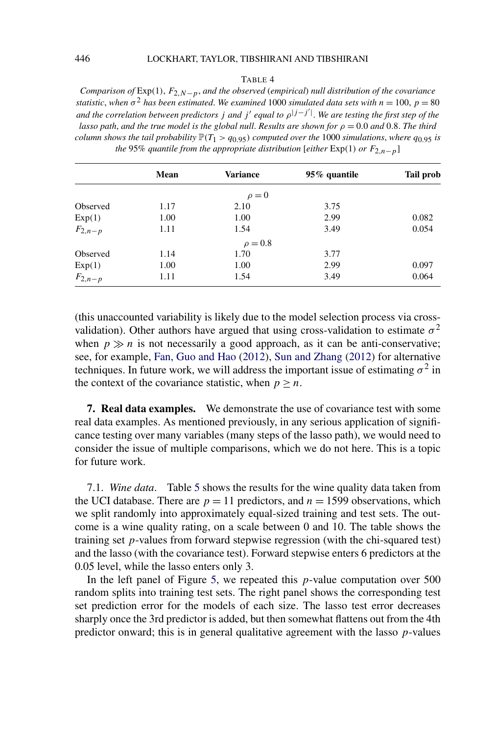TABLE 4

*Comparison of* Exp(1), $F_{2,N-p}$, *and the observed* (*empirical*) *null distribution of the covariance statistic*, *when* $\sigma^2$ *has been estimated. We examined* 1000 *simulated data sets with* $n = 100$, $p = 80$ *and the correlation between predictors* $j$ *and* $j'$ *equal to* $\rho^{|j-j'|}$. *We are testing the first step of the lasso path*, *and the true model is the global null. Results are shown for* $\rho = 0.0$ *and* 0.8. *The third column shows the tail probability* $\mathbb{P}(T_1 > q_{0.95})$ *computed over the* 1000 *simulations*, *where* $q_{0.95}$ *is the* 95% *quantile from the appropriate distribution* [*either* Exp(1) *or* $F_{2,n-p}$]

| | **Mean** | **Variance** | **95% quantile** | **Tail prob** |
|---|---|---|---|---|
| | | $\rho = 0$ | | |
| Observed | 1.17 | 2.10 | 3.75 | |
| Exp(1) | 1.00 | 1.00 | 2.99 | 0.082 |
| $F_{2,n-p}$ | 1.11 | 1.54 | 3.49 | 0.054 |
| | | $\rho = 0.8$ | | |
| Observed | 1.14 | 1.70 | 3.77 | |
| Exp(1) | 1.00 | 1.00 | 2.99 | 0.097 |
| $F_{2,n-p}$ | 1.11 | 1.54 | 3.49 | 0.064 |

(this unaccounted variability is likely due to the model selection process via cross-validation). Other authors have argued that using cross-validation to estimate $\sigma^2$ when $p \gg n$ is not necessarily a good approach, as it can be anti-conservative; see, for example, Fan, Guo and Hao (2012), Sun and Zhang (2012) for alternative techniques. In future work, we will address the important issue of estimating $\sigma^2$ in the context of the covariance statistic, when $p \geq n$.

## 7. Real data examples.

We demonstrate the use of covariance test with some real data examples. As mentioned previously, in any serious application of significance testing over many variables (many steps of the lasso path), we would need to consider the issue of multiple comparisons, which we do not here. This is a topic for future work.

### 7.1. *Wine data*.

Table 5 shows the results for the wine quality data taken from the UCI database. There are $p = 11$ predictors, and $n = 1599$ observations, which we split randomly into approximately equal-sized training and test sets. The outcome is a wine quality rating, on a scale between 0 and 10. The table shows the training set $p$-values from forward stepwise regression (with the chi-squared test) and the lasso (with the covariance test). Forward stepwise enters 6 predictors at the 0.05 level, while the lasso enters only 3.

In the left panel of Figure 5, we repeated this $p$-value computation over 500 random splits into training test sets. The right panel shows the corresponding test set prediction error for the models of each size. The lasso test error decreases sharply once the 3rd predictor is added, but then somewhat flattens out from the 4th predictor onward; this is in general qualitative agreement with the lasso $p$-values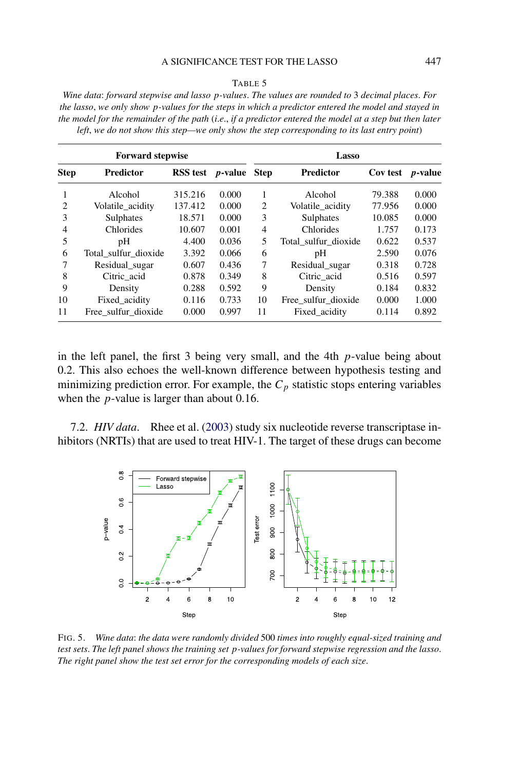TABLE 5

*Wine data: forward stepwise and lasso p-values. The values are rounded to 3 decimal places. For the lasso, we only show p-values for the steps in which a predictor entered the model and stayed in the model for the remainder of the path (i.e., if a predictor entered the model at a step but then later left, we do not show this step—we only show the step corresponding to its last entry point)*

| Forward stepwise | | | | Lasso | | | |
|---|---|---|---|---|---|---|---|
| **Step** | **Predictor** | **RSS test** | ***p*-value** | **Step** | **Predictor** | **Cov test** | ***p*-value** |
| 1 | Alcohol | 315.216 | 0.000 | 1 | Alcohol | 79.388 | 0.000 |
| 2 | Volatile_acidity | 137.412 | 0.000 | 2 | Volatile_acidity | 77.956 | 0.000 |
| 3 | Sulphates | 18.571 | 0.000 | 3 | Sulphates | 10.085 | 0.000 |
| 4 | Chlorides | 10.607 | 0.001 | 4 | Chlorides | 1.757 | 0.173 |
| 5 | pH | 4.400 | 0.036 | 5 | Total_sulfur_dioxide | 0.622 | 0.537 |
| 6 | Total_sulfur_dioxide | 3.392 | 0.066 | 6 | pH | 2.590 | 0.076 |
| 7 | Residual_sugar | 0.607 | 0.436 | 7 | Residual_sugar | 0.318 | 0.728 |
| 8 | Citric_acid | 0.878 | 0.349 | 8 | Citric_acid | 0.516 | 0.597 |
| 9 | Density | 0.288 | 0.592 | 9 | Density | 0.184 | 0.832 |
| 10 | Fixed_acidity | 0.116 | 0.733 | 10 | Free_sulfur_dioxide | 0.000 | 1.000 |
| 11 | Free_sulfur_dioxide | 0.000 | 0.997 | 11 | Fixed_acidity | 0.114 | 0.892 |

in the left panel, the first 3 being very small, and the 4th $p$-value being about 0.2. This also echoes the well-known difference between hypothesis testing and minimizing prediction error. For example, the $C_p$ statistic stops entering variables when the $p$-value is larger than about 0.16.

7.2. *HIV data*. Rhee et al. (2003) study six nucleotide reverse transcriptase inhibitors (NRTIs) that are used to treat HIV-1. The target of these drugs can become

FIG. 5. *Wine data: the data were randomly divided* 500 *times into roughly equal-sized training and test sets. The left panel shows the training set p-values for forward stepwise regression and the lasso. The right panel show the test set error for the corresponding models of each size.*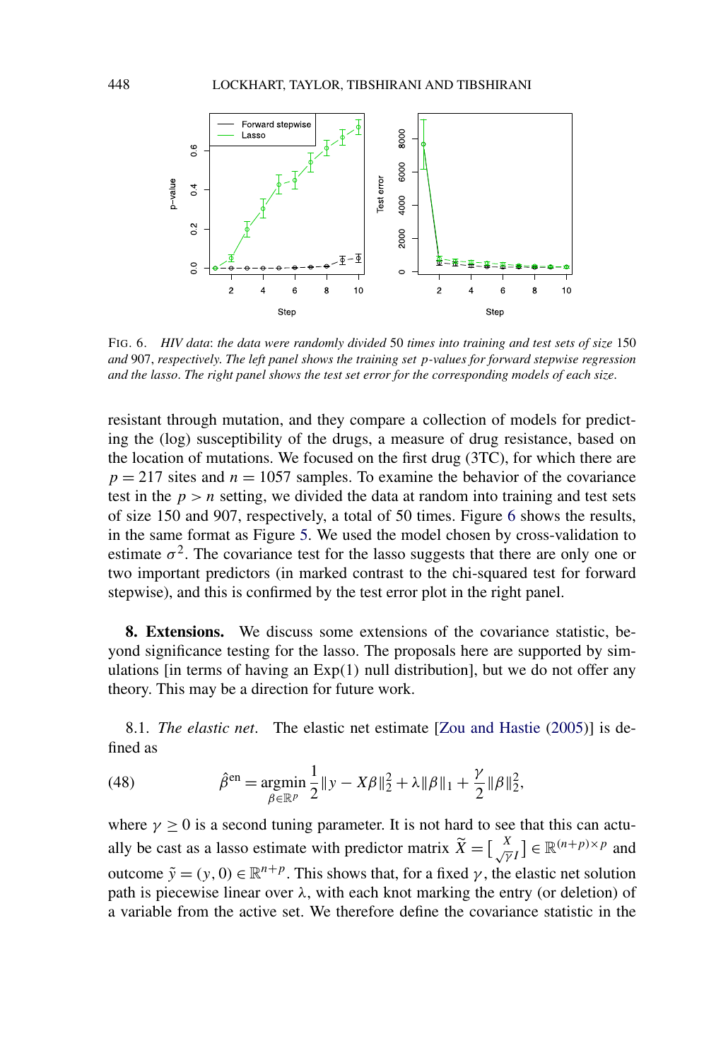FIG. 6. *HIV data*: *the data were randomly divided* 50 *times into training and test sets of size* 150 *and* 907, *respectively. The left panel shows the training set* $p$-*values for forward stepwise regression and the lasso. The right panel shows the test set error for the corresponding models of each size*.

resistant through mutation, and they compare a collection of models for predicting the (log) susceptibility of the drugs, a measure of drug resistance, based on the location of mutations. We focused on the first drug (3TC), for which there are $p = 217$ sites and $n = 1057$ samples. To examine the behavior of the covariance test in the $p > n$ setting, we divided the data at random into training and test sets of size 150 and 907, respectively, a total of 50 times. Figure 6 shows the results, in the same format as Figure 5. We used the model chosen by cross-validation to estimate $\sigma^2$. The covariance test for the lasso suggests that there are only one or two important predictors (in marked contrast to the chi-squared test for forward stepwise), and this is confirmed by the test error plot in the right panel.

## 8. Extensions.

We discuss some extensions of the covariance statistic, beyond significance testing for the lasso. The proposals here are supported by simulations [in terms of having an Exp(1) null distribution], but we do not offer any theory. This may be a direction for future work.

### 8.1. *The elastic net*.

The elastic net estimate [Zou and Hastie (2005)] is defined as

$$\hat{\beta}^{\text{en}} = \underset{\beta \in \mathbb{R}^p}{\operatorname{argmin}} \frac{1}{2}\|y - X\beta\|_2^2 + \lambda\|\beta\|_1 + \frac{\gamma}{2}\|\beta\|_2^2, \tag{48}$$

where $\gamma \geq 0$ is a second tuning parameter. It is not hard to see that this can actually be cast as a lasso estimate with predictor matrix $\widetilde{X} = \left[\begin{smallmatrix} X \\ \sqrt{\gamma} I \end{smallmatrix}\right] \in \mathbb{R}^{(n+p)\times p}$ and outcome $\tilde{y} = (y, 0) \in \mathbb{R}^{n+p}$. This shows that, for a fixed $\gamma$, the elastic net solution path is piecewise linear over $\lambda$, with each knot marking the entry (or deletion) of a variable from the active set. We therefore define the covariance statistic in the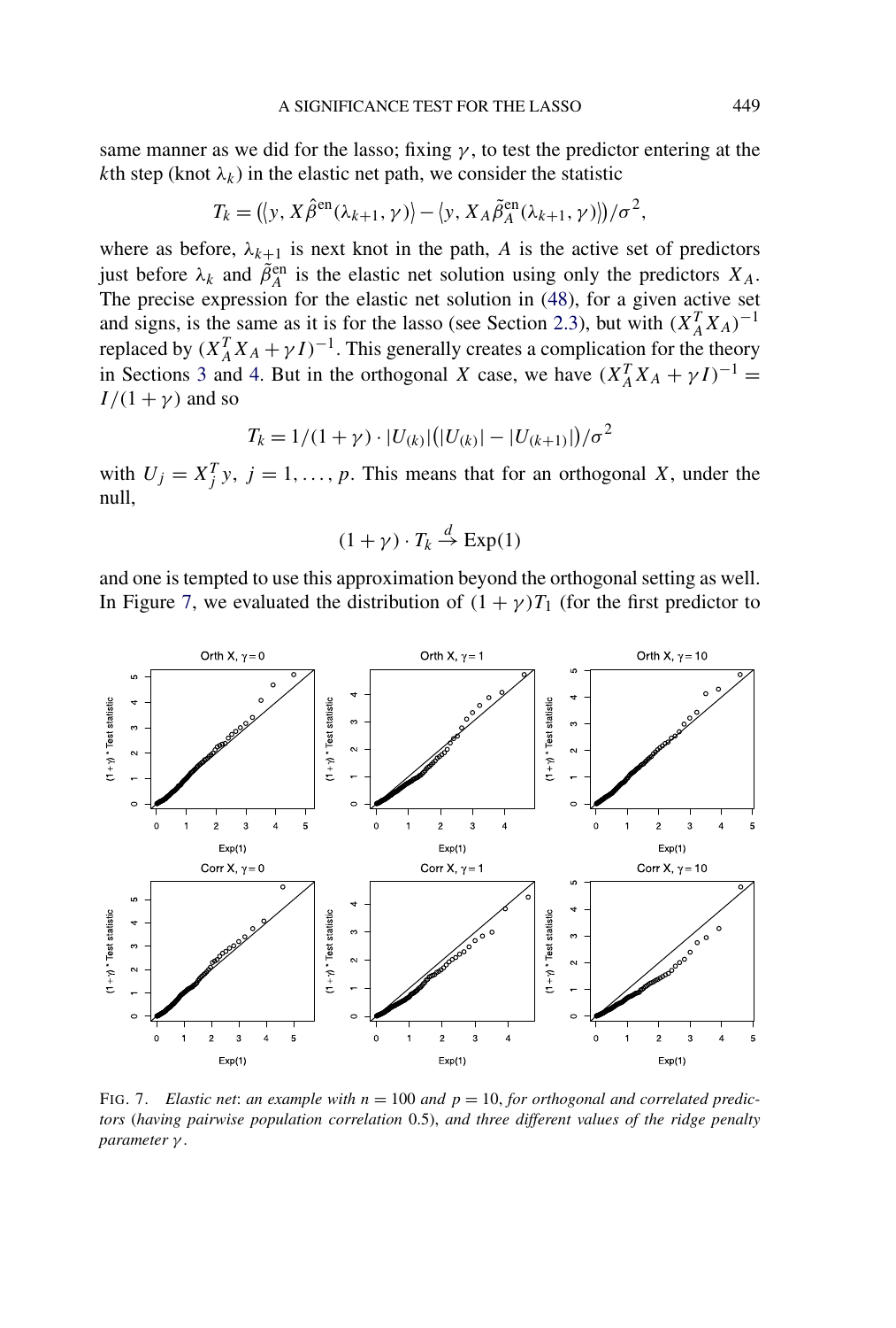same manner as we did for the lasso; fixing $\gamma$, to test the predictor entering at the $k$th step (knot $\lambda_k$) in the elastic net path, we consider the statistic

$$T_k = \left(\langle y, X\hat{\beta}^{\text{en}}(\lambda_{k+1}, \gamma)\rangle - \langle y, X_A\tilde{\beta}_A^{\text{en}}(\lambda_{k+1}, \gamma)\rangle\right)/\sigma^2,$$

where as before, $\lambda_{k+1}$ is next knot in the path, $A$ is the active set of predictors just before $\lambda_k$ and $\tilde{\beta}_A^{\text{en}}$ is the elastic net solution using only the predictors $X_A$. The precise expression for the elastic net solution in (48), for a given active set and signs, is the same as it is for the lasso (see Section 2.3), but with $(X_A^T X_A)^{-1}$ replaced by $(X_A^T X_A + \gamma I)^{-1}$. This generally creates a complication for the theory in Sections 3 and 4. But in the orthogonal $X$ case, we have $(X_A^T X_A + \gamma I)^{-1} = I/(1+\gamma)$ and so

$$T_k = 1/(1+\gamma) \cdot |U_{(k)}|\left(|U_{(k)}| - |U_{(k+1)}|\right)/\sigma^2$$

with $U_j = X_j^T y$, $j = 1, \dots, p$. This means that for an orthogonal $X$, under the null,

$$(1+\gamma) \cdot T_k \xrightarrow{d} \text{Exp}(1)$$

and one is tempted to use this approximation beyond the orthogonal setting as well. In Figure 7, we evaluated the distribution of $(1+\gamma)T_1$ (for the first predictor to

FIG. 7. *Elastic net*: *an example with $n = 100$ and $p = 10$, for orthogonal and correlated predictors* (*having pairwise population correlation* 0.5), *and three different values of the ridge penalty parameter $\gamma$.*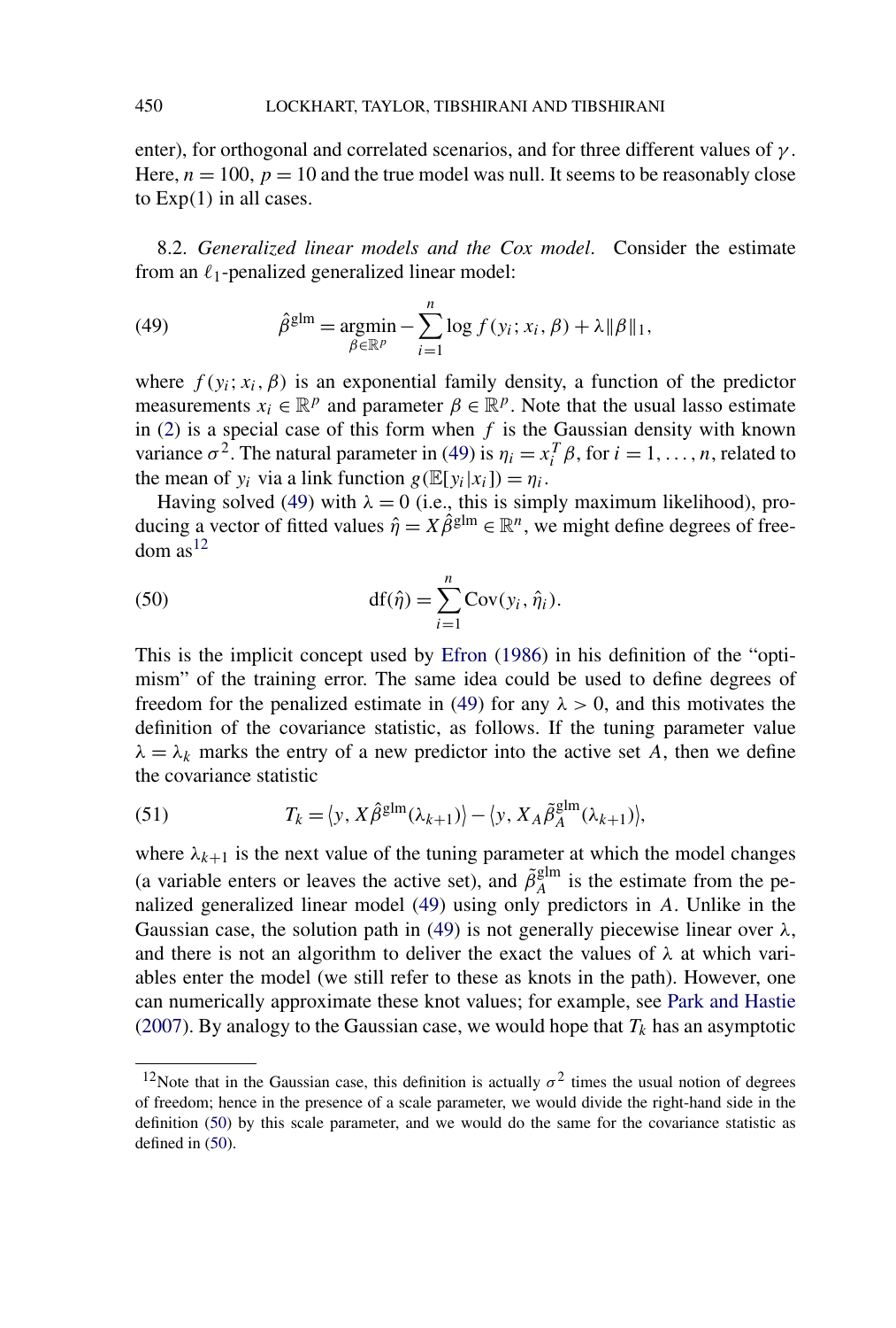enter), for orthogonal and correlated scenarios, and for three different values of $\gamma$. Here, $n = 100$, $p = 10$ and the true model was null. It seems to be reasonably close to Exp(1) in all cases.

8.2. *Generalized linear models and the Cox model*. Consider the estimate from an $\ell_1$-penalized generalized linear model:

$$\hat{\beta}^{\text{glm}} = \underset{\beta \in \mathbb{R}^p}{\operatorname{argmin}} - \sum_{i=1}^{n} \log f(y_i; x_i, \beta) + \lambda \|\beta\|_1, \tag{49}$$

where $f(y_i; x_i, \beta)$ is an exponential family density, a function of the predictor measurements $x_i \in \mathbb{R}^p$ and parameter $\beta \in \mathbb{R}^p$. Note that the usual lasso estimate in (2) is a special case of this form when $f$ is the Gaussian density with known variance $\sigma^2$. The natural parameter in (49) is $\eta_i = x_i^T \beta$, for $i = 1, \ldots, n$, related to the mean of $y_i$ via a link function $g(\mathbb{E}[y_i | x_i]) = \eta_i$.

Having solved (49) with $\lambda = 0$ (i.e., this is simply maximum likelihood), producing a vector of fitted values $\hat{\eta} = X\hat{\beta}^{\text{glm}} \in \mathbb{R}^n$, we might define degrees of freedom as[12]

$$\text{df}(\hat{\eta}) = \sum_{i=1}^{n} \text{Cov}(y_i, \hat{\eta}_i). \tag{50}$$

This is the implicit concept used by Efron (1986) in his definition of the "optimism" of the training error. The same idea could be used to define degrees of freedom for the penalized estimate in (49) for any $\lambda > 0$, and this motivates the definition of the covariance statistic, as follows. If the tuning parameter value $\lambda = \lambda_k$ marks the entry of a new predictor into the active set $A$, then we define the covariance statistic

$$T_k = \langle y, X\hat{\beta}^{\text{glm}}(\lambda_{k+1}) \rangle - \langle y, X_A \tilde{\beta}_A^{\text{glm}}(\lambda_{k+1}) \rangle, \tag{51}$$

where $\lambda_{k+1}$ is the next value of the tuning parameter at which the model changes (a variable enters or leaves the active set), and $\tilde{\beta}_A^{\text{glm}}$ is the estimate from the penalized generalized linear model (49) using only predictors in $A$. Unlike in the Gaussian case, the solution path in (49) is not generally piecewise linear over $\lambda$, and there is not an algorithm to deliver the exact the values of $\lambda$ at which variables enter the model (we still refer to these as knots in the path). However, one can numerically approximate these knot values; for example, see Park and Hastie (2007). By analogy to the Gaussian case, we would hope that $T_k$ has an asymptotic

[12]Note that in the Gaussian case, this definition is actually $\sigma^2$ times the usual notion of degrees of freedom; hence in the presence of a scale parameter, we would divide the right-hand side in the definition (50) by this scale parameter, and we would do the same for the covariance statistic as defined in (50).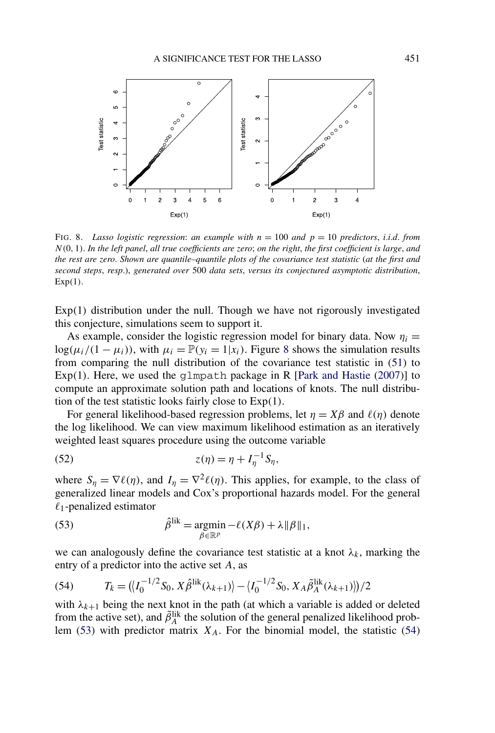FIG. 8. *Lasso logistic regression: an example with $n = 100$ and $p = 10$ predictors, i.i.d. from $N(0,1)$. In the left panel, all true coefficients are zero; on the right, the first coefficient is large, and the rest are zero. Shown are quantile–quantile plots of the covariance test statistic (at the first and second steps, resp.), generated over 500 data sets, versus its conjectured asymptotic distribution,* Exp(1).

Exp(1) distribution under the null. Though we have not rigorously investigated this conjecture, simulations seem to support it.

As example, consider the logistic regression model for binary data. Now $\eta_i = \log(\mu_i/(1-\mu_i))$, with $\mu_i = \mathbb{P}(y_i = 1|x_i)$. Figure 8 shows the simulation results from comparing the null distribution of the covariance test statistic in (51) to Exp(1). Here, we used the `glmpath` package in R [Park and Hastie (2007)] to compute an approximate solution path and locations of knots. The null distribution of the test statistic looks fairly close to Exp(1).

For general likelihood-based regression problems, let $\eta = X\beta$ and $\ell(\eta)$ denote the log likelihood. We can view maximum likelihood estimation as an iteratively weighted least squares procedure using the outcome variable

$$z(\eta) = \eta + I_\eta^{-1} S_\eta, \tag{52}$$

where $S_\eta = \nabla \ell(\eta)$, and $I_\eta = \nabla^2 \ell(\eta)$. This applies, for example, to the class of generalized linear models and Cox's proportional hazards model. For the general $\ell_1$-penalized estimator

$$\hat{\beta}^{\text{lik}} = \operatorname*{argmin}_{\beta \in \mathbb{R}^p} -\ell(X\beta) + \lambda \|\beta\|_1, \tag{53}$$

we can analogously define the covariance test statistic at a knot $\lambda_k$, marking the entry of a predictor into the active set $A$, as

$$T_k = \left( \langle I_0^{-1/2} S_0, X\hat{\beta}^{\text{lik}}(\lambda_{k+1}) \rangle - \langle I_0^{-1/2} S_0, X_A \tilde{\beta}_A^{\text{lik}}(\lambda_{k+1}) \rangle \right)/2 \tag{54}$$

with $\lambda_{k+1}$ being the next knot in the path (at which a variable is added or deleted from the active set), and $\tilde{\beta}_A^{\text{lik}}$ the solution of the general penalized likelihood problem (53) with predictor matrix $X_A$. For the binomial model, the statistic (54)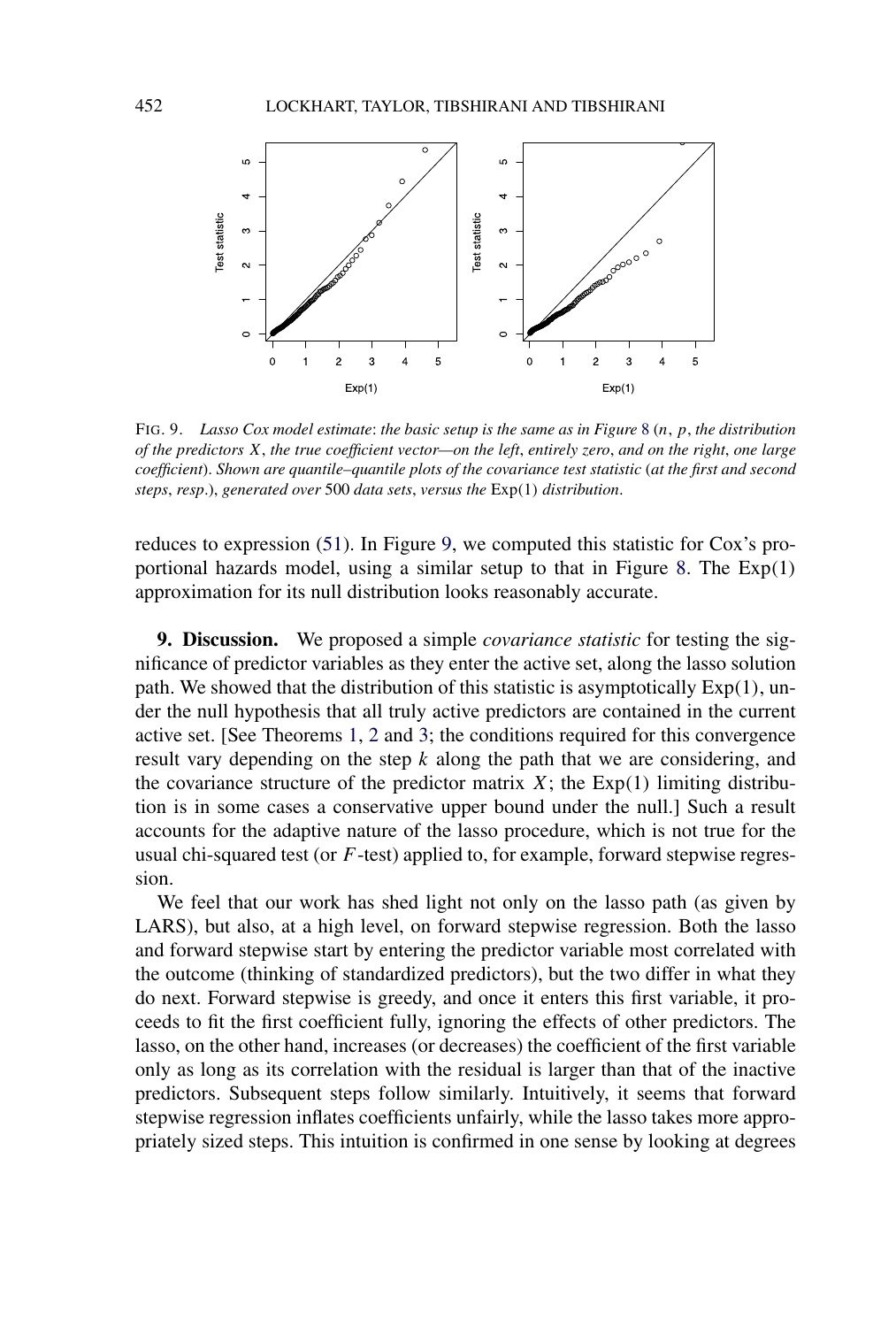FIG. 9. *Lasso Cox model estimate: the basic setup is the same as in Figure 8 ($n$, $p$, the distribution of the predictors $X$, the true coefficient vector—on the left, entirely zero, and on the right, one large coefficient). Shown are quantile–quantile plots of the covariance test statistic (at the first and second steps, resp.), generated over 500 data sets, versus the* Exp(1) *distribution.*

reduces to expression (51). In Figure 9, we computed this statistic for Cox's proportional hazards model, using a similar setup to that in Figure 8. The Exp(1) approximation for its null distribution looks reasonably accurate.

**9. Discussion.** We proposed a simple *covariance statistic* for testing the significance of predictor variables as they enter the active set, along the lasso solution path. We showed that the distribution of this statistic is asymptotically Exp(1), under the null hypothesis that all truly active predictors are contained in the current active set. [See Theorems 1, 2 and 3; the conditions required for this convergence result vary depending on the step $k$ along the path that we are considering, and the covariance structure of the predictor matrix $X$; the Exp(1) limiting distribution is in some cases a conservative upper bound under the null.] Such a result accounts for the adaptive nature of the lasso procedure, which is not true for the usual chi-squared test (or $F$-test) applied to, for example, forward stepwise regression.

We feel that our work has shed light not only on the lasso path (as given by LARS), but also, at a high level, on forward stepwise regression. Both the lasso and forward stepwise start by entering the predictor variable most correlated with the outcome (thinking of standardized predictors), but the two differ in what they do next. Forward stepwise is greedy, and once it enters this first variable, it proceeds to fit the first coefficient fully, ignoring the effects of other predictors. The lasso, on the other hand, increases (or decreases) the coefficient of the first variable only as long as its correlation with the residual is larger than that of the inactive predictors. Subsequent steps follow similarly. Intuitively, it seems that forward stepwise regression inflates coefficients unfairly, while the lasso takes more appropriately sized steps. This intuition is confirmed in one sense by looking at degrees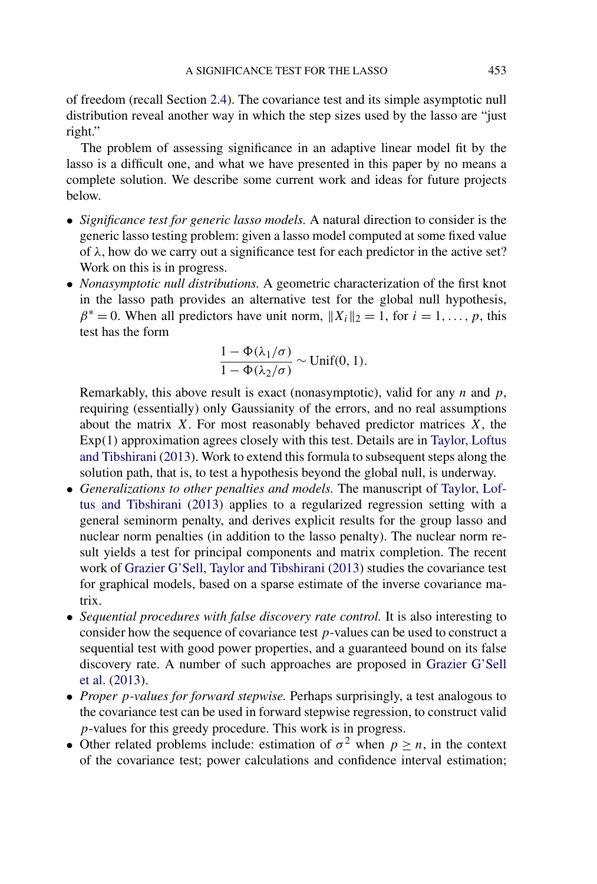of freedom (recall Section 2.4). The covariance test and its simple asymptotic null distribution reveal another way in which the step sizes used by the lasso are "just right."

The problem of assessing significance in an adaptive linear model fit by the lasso is a difficult one, and what we have presented in this paper by no means a complete solution. We describe some current work and ideas for future projects below.

- *Significance test for generic lasso models.* A natural direction to consider is the generic lasso testing problem: given a lasso model computed at some fixed value of $\lambda$, how do we carry out a significance test for each predictor in the active set? Work on this is in progress.
- *Nonasymptotic null distributions.* A geometric characterization of the first knot in the lasso path provides an alternative test for the global null hypothesis, $\beta^* = 0$. When all predictors have unit norm, $\|X_i\|_2 = 1$, for $i = 1, \dots, p$, this test has the form

$$\frac{1 - \Phi(\lambda_1/\sigma)}{1 - \Phi(\lambda_2/\sigma)} \sim \mathrm{Unif}(0, 1).$$

  Remarkably, this above result is exact (nonasymptotic), valid for any $n$ and $p$, requiring (essentially) only Gaussianity of the errors, and no real assumptions about the matrix $X$. For most reasonably behaved predictor matrices $X$, the Exp(1) approximation agrees closely with this test. Details are in Taylor, Loftus and Tibshirani (2013). Work to extend this formula to subsequent steps along the solution path, that is, to test a hypothesis beyond the global null, is underway.
- *Generalizations to other penalties and models.* The manuscript of Taylor, Loftus and Tibshirani (2013) applies to a regularized regression setting with a general seminorm penalty, and derives explicit results for the group lasso and nuclear norm penalties (in addition to the lasso penalty). The nuclear norm result yields a test for principal components and matrix completion. The recent work of Grazier G'Sell, Taylor and Tibshirani (2013) studies the covariance test for graphical models, based on a sparse estimate of the inverse covariance matrix.
- *Sequential procedures with false discovery rate control.* It is also interesting to consider how the sequence of covariance test $p$-values can be used to construct a sequential test with good power properties, and a guaranteed bound on its false discovery rate. A number of such approaches are proposed in Grazier G'Sell et al. (2013).
- *Proper $p$-values for forward stepwise.* Perhaps surprisingly, a test analogous to the covariance test can be used in forward stepwise regression, to construct valid $p$-values for this greedy procedure. This work is in progress.
- Other related problems include: estimation of $\sigma^2$ when $p \geq n$, in the context of the covariance test; power calculations and confidence interval estimation;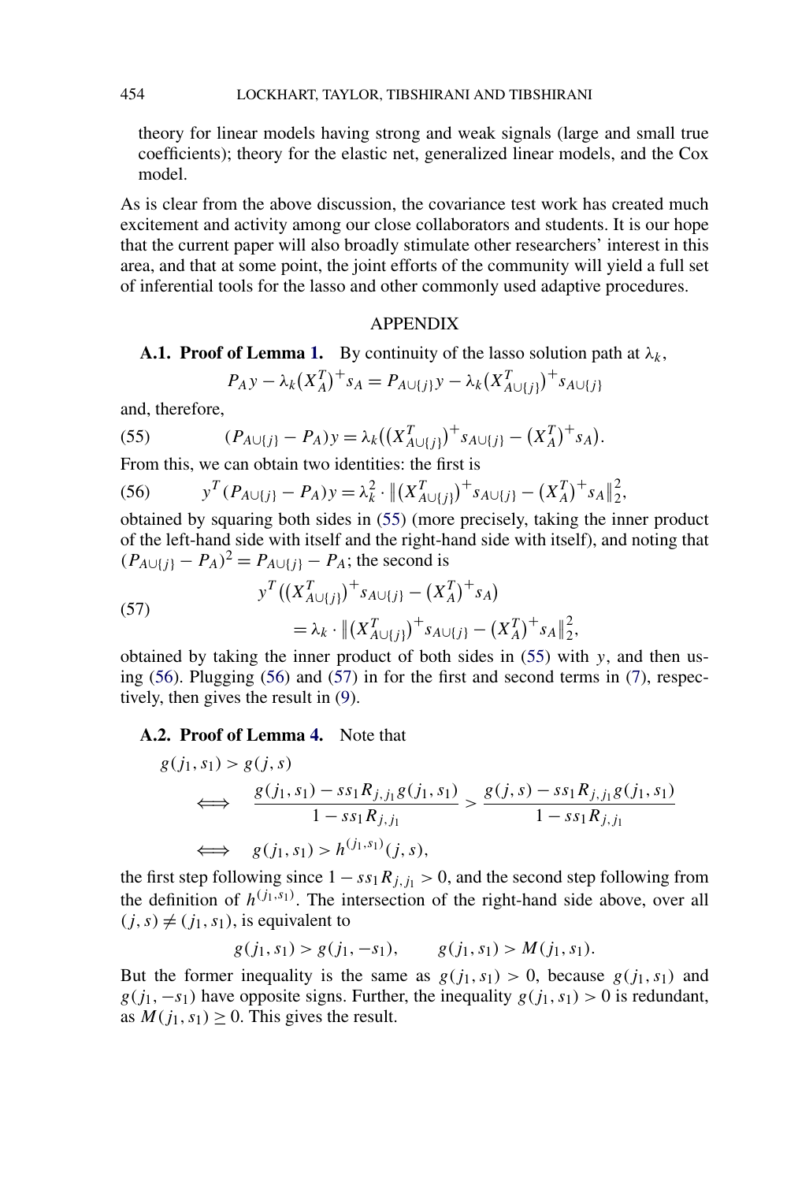theory for linear models having strong and weak signals (large and small true coefficients); theory for the elastic net, generalized linear models, and the Cox model.

As is clear from the above discussion, the covariance test work has created much excitement and activity among our close collaborators and students. It is our hope that the current paper will also broadly stimulate other researchers' interest in this area, and that at some point, the joint efforts of the community will yield a full set of inferential tools for the lasso and other commonly used adaptive procedures.

## APPENDIX

**A.1. Proof of Lemma 1.** By continuity of the lasso solution path at $\lambda_k$,

$$P_A y - \lambda_k (X_A^T)^+ s_A = P_{A\cup\{j\}} y - \lambda_k (X_{A\cup\{j\}}^T)^+ s_{A\cup\{j\}}$$

and, therefore,

$$(P_{A\cup\{j\}} - P_A) y = \lambda_k \big( (X_{A\cup\{j\}}^T)^+ s_{A\cup\{j\}} - (X_A^T)^+ s_A \big). \tag{55}$$

From this, we can obtain two identities: the first is

$$y^T (P_{A\cup\{j\}} - P_A) y = \lambda_k^2 \cdot \big\| (X_{A\cup\{j\}}^T)^+ s_{A\cup\{j\}} - (X_A^T)^+ s_A \big\|_2^2, \tag{56}$$

obtained by squaring both sides in (55) (more precisely, taking the inner product of the left-hand side with itself and the right-hand side with itself), and noting that $(P_{A\cup\{j\}} - P_A)^2 = P_{A\cup\{j\}} - P_A$; the second is

$$\begin{aligned} y^T & \big( (X_{A\cup\{j\}}^T)^+ s_{A\cup\{j\}} - (X_A^T)^+ s_A \big) \\ &= \lambda_k \cdot \big\| (X_{A\cup\{j\}}^T)^+ s_{A\cup\{j\}} - (X_A^T)^+ s_A \big\|_2^2, \end{aligned} \tag{57}$$

obtained by taking the inner product of both sides in (55) with $y$, and then using (56). Plugging (56) and (57) in for the first and second terms in (7), respectively, then gives the result in (9).

**A.2. Proof of Lemma 4.** Note that

$$\begin{aligned} & g(j_1, s_1) > g(j, s) \\ \iff \quad & \frac{g(j_1, s_1) - s s_1 R_{j,j_1} g(j_1, s_1)}{1 - s s_1 R_{j,j_1}} > \frac{g(j, s) - s s_1 R_{j,j_1} g(j_1, s_1)}{1 - s s_1 R_{j,j_1}} \\ \iff \quad & g(j_1, s_1) > h^{(j_1,s_1)}(j, s), \end{aligned}$$

the first step following since $1 - s s_1 R_{j,j_1} > 0$, and the second step following from the definition of $h^{(j_1,s_1)}$. The intersection of the right-hand side above, over all $(j, s) \neq (j_1, s_1)$, is equivalent to

$$g(j_1, s_1) > g(j_1, -s_1), \qquad g(j_1, s_1) > M(j_1, s_1).$$

But the former inequality is the same as $g(j_1, s_1) > 0$, because $g(j_1, s_1)$ and $g(j_1, -s_1)$ have opposite signs. Further, the inequality $g(j_1, s_1) > 0$ is redundant, as $M(j_1, s_1) \geq 0$. This gives the result.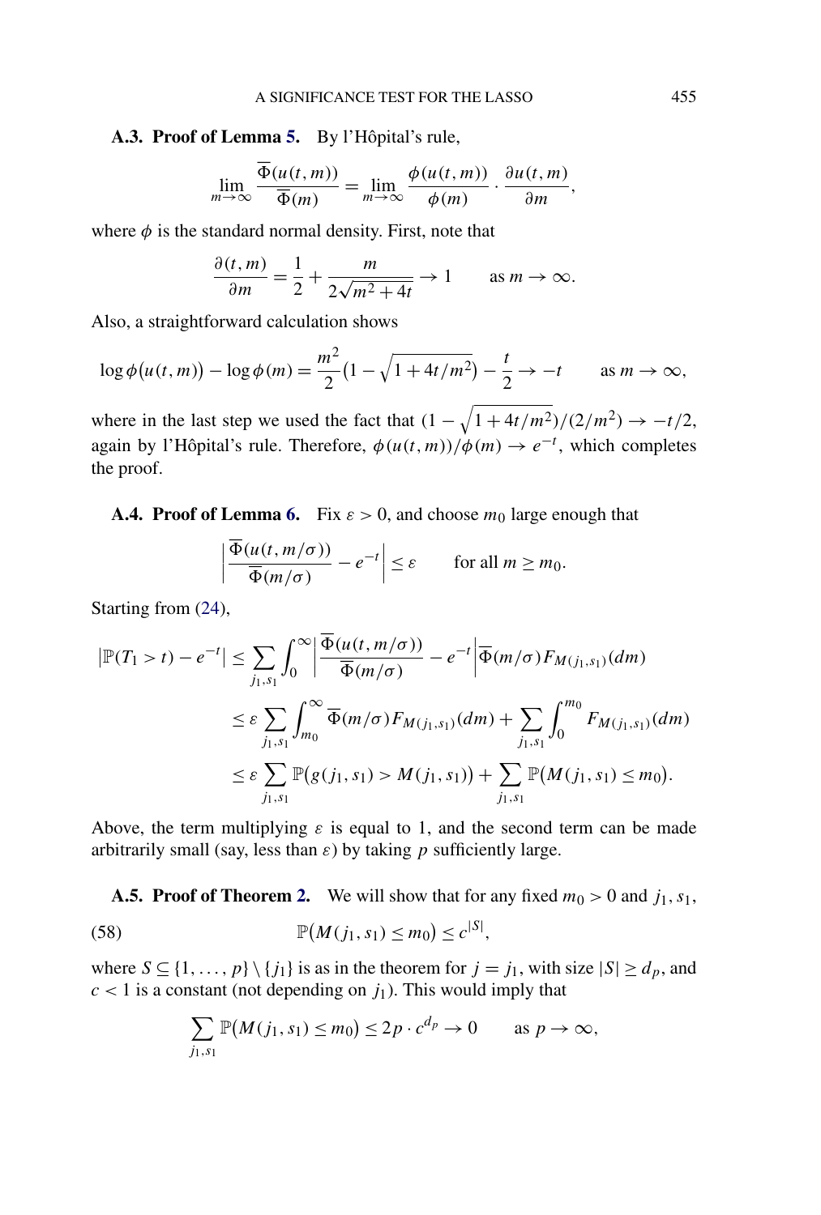**A.3. Proof of Lemma 5.** By l'Hôpital's rule,

$$\lim_{m\to\infty} \frac{\overline{\Phi}(u(t,m))}{\overline{\Phi}(m)} = \lim_{m\to\infty} \frac{\phi(u(t,m))}{\phi(m)} \cdot \frac{\partial u(t,m)}{\partial m},$$

where $\phi$ is the standard normal density. First, note that

$$\frac{\partial(t,m)}{\partial m} = \frac{1}{2} + \frac{m}{2\sqrt{m^2+4t}} \to 1 \qquad \text{as } m \to \infty.$$

Also, a straightforward calculation shows

$$\log \phi\big(u(t,m)\big) - \log \phi(m) = \frac{m^2}{2}\big(1 - \sqrt{1+4t/m^2}\big) - \frac{t}{2} \to -t \qquad \text{as } m \to \infty,$$

where in the last step we used the fact that $(1-\sqrt{1+4t/m^2})/(2/m^2) \to -t/2$, again by l'Hôpital's rule. Therefore, $\phi(u(t,m))/\phi(m) \to e^{-t}$, which completes the proof.

**A.4. Proof of Lemma 6.** Fix $\varepsilon > 0$, and choose $m_0$ large enough that

$$\left| \frac{\overline{\Phi}(u(t,m/\sigma))}{\overline{\Phi}(m/\sigma)} - e^{-t} \right| \le \varepsilon \qquad \text{for all } m \ge m_0.$$

Starting from (24),

$$\begin{aligned}
\big|\mathbb{P}(T_1 > t) - e^{-t}\big| &\le \sum_{j_1,s_1} \int_0^\infty \left| \frac{\overline{\Phi}(u(t,m/\sigma))}{\overline{\Phi}(m/\sigma)} - e^{-t} \right| \overline{\Phi}(m/\sigma) F_{M(j_1,s_1)}(dm) \\
&\le \varepsilon \sum_{j_1,s_1} \int_{m_0}^\infty \overline{\Phi}(m/\sigma) F_{M(j_1,s_1)}(dm) + \sum_{j_1,s_1} \int_0^{m_0} F_{M(j_1,s_1)}(dm) \\
&\le \varepsilon \sum_{j_1,s_1} \mathbb{P}\big(g(j_1,s_1) > M(j_1,s_1)\big) + \sum_{j_1,s_1} \mathbb{P}\big(M(j_1,s_1) \le m_0\big).
\end{aligned}$$

Above, the term multiplying $\varepsilon$ is equal to 1, and the second term can be made arbitrarily small (say, less than $\varepsilon$) by taking $p$ sufficiently large.

**A.5. Proof of Theorem 2.** We will show that for any fixed $m_0 > 0$ and $j_1, s_1$,

$$\mathbb{P}\big(M(j_1,s_1) \le m_0\big) \le c^{|S|}, \tag{58}$$

where $S \subseteq \{1,\dots,p\} \setminus \{j_1\}$ is as in the theorem for $j = j_1$, with size $|S| \ge d_p$, and $c < 1$ is a constant (not depending on $j_1$). This would imply that

$$\sum_{j_1,s_1} \mathbb{P}\big(M(j_1,s_1) \le m_0\big) \le 2p \cdot c^{d_p} \to 0 \qquad \text{as } p \to \infty,$$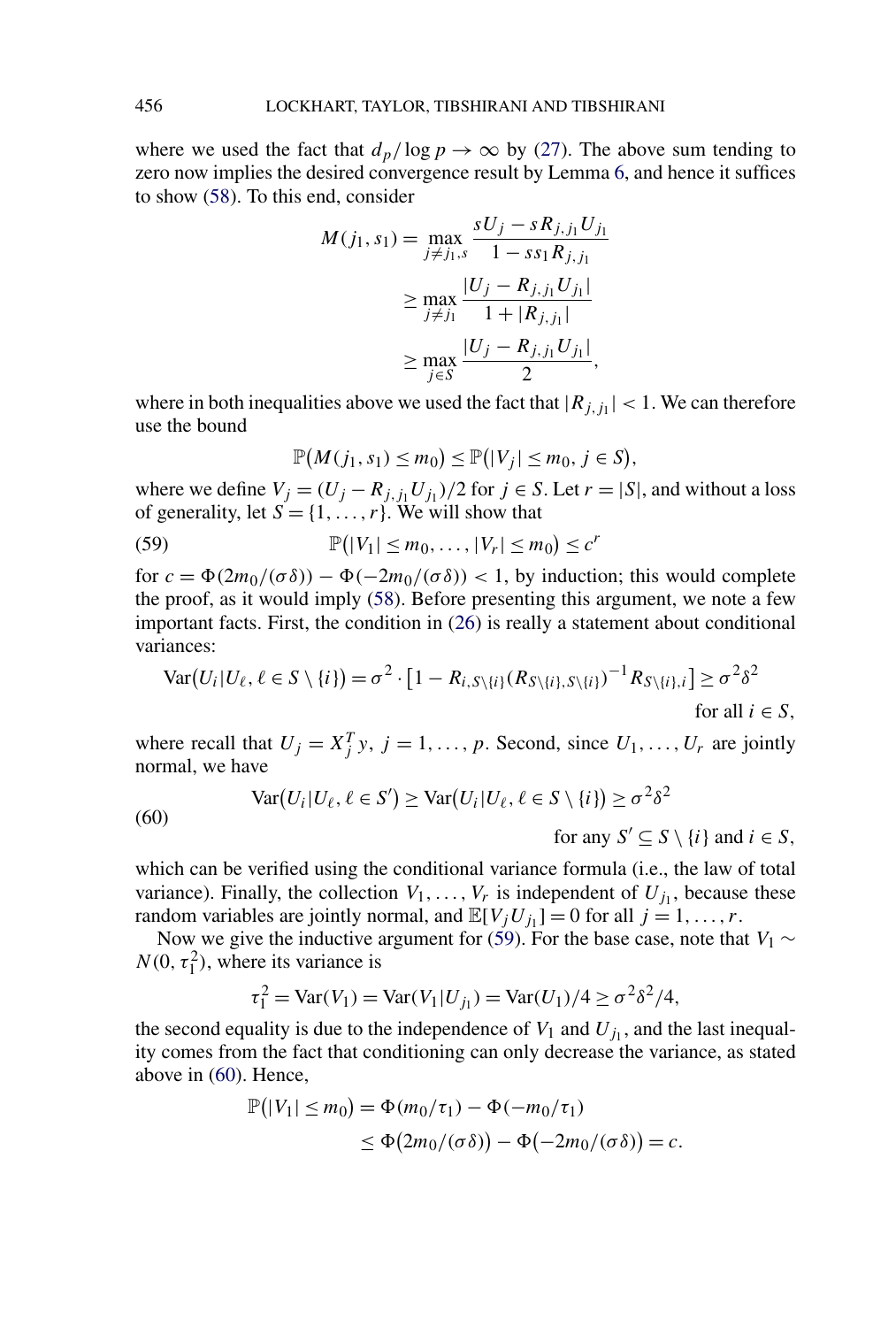where we used the fact that $d_p/\log p \to \infty$ by (27). The above sum tending to zero now implies the desired convergence result by Lemma 6, and hence it suffices to show (58). To this end, consider

$$
\begin{aligned}
M(j_1, s_1) &= \max_{j \neq j_1, s} \frac{sU_j - sR_{j,j_1}U_{j_1}}{1 - ss_1 R_{j,j_1}} \\
&\geq \max_{j \neq j_1} \frac{|U_j - R_{j,j_1}U_{j_1}|}{1 + |R_{j,j_1}|} \\
&\geq \max_{j \in S} \frac{|U_j - R_{j,j_1}U_{j_1}|}{2},
\end{aligned}
$$

where in both inequalities above we used the fact that $|R_{j,j_1}| < 1$. We can therefore use the bound

$$
\mathbb{P}\big(M(j_1, s_1) \leq m_0\big) \leq \mathbb{P}\big(|V_j| \leq m_0, j \in S\big),
$$

where we define $V_j = (U_j - R_{j,j_1}U_{j_1})/2$ for $j \in S$. Let $r = |S|$, and without a loss of generality, let $S = \{1, \dots, r\}$. We will show that

$$
\mathbb{P}\big(|V_1| \leq m_0, \dots, |V_r| \leq m_0\big) \leq c^r \tag{59}
$$

for $c = \Phi(2m_0/(\sigma\delta)) - \Phi(-2m_0/(\sigma\delta)) < 1$, by induction; this would complete the proof, as it would imply (58). Before presenting this argument, we note a few important facts. First, the condition in (26) is really a statement about conditional variances:

$$
\operatorname{Var}\big(U_i | U_\ell, \ell \in S \setminus \{i\}\big) = \sigma^2 \cdot \big[1 - R_{i,S\setminus\{i\}}(R_{S\setminus\{i\},S\setminus\{i\}})^{-1} R_{S\setminus\{i\},i}\big] \geq \sigma^2\delta^2 \quad \text{for all } i \in S,
$$

where recall that $U_j = X_j^T y$, $j = 1, \dots, p$. Second, since $U_1, \dots, U_r$ are jointly normal, we have

$$
\operatorname{Var}\big(U_i | U_\ell, \ell \in S'\big) \geq \operatorname{Var}\big(U_i | U_\ell, \ell \in S \setminus \{i\}\big) \geq \sigma^2\delta^2 \quad \text{for any } S' \subseteq S \setminus \{i\} \text{ and } i \in S, \tag{60}
$$

which can be verified using the conditional variance formula (i.e., the law of total variance). Finally, the collection $V_1, \dots, V_r$ is independent of $U_{j_1}$, because these random variables are jointly normal, and $\mathbb{E}[V_j U_{j_1}] = 0$ for all $j = 1, \dots, r$.

Now we give the inductive argument for (59). For the base case, note that $V_1 \sim N(0, \tau_1^2)$, where its variance is

$$
\tau_1^2 = \operatorname{Var}(V_1) = \operatorname{Var}(V_1 | U_{j_1}) = \operatorname{Var}(U_1)/4 \geq \sigma^2\delta^2/4,
$$

the second equality is due to the independence of $V_1$ and $U_{j_1}$, and the last inequality comes from the fact that conditioning can only decrease the variance, as stated above in (60). Hence,

$$
\begin{aligned}
\mathbb{P}\big(|V_1| \leq m_0\big) &= \Phi(m_0/\tau_1) - \Phi(-m_0/\tau_1) \\
&\leq \Phi\big(2m_0/(\sigma\delta)\big) - \Phi\big(-2m_0/(\sigma\delta)\big) = c.
\end{aligned}
$$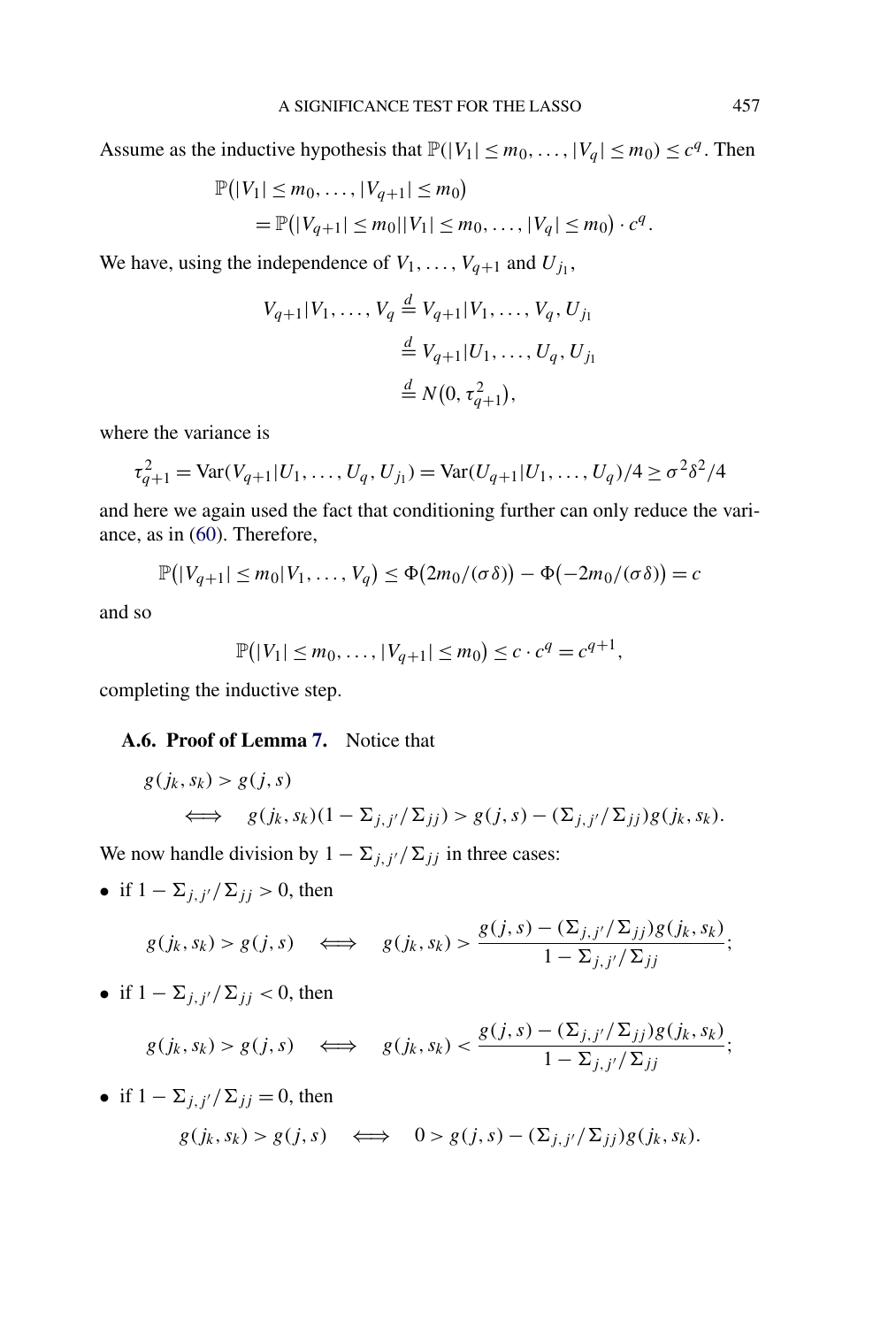Assume as the inductive hypothesis that $\mathbb{P}(|V_1| \le m_0, \dots, |V_q| \le m_0) \le c^q$. Then

$$\begin{aligned}
&\mathbb{P}\big(|V_1| \le m_0, \dots, |V_{q+1}| \le m_0\big) \\
&\quad = \mathbb{P}\big(|V_{q+1}| \le m_0 \big| |V_1| \le m_0, \dots, |V_q| \le m_0\big) \cdot c^q.
\end{aligned}$$

We have, using the independence of $V_1, \dots, V_{q+1}$ and $U_{j_1}$,

$$\begin{aligned}
V_{q+1} | V_1, \dots, V_q &\overset{d}{=} V_{q+1} | V_1, \dots, V_q, U_{j_1} \\
&\overset{d}{=} V_{q+1} | U_1, \dots, U_q, U_{j_1} \\
&\overset{d}{=} N\big(0, \tau_{q+1}^2\big),
\end{aligned}$$

where the variance is

$$\tau_{q+1}^2 = \mathrm{Var}(V_{q+1} | U_1, \dots, U_q, U_{j_1}) = \mathrm{Var}(U_{q+1} | U_1, \dots, U_q)/4 \ge \sigma^2 \delta^2 / 4$$

and here we again used the fact that conditioning further can only reduce the variance, as in (60). Therefore,

$$\mathbb{P}\big(|V_{q+1}| \le m_0 | V_1, \dots, V_q\big) \le \Phi\big(2m_0/(\sigma\delta)\big) - \Phi\big(-2m_0/(\sigma\delta)\big) = c$$

and so

$$\mathbb{P}\big(|V_1| \le m_0, \dots, |V_{q+1}| \le m_0\big) \le c \cdot c^q = c^{q+1},$$

completing the inductive step.

### A.6. Proof of Lemma 7.

Notice that

$$\begin{aligned}
&g(j_k, s_k) > g(j, s) \\
&\quad \iff \quad g(j_k, s_k)(1 - \Sigma_{j,j'}/\Sigma_{jj}) > g(j, s) - (\Sigma_{j,j'}/\Sigma_{jj}) g(j_k, s_k).
\end{aligned}$$

We now handle division by $1 - \Sigma_{j,j'}/\Sigma_{jj}$ in three cases:

- if $1 - \Sigma_{j,j'}/\Sigma_{jj} > 0$, then

$$g(j_k, s_k) > g(j, s) \quad \iff \quad g(j_k, s_k) > \frac{g(j, s) - (\Sigma_{j,j'}/\Sigma_{jj}) g(j_k, s_k)}{1 - \Sigma_{j,j'}/\Sigma_{jj}};$$

- if $1 - \Sigma_{j,j'}/\Sigma_{jj} < 0$, then

$$g(j_k, s_k) > g(j, s) \quad \iff \quad g(j_k, s_k) < \frac{g(j, s) - (\Sigma_{j,j'}/\Sigma_{jj}) g(j_k, s_k)}{1 - \Sigma_{j,j'}/\Sigma_{jj}};$$

- if $1 - \Sigma_{j,j'}/\Sigma_{jj} = 0$, then

$$g(j_k, s_k) > g(j, s) \quad \iff \quad 0 > g(j, s) - (\Sigma_{j,j'}/\Sigma_{jj}) g(j_k, s_k).$$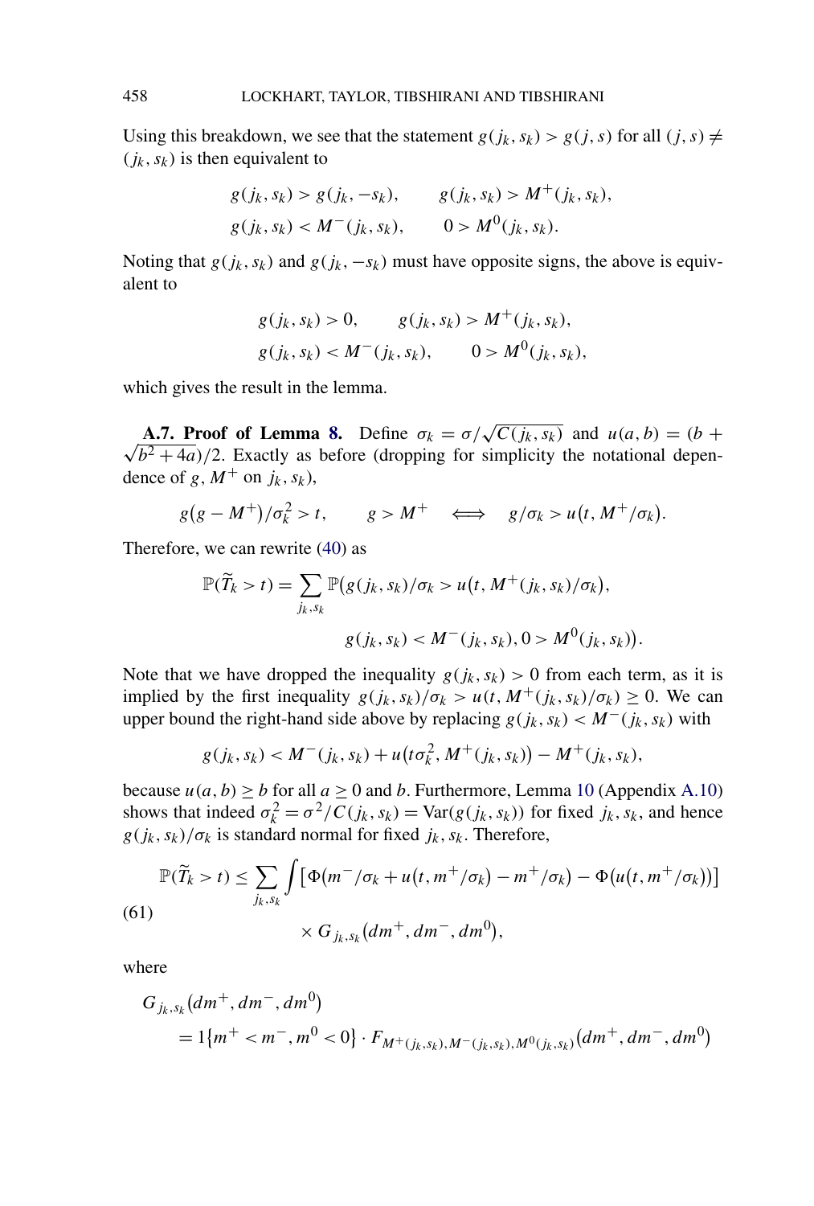Using this breakdown, we see that the statement $g(j_k, s_k) > g(j, s)$ for all $(j, s) \neq (j_k, s_k)$ is then equivalent to

$$g(j_k, s_k) > g(j_k, -s_k), \qquad g(j_k, s_k) > M^+(j_k, s_k),$$
$$g(j_k, s_k) < M^-(j_k, s_k), \qquad 0 > M^0(j_k, s_k).$$

Noting that $g(j_k, s_k)$ and $g(j_k, -s_k)$ must have opposite signs, the above is equivalent to

$$g(j_k, s_k) > 0, \qquad g(j_k, s_k) > M^+(j_k, s_k),$$
$$g(j_k, s_k) < M^-(j_k, s_k), \qquad 0 > M^0(j_k, s_k),$$

which gives the result in the lemma.

**A.7. Proof of Lemma 8.** Define $\sigma_k = \sigma/\sqrt{C(j_k, s_k)}$ and $u(a, b) = (b + \sqrt{b^2 + 4a})/2$. Exactly as before (dropping for simplicity the notational dependence of $g, M^+$ on $j_k, s_k$),

$$g(g - M^+)/\sigma_k^2 > t, \qquad g > M^+ \quad \Longleftrightarrow \quad g/\sigma_k > u(t, M^+/\sigma_k).$$

Therefore, we can rewrite (40) as

$$\mathbb{P}(\widetilde{T}_k > t) = \sum_{j_k, s_k} \mathbb{P}\big(g(j_k, s_k)/\sigma_k > u\big(t, M^+(j_k, s_k)/\sigma_k\big),$$
$$g(j_k, s_k) < M^-(j_k, s_k), 0 > M^0(j_k, s_k)\big).$$

Note that we have dropped the inequality $g(j_k, s_k) > 0$ from each term, as it is implied by the first inequality $g(j_k, s_k)/\sigma_k > u(t, M^+(j_k, s_k)/\sigma_k) \geq 0$. We can upper bound the right-hand side above by replacing $g(j_k, s_k) < M^-(j_k, s_k)$ with

$$g(j_k, s_k) < M^-(j_k, s_k) + u\big(t\sigma_k^2, M^+(j_k, s_k)\big) - M^+(j_k, s_k),$$

because $u(a, b) \geq b$ for all $a \geq 0$ and $b$. Furthermore, Lemma 10 (Appendix A.10) shows that indeed $\sigma_k^2 = \sigma^2/C(j_k, s_k) = \mathrm{Var}(g(j_k, s_k))$ for fixed $j_k, s_k$, and hence $g(j_k, s_k)/\sigma_k$ is standard normal for fixed $j_k, s_k$. Therefore,

$$\mathbb{P}(\widetilde{T}_k > t) \leq \sum_{j_k, s_k} \int \big[\Phi\big(m^-/\sigma_k + u\big(t, m^+/\sigma_k\big) - m^+/\sigma_k\big) - \Phi\big(u\big(t, m^+/\sigma_k\big)\big)\big]$$
$$\times\, G_{j_k, s_k}\big(dm^+, dm^-, dm^0\big), \tag{61}$$

where

$$G_{j_k, s_k}\big(dm^+, dm^-, dm^0\big)$$
$$= 1\{m^+ < m^-, m^0 < 0\} \cdot F_{M^+(j_k, s_k), M^-(j_k, s_k), M^0(j_k, s_k)}\big(dm^+, dm^-, dm^0\big)$$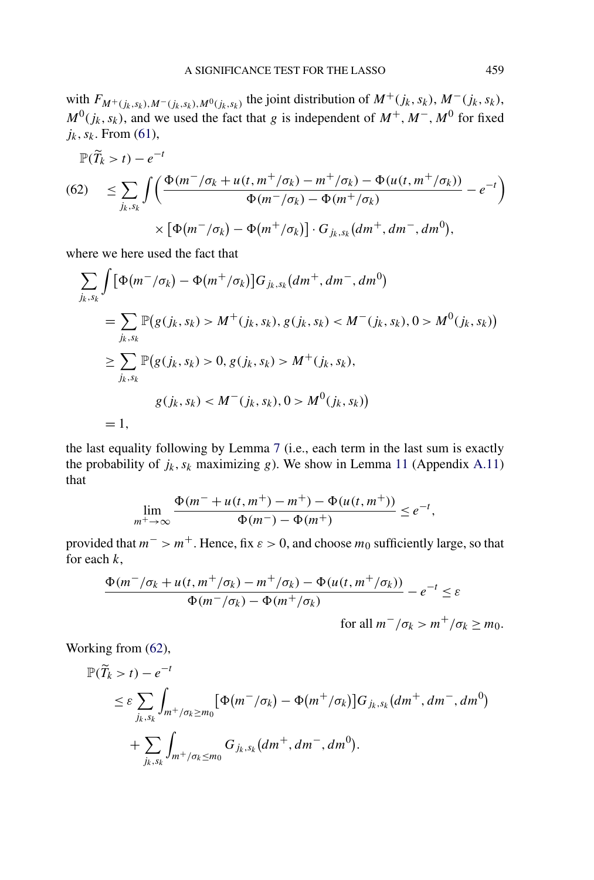with $F_{M^+(j_k,s_k),M^-(j_k,s_k),M^0(j_k,s_k)}$ the joint distribution of $M^+(j_k, s_k)$, $M^-(j_k, s_k)$, $M^0(j_k, s_k)$, and we used the fact that $g$ is independent of $M^+$, $M^-$, $M^0$ for fixed $j_k, s_k$. From (61),

$$
\begin{aligned}
&\mathbb{P}(\widetilde{T}_k > t) - e^{-t} \\
(62) \quad &\leq \sum_{j_k,s_k} \int \left( \frac{\Phi(m^-/\sigma_k + u(t, m^+/\sigma_k) - m^+/\sigma_k) - \Phi(u(t, m^+/\sigma_k))}{\Phi(m^-/\sigma_k) - \Phi(m^+/\sigma_k)} - e^{-t} \right) \\
&\qquad \times \left[\Phi(m^-/\sigma_k) - \Phi(m^+/\sigma_k)\right] \cdot G_{j_k,s_k}(dm^+, dm^-, dm^0),
\end{aligned}
$$

where we here used the fact that

$$
\begin{aligned}
&\sum_{j_k,s_k} \int \left[\Phi(m^-/\sigma_k) - \Phi(m^+/\sigma_k)\right] G_{j_k,s_k}(dm^+, dm^-, dm^0) \\
&= \sum_{j_k,s_k} \mathbb{P}\big(g(j_k, s_k) > M^+(j_k, s_k), g(j_k, s_k) < M^-(j_k, s_k), 0 > M^0(j_k, s_k)\big) \\
&\geq \sum_{j_k,s_k} \mathbb{P}\big(g(j_k, s_k) > 0, g(j_k, s_k) > M^+(j_k, s_k), \\
&\qquad\qquad g(j_k, s_k) < M^-(j_k, s_k), 0 > M^0(j_k, s_k)\big) \\
&= 1,
\end{aligned}
$$

the last equality following by Lemma 7 (i.e., each term in the last sum is exactly the probability of $j_k, s_k$ maximizing $g$). We show in Lemma 11 (Appendix A.11) that

$$
\lim_{m^+ \to \infty} \frac{\Phi(m^- + u(t, m^+) - m^+) - \Phi(u(t, m^+))}{\Phi(m^-) - \Phi(m^+)} \leq e^{-t},
$$

provided that $m^- > m^+$. Hence, fix $\varepsilon > 0$, and choose $m_0$ sufficiently large, so that for each $k$,

$$
\frac{\Phi(m^-/\sigma_k + u(t, m^+/\sigma_k) - m^+/\sigma_k) - \Phi(u(t, m^+/\sigma_k))}{\Phi(m^-/\sigma_k) - \Phi(m^+/\sigma_k)} - e^{-t} \leq \varepsilon
$$

$$
\text{for all } m^-/\sigma_k > m^+/\sigma_k \geq m_0.
$$

Working from (62),

$$
\begin{aligned}
&\mathbb{P}(\widetilde{T}_k > t) - e^{-t} \\
&\quad \leq \varepsilon \sum_{j_k,s_k} \int_{m^+/\sigma_k \geq m_0} \left[\Phi(m^-/\sigma_k) - \Phi(m^+/\sigma_k)\right] G_{j_k,s_k}(dm^+, dm^-, dm^0) \\
&\qquad + \sum_{j_k,s_k} \int_{m^+/\sigma_k \leq m_0} G_{j_k,s_k}(dm^+, dm^-, dm^0).
\end{aligned}
$$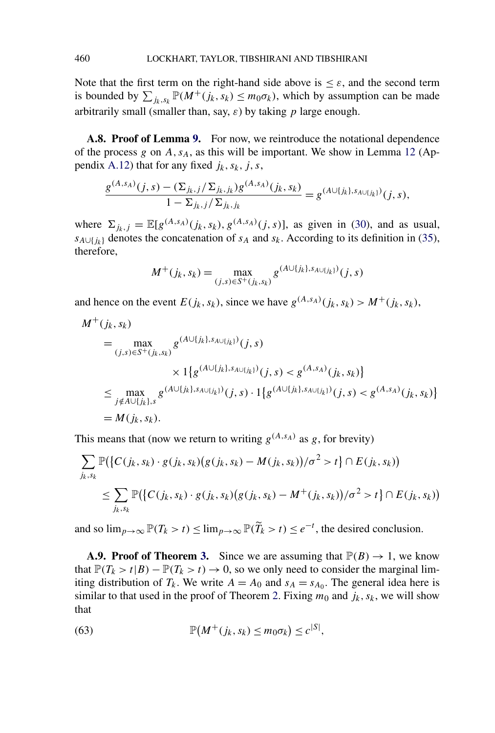Note that the first term on the right-hand side above is $\le \varepsilon$, and the second term is bounded by $\sum_{j_k, s_k} \mathbb{P}(M^+(j_k, s_k) \le m_0 \sigma_k)$, which by assumption can be made arbitrarily small (smaller than, say, $\varepsilon$) by taking $p$ large enough.

**A.8. Proof of Lemma 9.** For now, we reintroduce the notational dependence of the process $g$ on $A, s_A$, as this will be important. We show in Lemma 12 (Appendix A.12) that for any fixed $j_k, s_k, j, s$,

$$\frac{g^{(A,s_A)}(j,s) - (\Sigma_{j_k,j}/\Sigma_{j_k,j_k}) g^{(A,s_A)}(j_k,s_k)}{1 - \Sigma_{j_k,j}/\Sigma_{j_k,j_k}} = g^{(A\cup\{j_k\}, s_{A\cup\{j_k\}})}(j,s),$$

where $\Sigma_{j_k,j} = \mathbb{E}[g^{(A,s_A)}(j_k,s_k), g^{(A,s_A)}(j,s)]$, as given in (30), and as usual, $s_{A\cup\{j_k\}}$ denotes the concatenation of $s_A$ and $s_k$. According to its definition in (35), therefore,

$$M^+(j_k,s_k) = \max_{(j,s)\in S^+(j_k,s_k)} g^{(A\cup\{j_k\}, s_{A\cup\{j_k\}})}(j,s)$$

and hence on the event $E(j_k,s_k)$, since we have $g^{(A,s_A)}(j_k,s_k) > M^+(j_k,s_k)$,

$$\begin{aligned}
&M^+(j_k,s_k) \\
&\quad = \max_{(j,s)\in S^+(j_k,s_k)} g^{(A\cup\{j_k\}, s_{A\cup\{j_k\}})}(j,s) \\
&\qquad\qquad \times 1\{g^{(A\cup\{j_k\}, s_{A\cup\{j_k\}})}(j,s) < g^{(A,s_A)}(j_k,s_k)\} \\
&\quad \le \max_{j\notin A\cup\{j_k\}, s} g^{(A\cup\{j_k\}, s_{A\cup\{j_k\}})}(j,s) \cdot 1\{g^{(A\cup\{j_k\}, s_{A\cup\{j_k\}})}(j,s) < g^{(A,s_A)}(j_k,s_k)\} \\
&\quad = M(j_k,s_k).
\end{aligned}$$

This means that (now we return to writing $g^{(A,s_A)}$ as $g$, for brevity)

$$\begin{aligned}
&\sum_{j_k,s_k} \mathbb{P}\big(\{C(j_k,s_k)\cdot g(j_k,s_k)\big(g(j_k,s_k) - M(j_k,s_k)\big)/\sigma^2 > t\} \cap E(j_k,s_k)\big) \\
&\qquad \le \sum_{j_k,s_k} \mathbb{P}\big(\{C(j_k,s_k)\cdot g(j_k,s_k)\big(g(j_k,s_k) - M^+(j_k,s_k)\big)/\sigma^2 > t\} \cap E(j_k,s_k)\big)
\end{aligned}$$

and so $\lim_{p\to\infty} \mathbb{P}(T_k > t) \le \lim_{p\to\infty} \mathbb{P}(\widetilde{T}_k > t) \le e^{-t}$, the desired conclusion.

**A.9. Proof of Theorem 3.** Since we are assuming that $\mathbb{P}(B) \to 1$, we know that $\mathbb{P}(T_k > t | B) - \mathbb{P}(T_k > t) \to 0$, so we only need to consider the marginal limiting distribution of $T_k$. We write $A = A_0$ and $s_A = s_{A_0}$. The general idea here is similar to that used in the proof of Theorem 2. Fixing $m_0$ and $j_k, s_k$, we will show that

$$\mathbb{P}\big(M^+(j_k,s_k) \le m_0\sigma_k\big) \le c^{|S|}, \tag{63}$$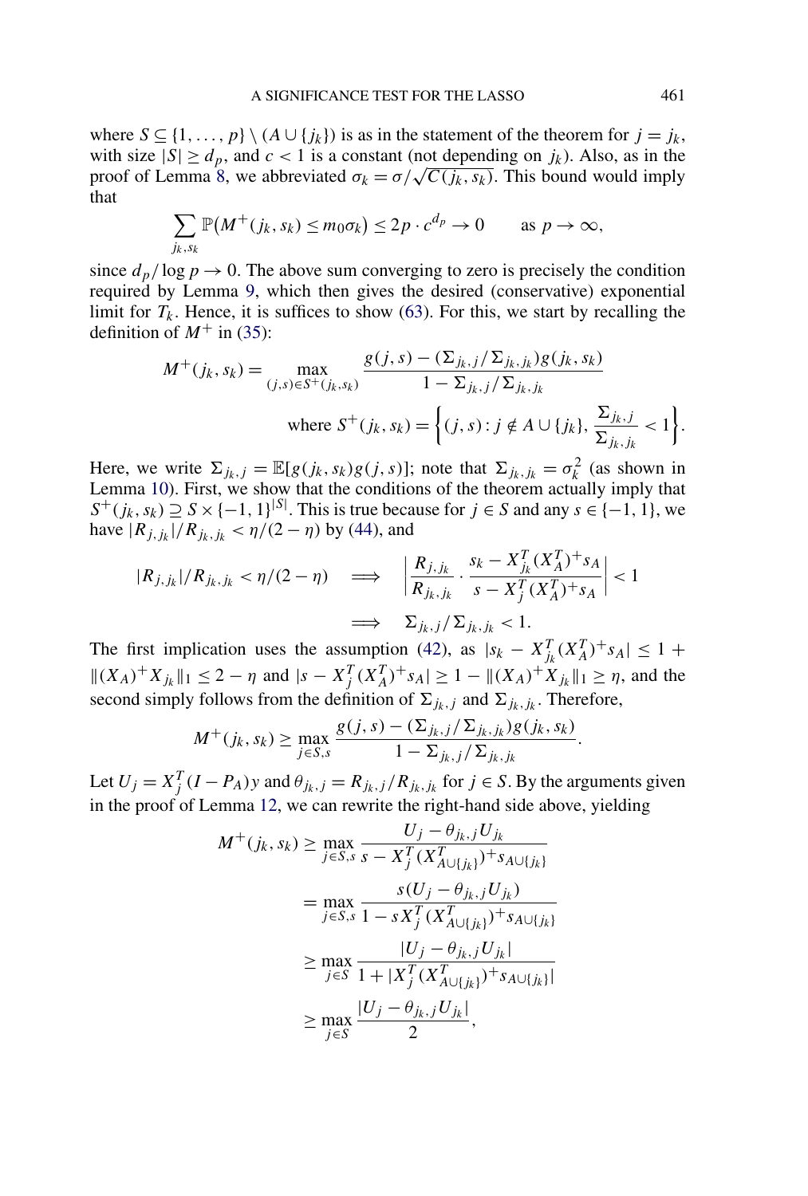where $S \subseteq \{1, \dots, p\} \setminus (A \cup \{j_k\})$ is as in the statement of the theorem for $j = j_k$, with size $|S| \ge d_p$, and $c < 1$ is a constant (not depending on $j_k$). Also, as in the proof of Lemma 8, we abbreviated $\sigma_k = \sigma/\sqrt{C(j_k, s_k)}$. This bound would imply that

$$\sum_{j_k, s_k} \mathbb{P}\big(M^+(j_k, s_k) \le m_0 \sigma_k\big) \le 2p \cdot c^{d_p} \to 0 \qquad \text{as } p \to \infty,$$

since $d_p / \log p \to 0$. The above sum converging to zero is precisely the condition required by Lemma 9, which then gives the desired (conservative) exponential limit for $T_k$. Hence, it is suffices to show (63). For this, we start by recalling the definition of $M^+$ in (35):

$$M^+(j_k, s_k) = \max_{(j,s) \in S^+(j_k, s_k)} \frac{g(j,s) - (\Sigma_{j_k, j}/\Sigma_{j_k, j_k}) g(j_k, s_k)}{1 - \Sigma_{j_k, j}/\Sigma_{j_k, j_k}}$$

$$\text{where } S^+(j_k, s_k) = \left\{ (j, s) : j \notin A \cup \{j_k\}, \frac{\Sigma_{j_k, j}}{\Sigma_{j_k, j_k}} < 1 \right\}.$$

Here, we write $\Sigma_{j_k, j} = \mathbb{E}[g(j_k, s_k) g(j, s)]$; note that $\Sigma_{j_k, j_k} = \sigma_k^2$ (as shown in Lemma 10). First, we show that the conditions of the theorem actually imply that $S^+(j_k, s_k) \supseteq S \times \{-1, 1\}^{|S|}$. This is true because for $j \in S$ and any $s \in \{-1, 1\}$, we have $|R_{j, j_k}|/R_{j_k, j_k} < \eta/(2 - \eta)$ by (44), and

$$|R_{j, j_k}|/R_{j_k, j_k} < \eta/(2 - \eta) \quad \Longrightarrow \quad \left| \frac{R_{j, j_k}}{R_{j_k, j_k}} \cdot \frac{s_k - X_{j_k}^T (X_A^T)^+ s_A}{s - X_j^T (X_A^T)^+ s_A} \right| < 1$$

$$\Longrightarrow \quad \Sigma_{j_k, j}/\Sigma_{j_k, j_k} < 1.$$

The first implication uses the assumption (42), as $|s_k - X_{j_k}^T (X_A^T)^+ s_A| \le 1 + \|(X_A)^+ X_{j_k}\|_1 \le 2 - \eta$ and $|s - X_j^T (X_A^T)^+ s_A| \ge 1 - \|(X_A)^+ X_{j_k}\|_1 \ge \eta$, and the second simply follows from the definition of $\Sigma_{j_k, j}$ and $\Sigma_{j_k, j_k}$. Therefore,

$$M^+(j_k, s_k) \ge \max_{j \in S, s} \frac{g(j, s) - (\Sigma_{j_k, j}/\Sigma_{j_k, j_k}) g(j_k, s_k)}{1 - \Sigma_{j_k, j}/\Sigma_{j_k, j_k}}.$$

Let $U_j = X_j^T (I - P_A) y$ and $\theta_{j_k, j} = R_{j_k, j}/R_{j_k, j_k}$ for $j \in S$. By the arguments given in the proof of Lemma 12, we can rewrite the right-hand side above, yielding

$$\begin{aligned}
M^+(j_k, s_k) &\ge \max_{j \in S, s} \frac{U_j - \theta_{j_k, j} U_{j_k}}{s - X_j^T (X_{A \cup \{j_k\}}^T)^+ s_{A \cup \{j_k\}}} \\
&= \max_{j \in S, s} \frac{s(U_j - \theta_{j_k, j} U_{j_k})}{1 - s X_j^T (X_{A \cup \{j_k\}}^T)^+ s_{A \cup \{j_k\}}} \\
&\ge \max_{j \in S} \frac{|U_j - \theta_{j_k, j} U_{j_k}|}{1 + |X_j^T (X_{A \cup \{j_k\}}^T)^+ s_{A \cup \{j_k\}}|} \\
&\ge \max_{j \in S} \frac{|U_j - \theta_{j_k, j} U_{j_k}|}{2},
\end{aligned}$$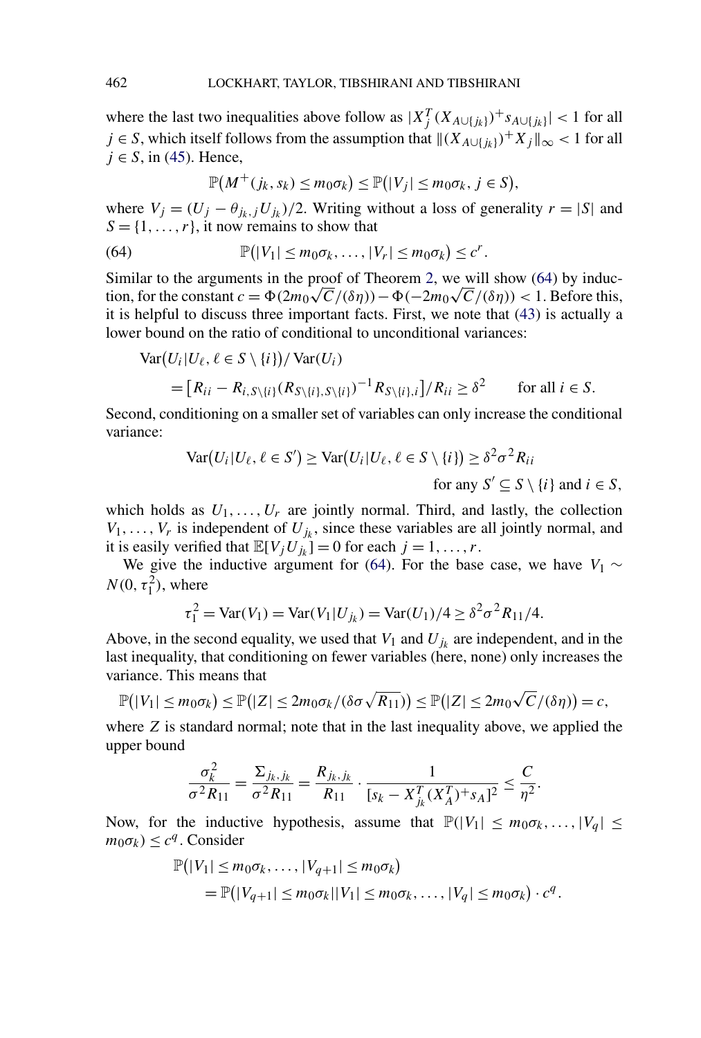where the last two inequalities above follow as $|X_j^T (X_{A\cup\{j_k\}})^+ s_{A\cup\{j_k\}}| < 1$ for all $j \in S$, which itself follows from the assumption that $\|(X_{A\cup\{j_k\}})^+ X_j\|_\infty < 1$ for all $j \in S$, in (45). Hence,

$$\mathbb{P}\big(M^+(j_k, s_k) \le m_0\sigma_k\big) \le \mathbb{P}\big(|V_j| \le m_0\sigma_k,\ j \in S\big),$$

where $V_j = (U_j - \theta_{j_k,j} U_{j_k})/2$. Writing without a loss of generality $r = |S|$ and $S = \{1, \dots, r\}$, it now remains to show that

$$\mathbb{P}\big(|V_1| \le m_0\sigma_k, \dots, |V_r| \le m_0\sigma_k\big) \le c^r. \tag{64}$$

Similar to the arguments in the proof of Theorem 2, we will show (64) by induction, for the constant $c = \Phi(2m_0\sqrt{C}/(\delta\eta)) - \Phi(-2m_0\sqrt{C}/(\delta\eta)) < 1$. Before this, it is helpful to discuss three important facts. First, we note that (43) is actually a lower bound on the ratio of conditional to unconditional variances:

$$\begin{aligned}
&\mathrm{Var}\big(U_i | U_\ell, \ell \in S \setminus \{i\}\big) / \mathrm{Var}(U_i) \\
&\quad = \big[R_{ii} - R_{i,S\setminus\{i\}} (R_{S\setminus\{i\},S\setminus\{i\}})^{-1} R_{S\setminus\{i\},i}\big] / R_{ii} \ge \delta^2 \qquad \text{for all } i \in S.
\end{aligned}$$

Second, conditioning on a smaller set of variables can only increase the conditional variance:

$$\mathrm{Var}\big(U_i | U_\ell, \ell \in S'\big) \ge \mathrm{Var}\big(U_i | U_\ell, \ell \in S \setminus \{i\}\big) \ge \delta^2\sigma^2 R_{ii} \qquad \text{for any } S' \subseteq S \setminus \{i\} \text{ and } i \in S,$$

which holds as $U_1, \dots, U_r$ are jointly normal. Third, and lastly, the collection $V_1, \dots, V_r$ is independent of $U_{j_k}$, since these variables are all jointly normal, and it is easily verified that $\mathbb{E}[V_j U_{j_k}] = 0$ for each $j = 1, \dots, r$.

We give the inductive argument for (64). For the base case, we have $V_1 \sim N(0, \tau_1^2)$, where

$$\tau_1^2 = \mathrm{Var}(V_1) = \mathrm{Var}(V_1 | U_{j_k}) = \mathrm{Var}(U_1)/4 \ge \delta^2\sigma^2 R_{11}/4.$$

Above, in the second equality, we used that $V_1$ and $U_{j_k}$ are independent, and in the last inequality, that conditioning on fewer variables (here, none) only increases the variance. This means that

$$\mathbb{P}\big(|V_1| \le m_0\sigma_k\big) \le \mathbb{P}\big(|Z| \le 2m_0\sigma_k/(\delta\sigma\sqrt{R_{11}})\big) \le \mathbb{P}\big(|Z| \le 2m_0\sqrt{C}/(\delta\eta)\big) = c,$$

where $Z$ is standard normal; note that in the last inequality above, we applied the upper bound

$$\frac{\sigma_k^2}{\sigma^2 R_{11}} = \frac{\Sigma_{j_k,j_k}}{\sigma^2 R_{11}} = \frac{R_{j_k,j_k}}{R_{11}} \cdot \frac{1}{[s_k - X_{j_k}^T (X_A^T)^+ s_A]^2} \le \frac{C}{\eta^2}.$$

Now, for the inductive hypothesis, assume that $\mathbb{P}(|V_1| \le m_0\sigma_k, \dots, |V_q| \le m_0\sigma_k) \le c^q$. Consider

$$\begin{aligned}
&\mathbb{P}\big(|V_1| \le m_0\sigma_k, \dots, |V_{q+1}| \le m_0\sigma_k\big) \\
&\quad = \mathbb{P}\big(|V_{q+1}| \le m_0\sigma_k \big| |V_1| \le m_0\sigma_k, \dots, |V_q| \le m_0\sigma_k\big) \cdot c^q.
\end{aligned}$$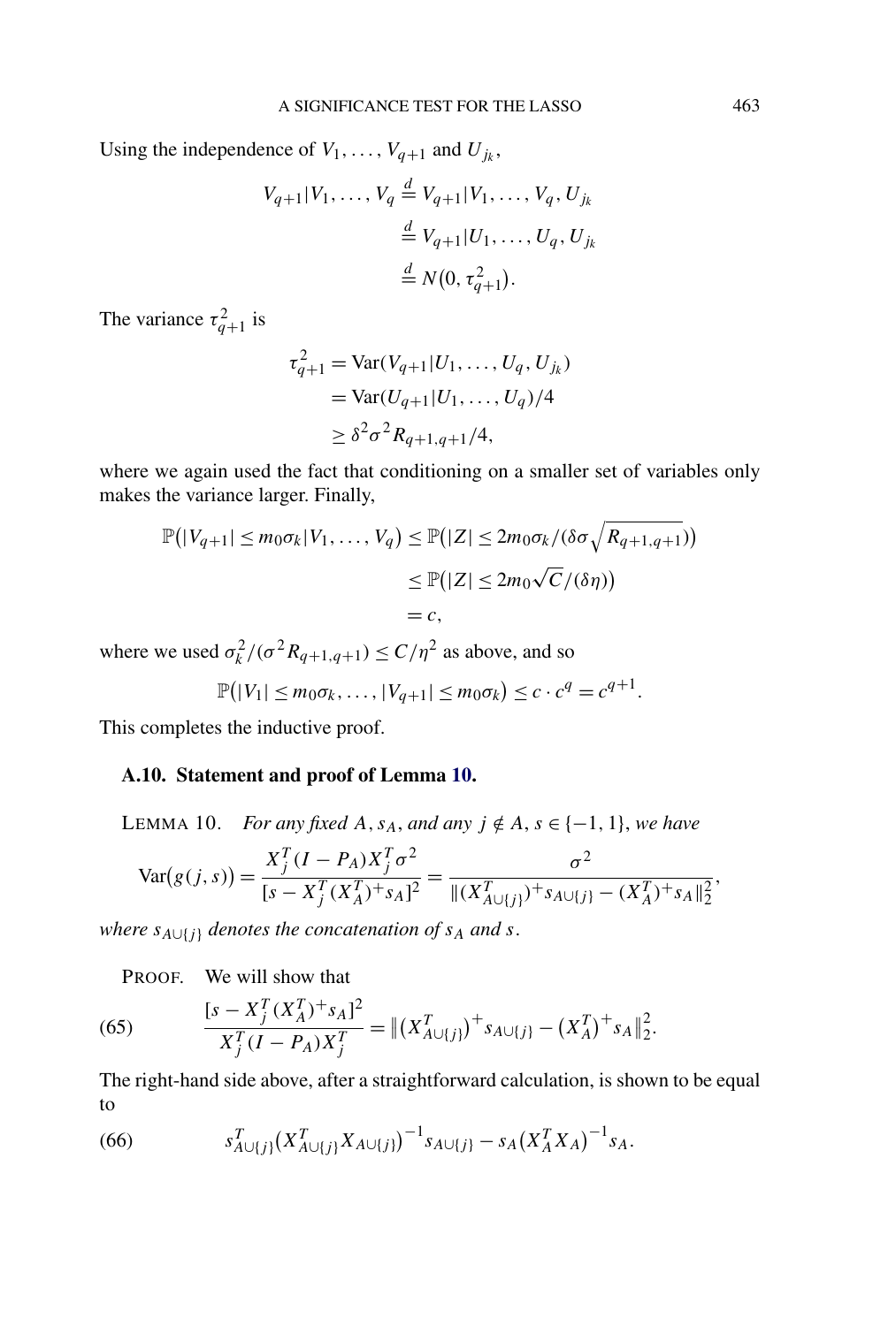Using the independence of $V_1, \dots, V_{q+1}$ and $U_{jk}$,

$$
\begin{aligned}
V_{q+1}|V_1, \dots, V_q &\stackrel{d}{=} V_{q+1}|V_1, \dots, V_q, U_{j_k} \\
&\stackrel{d}{=} V_{q+1}|U_1, \dots, U_q, U_{j_k} \\
&\stackrel{d}{=} N(0, \tau_{q+1}^2).
\end{aligned}
$$

The variance $\tau_{q+1}^2$ is

$$
\begin{aligned}
\tau_{q+1}^2 &= \mathrm{Var}(V_{q+1}|U_1, \dots, U_q, U_{j_k}) \\
&= \mathrm{Var}(U_{q+1}|U_1, \dots, U_q)/4 \\
&\geq \delta^2 \sigma^2 R_{q+1,q+1}/4,
\end{aligned}
$$

where we again used the fact that conditioning on a smaller set of variables only makes the variance larger. Finally,

$$
\begin{aligned}
\mathbb{P}\big(|V_{q+1}| \leq m_0 \sigma_k | V_1, \dots, V_q\big) &\leq \mathbb{P}\big(|Z| \leq 2 m_0 \sigma_k / (\delta \sigma \sqrt{R_{q+1,q+1}})\big) \\
&\leq \mathbb{P}\big(|Z| \leq 2 m_0 \sqrt{C} / (\delta \eta)\big) \\
&= c,
\end{aligned}
$$

where we used $\sigma_k^2/(\sigma^2 R_{q+1,q+1}) \leq C/\eta^2$ as above, and so

$$
\mathbb{P}\big(|V_1| \leq m_0 \sigma_k, \dots, |V_{q+1}| \leq m_0 \sigma_k\big) \leq c \cdot c^q = c^{q+1}.
$$

This completes the inductive proof.

### A.10. Statement and proof of Lemma 10.

LEMMA 10. *For any fixed $A, s_A$, and any $j \notin A$, $s \in \{-1, 1\}$, we have*

$$
\mathrm{Var}\big(g(j,s)\big) = \frac{X_j^T (I - P_A) X_j^T \sigma^2}{[s - X_j^T (X_A^T)^+ s_A]^2} = \frac{\sigma^2}{\|(X_{A\cup\{j\}}^T)^+ s_{A\cup\{j\}} - (X_A^T)^+ s_A\|_2^2},
$$

*where $s_{A\cup\{j\}}$ denotes the concatenation of $s_A$ and $s$.*

PROOF. We will show that

$$
\frac{[s - X_j^T (X_A^T)^+ s_A]^2}{X_j^T (I - P_A) X_j^T} = \big\|(X_{A\cup\{j\}}^T)^+ s_{A\cup\{j\}} - (X_A^T)^+ s_A\big\|_2^2. \tag{65}
$$

The right-hand side above, after a straightforward calculation, is shown to be equal to

$$
s_{A\cup\{j\}}^T \big(X_{A\cup\{j\}}^T X_{A\cup\{j\}}\big)^{-1} s_{A\cup\{j\}} - s_A \big(X_A^T X_A\big)^{-1} s_A. \tag{66}
$$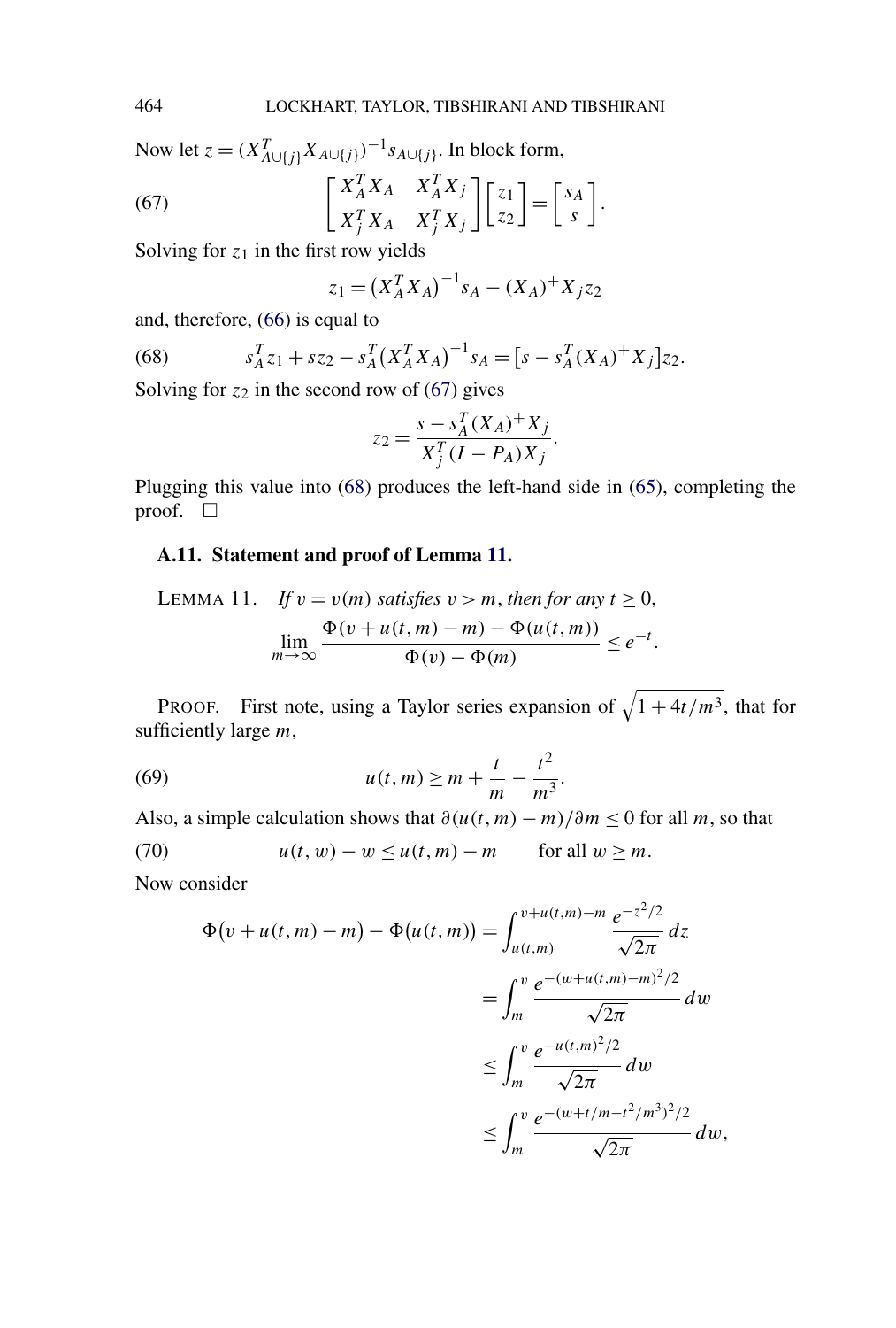Now let $z = (X_{A\cup\{j\}}^T X_{A\cup\{j\}})^{-1} s_{A\cup\{j\}}$. In block form,

$$\begin{bmatrix} X_A^T X_A & X_A^T X_j \\ X_j^T X_A & X_j^T X_j \end{bmatrix} \begin{bmatrix} z_1 \\ z_2 \end{bmatrix} = \begin{bmatrix} s_A \\ s \end{bmatrix}. \tag{67}$$

Solving for $z_1$ in the first row yields

$$z_1 = (X_A^T X_A)^{-1} s_A - (X_A)^+ X_j z_2$$

and, therefore, (66) is equal to

$$s_A^T z_1 + s z_2 - s_A^T (X_A^T X_A)^{-1} s_A = [s - s_A^T (X_A)^+ X_j] z_2. \tag{68}$$

Solving for $z_2$ in the second row of (67) gives

$$z_2 = \frac{s - s_A^T (X_A)^+ X_j}{X_j^T (I - P_A) X_j}.$$

Plugging this value into (68) produces the left-hand side in (65), completing the proof. $\square$

### A.11. Statement and proof of Lemma 11.

LEMMA 11. *If $v = v(m)$ satisfies $v > m$, then for any $t \geq 0$,*

$$\lim_{m\to\infty} \frac{\Phi(v + u(t,m) - m) - \Phi(u(t,m))}{\Phi(v) - \Phi(m)} \leq e^{-t}.$$

PROOF. First note, using a Taylor series expansion of $\sqrt{1 + 4t/m^3}$, that for sufficiently large $m$,

$$u(t,m) \geq m + \frac{t}{m} - \frac{t^2}{m^3}. \tag{69}$$

Also, a simple calculation shows that $\partial(u(t,m) - m)/\partial m \leq 0$ for all $m$, so that

$$u(t,w) - w \leq u(t,m) - m \qquad \text{for all } w \geq m. \tag{70}$$

Now consider

$$\begin{aligned}
\Phi(v + u(t,m) - m) - \Phi(u(t,m)) &= \int_{u(t,m)}^{v+u(t,m)-m} \frac{e^{-z^2/2}}{\sqrt{2\pi}}\, dz \\
&= \int_m^v \frac{e^{-(w+u(t,m)-m)^2/2}}{\sqrt{2\pi}}\, dw \\
&\leq \int_m^v \frac{e^{-u(t,m)^2/2}}{\sqrt{2\pi}}\, dw \\
&\leq \int_m^v \frac{e^{-(w+t/m-t^2/m^3)^2/2}}{\sqrt{2\pi}}\, dw,
\end{aligned}$$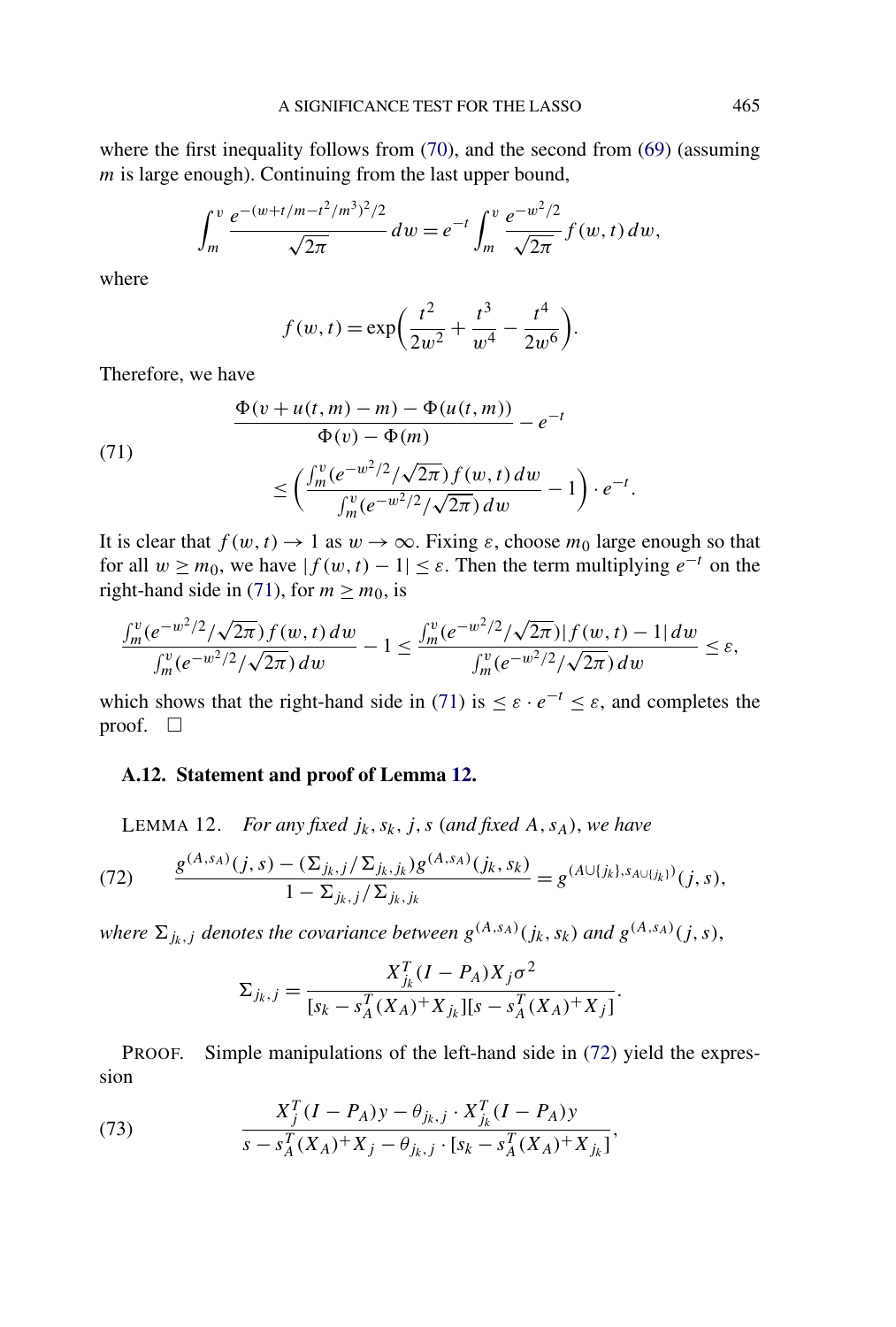where the first inequality follows from (70), and the second from (69) (assuming $m$ is large enough). Continuing from the last upper bound,

$$\int_m^v \frac{e^{-(w+t/m-t^2/m^3)^2/2}}{\sqrt{2\pi}}\,dw = e^{-t}\int_m^v \frac{e^{-w^2/2}}{\sqrt{2\pi}} f(w,t)\,dw,$$

where

$$f(w,t) = \exp\left(\frac{t^2}{2w^2} + \frac{t^3}{w^4} - \frac{t^4}{2w^6}\right).$$

Therefore, we have

$$\begin{aligned}
&\frac{\Phi(v+u(t,m)-m) - \Phi(u(t,m))}{\Phi(v)-\Phi(m)} - e^{-t} \\
&\qquad \le \left(\frac{\int_m^v (e^{-w^2/2}/\sqrt{2\pi}) f(w,t)\,dw}{\int_m^v (e^{-w^2/2}/\sqrt{2\pi})\,dw} - 1\right)\cdot e^{-t}.
\end{aligned} \tag{71}$$

It is clear that $f(w,t) \to 1$ as $w \to \infty$. Fixing $\varepsilon$, choose $m_0$ large enough so that for all $w \ge m_0$, we have $|f(w,t)-1| \le \varepsilon$. Then the term multiplying $e^{-t}$ on the right-hand side in (71), for $m \ge m_0$, is

$$\frac{\int_m^v (e^{-w^2/2}/\sqrt{2\pi}) f(w,t)\,dw}{\int_m^v (e^{-w^2/2}/\sqrt{2\pi})\,dw} - 1 \le \frac{\int_m^v (e^{-w^2/2}/\sqrt{2\pi})|f(w,t)-1|\,dw}{\int_m^v (e^{-w^2/2}/\sqrt{2\pi})\,dw} \le \varepsilon,$$

which shows that the right-hand side in (71) is $\le \varepsilon \cdot e^{-t} \le \varepsilon$, and completes the proof. □

### A.12. Statement and proof of Lemma 12.

LEMMA 12. *For any fixed $j_k, s_k, j, s$ (and fixed $A, s_A$), we have*

$$\frac{g^{(A,s_A)}(j,s) - (\Sigma_{j_k,j}/\Sigma_{j_k,j_k}) g^{(A,s_A)}(j_k,s_k)}{1 - \Sigma_{j_k,j}/\Sigma_{j_k,j_k}} = g^{(A\cup\{j_k\}, s_{A\cup\{j_k\}})}(j,s), \tag{72}$$

*where $\Sigma_{j_k,j}$ denotes the covariance between $g^{(A,s_A)}(j_k,s_k)$ and $g^{(A,s_A)}(j,s)$,*

$$\Sigma_{j_k,j} = \frac{X_{j_k}^T (I-P_A) X_j \sigma^2}{[s_k - s_A^T (X_A)^+ X_{j_k}][s - s_A^T (X_A)^+ X_j]}.$$

PROOF. Simple manipulations of the left-hand side in (72) yield the expression

$$\frac{X_j^T (I-P_A) y - \theta_{j_k,j} \cdot X_{j_k}^T (I-P_A) y}{s - s_A^T (X_A)^+ X_j - \theta_{j_k,j} \cdot [s_k - s_A^T (X_A)^+ X_{j_k}]}, \tag{73}$$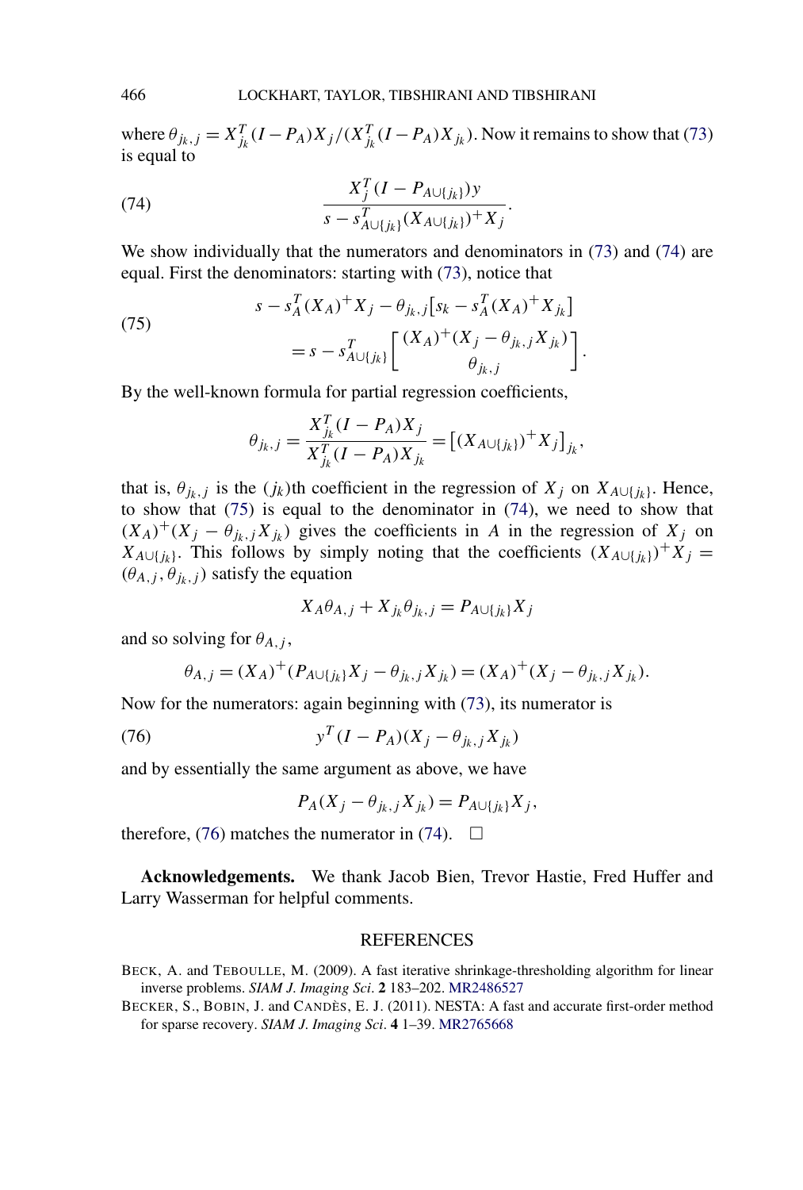where $\theta_{j_k,j} = X_{j_k}^T(I - P_A)X_j/(X_{j_k}^T(I - P_A)X_{j_k})$. Now it remains to show that (73) is equal to

$$\frac{X_j^T(I - P_{A\cup\{j_k\}})y}{s - s_{A\cup\{j_k\}}^T(X_{A\cup\{j_k\}})^+ X_j}. \tag{74}$$

We show individually that the numerators and denominators in (73) and (74) are equal. First the denominators: starting with (73), notice that

$$\begin{aligned} &s - s_A^T(X_A)^+ X_j - \theta_{j_k,j}\big[s_k - s_A^T(X_A)^+ X_{j_k}\big] \\ &\quad = s - s_{A\cup\{j_k\}}^T \begin{bmatrix} (X_A)^+(X_j - \theta_{j_k,j}X_{j_k}) \\ \theta_{j_k,j} \end{bmatrix}. \end{aligned} \tag{75}$$

By the well-known formula for partial regression coefficients,

$$\theta_{j_k,j} = \frac{X_{j_k}^T(I - P_A)X_j}{X_{j_k}^T(I - P_A)X_{j_k}} = \big[(X_{A\cup\{j_k\}})^+ X_j\big]_{j_k},$$

that is, $\theta_{j_k,j}$ is the ($j_k$)th coefficient in the regression of $X_j$ on $X_{A\cup\{j_k\}}$. Hence, to show that (75) is equal to the denominator in (74), we need to show that $(X_A)^+(X_j - \theta_{j_k,j}X_{j_k})$ gives the coefficients in $A$ in the regression of $X_j$ on $X_{A\cup\{j_k\}}$. This follows by simply noting that the coefficients $(X_{A\cup\{j_k\}})^+ X_j = (\theta_{A,j}, \theta_{j_k,j})$ satisfy the equation

$$X_A\theta_{A,j} + X_{j_k}\theta_{j_k,j} = P_{A\cup\{j_k\}}X_j$$

and so solving for $\theta_{A,j}$,

$$\theta_{A,j} = (X_A)^+(P_{A\cup\{j_k\}}X_j - \theta_{j_k,j}X_{j_k}) = (X_A)^+(X_j - \theta_{j_k,j}X_{j_k}).$$

Now for the numerators: again beginning with (73), its numerator is

$$y^T(I - P_A)(X_j - \theta_{j_k,j}X_{j_k}) \tag{76}$$

and by essentially the same argument as above, we have

$$P_A(X_j - \theta_{j_k,j}X_{j_k}) = P_{A\cup\{j_k\}}X_j,$$

therefore, (76) matches the numerator in (74). $\square$

**Acknowledgements.** We thank Jacob Bien, Trevor Hastie, Fred Huffer and Larry Wasserman for helpful comments.

## REFERENCES

BECK, A. and TEBOULLE, M. (2009). A fast iterative shrinkage-thresholding algorithm for linear inverse problems. *SIAM J. Imaging Sci.* **2** 183–202. MR2486527

BECKER, S., BOBIN, J. and CANDÈS, E. J. (2011). NESTA: A fast and accurate first-order method for sparse recovery. *SIAM J. Imaging Sci.* **4** 1–39. MR2765668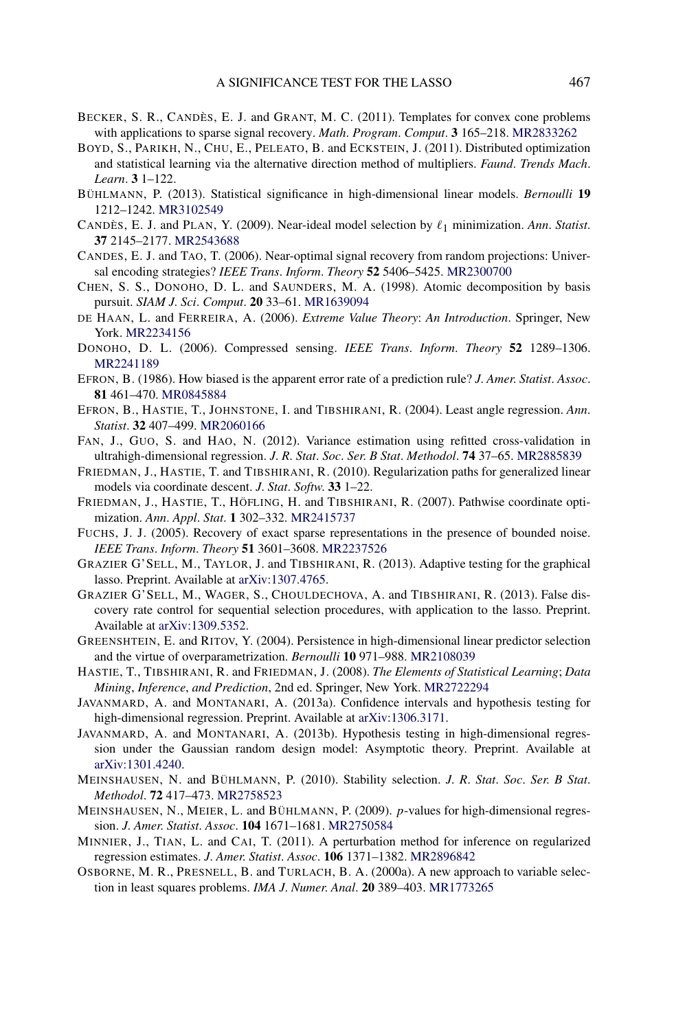BECKER, S. R., CANDÈS, E. J. and GRANT, M. C. (2011). Templates for convex cone problems with applications to sparse signal recovery. *Math. Program. Comput.* **3** 165–218. MR2833262

BOYD, S., PARIKH, N., CHU, E., PELEATO, B. and ECKSTEIN, J. (2011). Distributed optimization and statistical learning via the alternative direction method of multipliers. *Faund. Trends Mach. Learn.* **3** 1–122.

BÜHLMANN, P. (2013). Statistical significance in high-dimensional linear models. *Bernoulli* **19** 1212–1242. MR3102549

CANDÈS, E. J. and PLAN, Y. (2009). Near-ideal model selection by $\ell_1$ minimization. *Ann. Statist.* **37** 2145–2177. MR2543688

CANDES, E. J. and TAO, T. (2006). Near-optimal signal recovery from random projections: Universal encoding strategies? *IEEE Trans. Inform. Theory* **52** 5406–5425. MR2300700

CHEN, S. S., DONOHO, D. L. and SAUNDERS, M. A. (1998). Atomic decomposition by basis pursuit. *SIAM J. Sci. Comput.* **20** 33–61. MR1639094

DE HAAN, L. and FERREIRA, A. (2006). *Extreme Value Theory: An Introduction*. Springer, New York. MR2234156

DONOHO, D. L. (2006). Compressed sensing. *IEEE Trans. Inform. Theory* **52** 1289–1306. MR2241189

EFRON, B. (1986). How biased is the apparent error rate of a prediction rule? *J. Amer. Statist. Assoc.* **81** 461–470. MR0845884

EFRON, B., HASTIE, T., JOHNSTONE, I. and TIBSHIRANI, R. (2004). Least angle regression. *Ann. Statist.* **32** 407–499. MR2060166

FAN, J., GUO, S. and HAO, N. (2012). Variance estimation using refitted cross-validation in ultrahigh-dimensional regression. *J. R. Stat. Soc. Ser. B Stat. Methodol.* **74** 37–65. MR2885839

FRIEDMAN, J., HASTIE, T. and TIBSHIRANI, R. (2010). Regularization paths for generalized linear models via coordinate descent. *J. Stat. Softw.* **33** 1–22.

FRIEDMAN, J., HASTIE, T., HÖFLING, H. and TIBSHIRANI, R. (2007). Pathwise coordinate optimization. *Ann. Appl. Stat.* **1** 302–332. MR2415737

FUCHS, J. J. (2005). Recovery of exact sparse representations in the presence of bounded noise. *IEEE Trans. Inform. Theory* **51** 3601–3608. MR2237526

GRAZIER G'SELL, M., TAYLOR, J. and TIBSHIRANI, R. (2013). Adaptive testing for the graphical lasso. Preprint. Available at arXiv:1307.4765.

GRAZIER G'SELL, M., WAGER, S., CHOULDECHOVA, A. and TIBSHIRANI, R. (2013). False discovery rate control for sequential selection procedures, with application to the lasso. Preprint. Available at arXiv:1309.5352.

GREENSHTEIN, E. and RITOV, Y. (2004). Persistence in high-dimensional linear predictor selection and the virtue of overparametrization. *Bernoulli* **10** 971–988. MR2108039

HASTIE, T., TIBSHIRANI, R. and FRIEDMAN, J. (2008). *The Elements of Statistical Learning; Data Mining, Inference, and Prediction*, 2nd ed. Springer, New York. MR2722294

JAVANMARD, A. and MONTANARI, A. (2013a). Confidence intervals and hypothesis testing for high-dimensional regression. Preprint. Available at arXiv:1306.3171.

JAVANMARD, A. and MONTANARI, A. (2013b). Hypothesis testing in high-dimensional regression under the Gaussian random design model: Asymptotic theory. Preprint. Available at arXiv:1301.4240.

MEINSHAUSEN, N. and BÜHLMANN, P. (2010). Stability selection. *J. R. Stat. Soc. Ser. B Stat. Methodol.* **72** 417–473. MR2758523

MEINSHAUSEN, N., MEIER, L. and BÜHLMANN, P. (2009). *p*-values for high-dimensional regression. *J. Amer. Statist. Assoc.* **104** 1671–1681. MR2750584

MINNIER, J., TIAN, L. and CAI, T. (2011). A perturbation method for inference on regularized regression estimates. *J. Amer. Statist. Assoc.* **106** 1371–1382. MR2896842

OSBORNE, M. R., PRESNELL, B. and TURLACH, B. A. (2000a). A new approach to variable selection in least squares problems. *IMA J. Numer. Anal.* **20** 389–403. MR1773265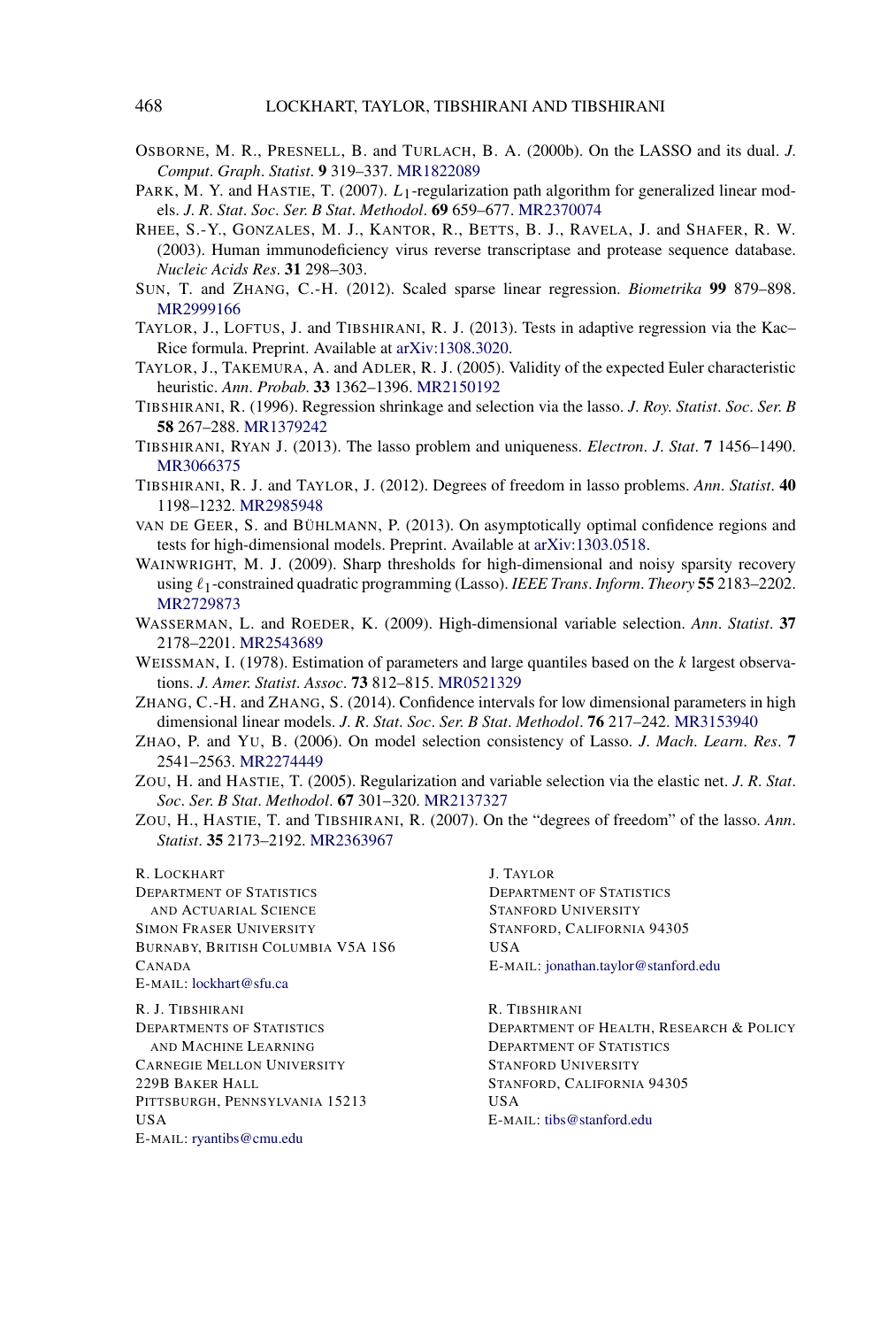OSBORNE, M. R., PRESNELL, B. and TURLACH, B. A. (2000b). On the LASSO and its dual. *J. Comput. Graph. Statist.* **9** 319–337. MR1822089

PARK, M. Y. and HASTIE, T. (2007). $L_1$-regularization path algorithm for generalized linear models. *J. R. Stat. Soc. Ser. B Stat. Methodol.* **69** 659–677. MR2370074

RHEE, S.-Y., GONZALES, M. J., KANTOR, R., BETTS, B. J., RAVELA, J. and SHAFER, R. W. (2003). Human immunodeficiency virus reverse transcriptase and protease sequence database. *Nucleic Acids Res.* **31** 298–303.

SUN, T. and ZHANG, C.-H. (2012). Scaled sparse linear regression. *Biometrika* **99** 879–898. MR2999166

TAYLOR, J., LOFTUS, J. and TIBSHIRANI, R. J. (2013). Tests in adaptive regression via the Kac–Rice formula. Preprint. Available at arXiv:1308.3020.

TAYLOR, J., TAKEMURA, A. and ADLER, R. J. (2005). Validity of the expected Euler characteristic heuristic. *Ann. Probab.* **33** 1362–1396. MR2150192

TIBSHIRANI, R. (1996). Regression shrinkage and selection via the lasso. *J. Roy. Statist. Soc. Ser. B* **58** 267–288. MR1379242

TIBSHIRANI, RYAN J. (2013). The lasso problem and uniqueness. *Electron. J. Stat.* **7** 1456–1490. MR3066375

TIBSHIRANI, R. J. and TAYLOR, J. (2012). Degrees of freedom in lasso problems. *Ann. Statist.* **40** 1198–1232. MR2985948

VAN DE GEER, S. and BÜHLMANN, P. (2013). On asymptotically optimal confidence regions and tests for high-dimensional models. Preprint. Available at arXiv:1303.0518.

WAINWRIGHT, M. J. (2009). Sharp thresholds for high-dimensional and noisy sparsity recovery using $\ell_1$-constrained quadratic programming (Lasso). *IEEE Trans. Inform. Theory* **55** 2183–2202. MR2729873

WASSERMAN, L. and ROEDER, K. (2009). High-dimensional variable selection. *Ann. Statist.* **37** 2178–2201. MR2543689

WEISSMAN, I. (1978). Estimation of parameters and large quantiles based on the $k$ largest observations. *J. Amer. Statist. Assoc.* **73** 812–815. MR0521329

ZHANG, C.-H. and ZHANG, S. (2014). Confidence intervals for low dimensional parameters in high dimensional linear models. *J. R. Stat. Soc. Ser. B Stat. Methodol.* **76** 217–242. MR3153940

ZHAO, P. and YU, B. (2006). On model selection consistency of Lasso. *J. Mach. Learn. Res.* **7** 2541–2563. MR2274449

ZOU, H. and HASTIE, T. (2005). Regularization and variable selection via the elastic net. *J. R. Stat. Soc. Ser. B Stat. Methodol.* **67** 301–320. MR2137327

ZOU, H., HASTIE, T. and TIBSHIRANI, R. (2007). On the "degrees of freedom" of the lasso. *Ann. Statist.* **35** 2173–2192. MR2363967

R. LOCKHART
DEPARTMENT OF STATISTICS
AND ACTUARIAL SCIENCE
SIMON FRASER UNIVERSITY
BURNABY, BRITISH COLUMBIA V5A 1S6
CANADA
E-MAIL: lockhart@sfu.ca

J. TAYLOR
DEPARTMENT OF STATISTICS
STANFORD UNIVERSITY
STANFORD, CALIFORNIA 94305
USA
E-MAIL: jonathan.taylor@stanford.edu

R. J. TIBSHIRANI
DEPARTMENTS OF STATISTICS
AND MACHINE LEARNING
CARNEGIE MELLON UNIVERSITY
229B BAKER HALL
PITTSBURGH, PENNSYLVANIA 15213
USA
E-MAIL: ryantibs@cmu.edu

R. TIBSHIRANI
DEPARTMENT OF HEALTH, RESEARCH & POLICY
DEPARTMENT OF STATISTICS
STANFORD UNIVERSITY
STANFORD, CALIFORNIA 94305
USA
E-MAIL: tibs@stanford.edu